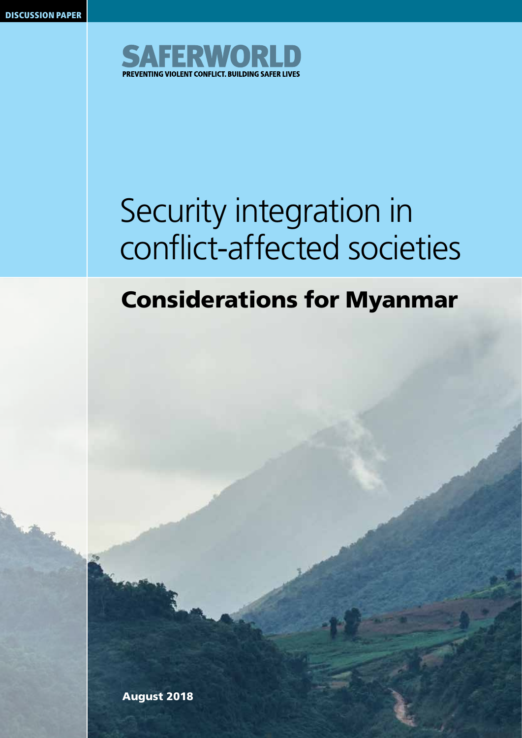DISCUSSION PAPER

SAFERWORLD

PREVENTING VIOLENT CONFLICT. BUILDING SAFER LIVES

# Security integration in conflict-affected societies

## Considerations for Myanmar

August 2018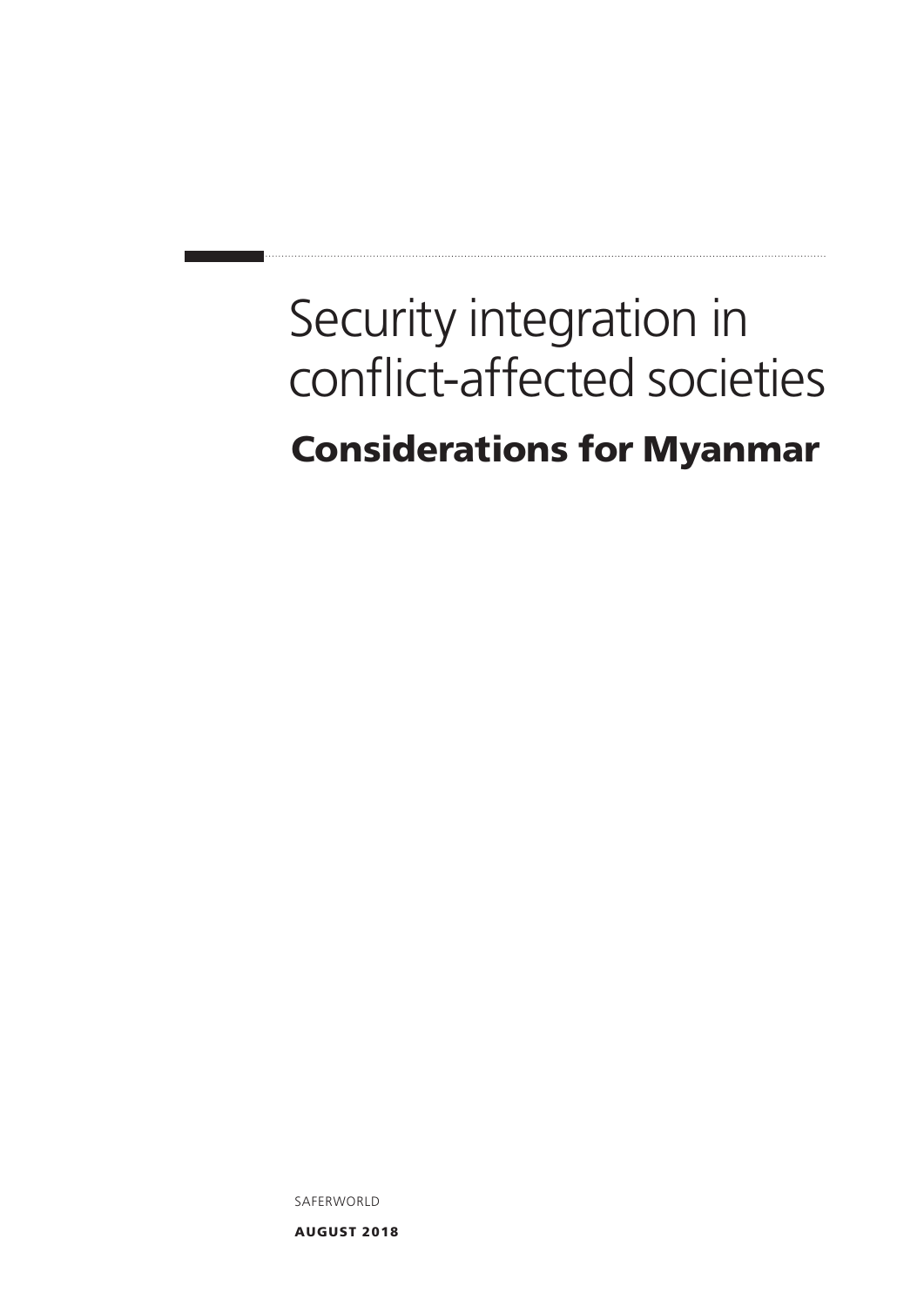# Security integration in conflict-affected societies

## Considerations for Myanmar

SAFERWORLD

**AUGUST 2018**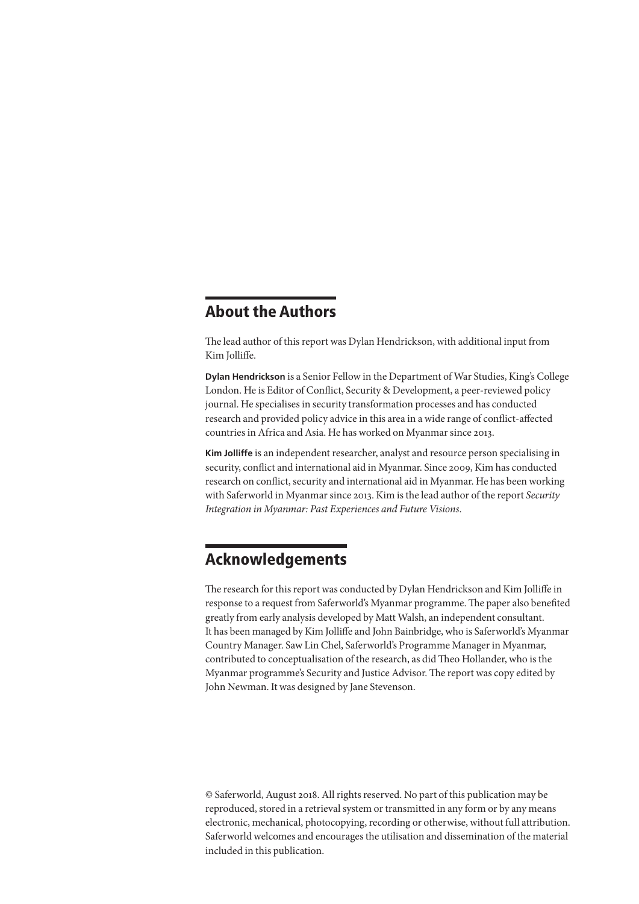## About the Authors

The lead author of this report was Dylan Hendrickson, with additional input from Kim Jolliffe.

**Dylan Hendrickson** is a Senior Fellow in the Department of War Studies, King's College London. He is Editor of Conflict, Security & Development, a peer-reviewed policy journal. He specialises in security transformation processes and has conducted research and provided policy advice in this area in a wide range of conflict-affected countries in Africa and Asia. He has worked on Myanmar since 2013.

**Kim Jolliffe** is an independent researcher, analyst and resource person specialising in security, conflict and international aid in Myanmar. Since 2009, Kim has conducted research on conflict, security and international aid in Myanmar. He has been working with Saferworld in Myanmar since 2013. Kim is the lead author of the report *Security Integration in Myanmar: Past Experiences and Future Visions*.

## Acknowledgements

The research for this report was conducted by Dylan Hendrickson and Kim Jolliffe in response to a request from Saferworld's Myanmar programme. The paper also benefited greatly from early analysis developed by Matt Walsh, an independent consultant. It has been managed by Kim Jolliffe and John Bainbridge, who is Saferworld's Myanmar Country Manager. Saw Lin Chel, Saferworld's Programme Manager in Myanmar, contributed to conceptualisation of the research, as did Theo Hollander, who is the Myanmar programme's Security and Justice Advisor. The report was copy edited by John Newman. It was designed by Jane Stevenson.

© Saferworld, August 2018. All rights reserved. No part of this publication may be reproduced, stored in a retrieval system or transmitted in any form or by any means electronic, mechanical, photocopying, recording or otherwise, without full attribution. Saferworld welcomes and encourages the utilisation and dissemination of the material included in this publication.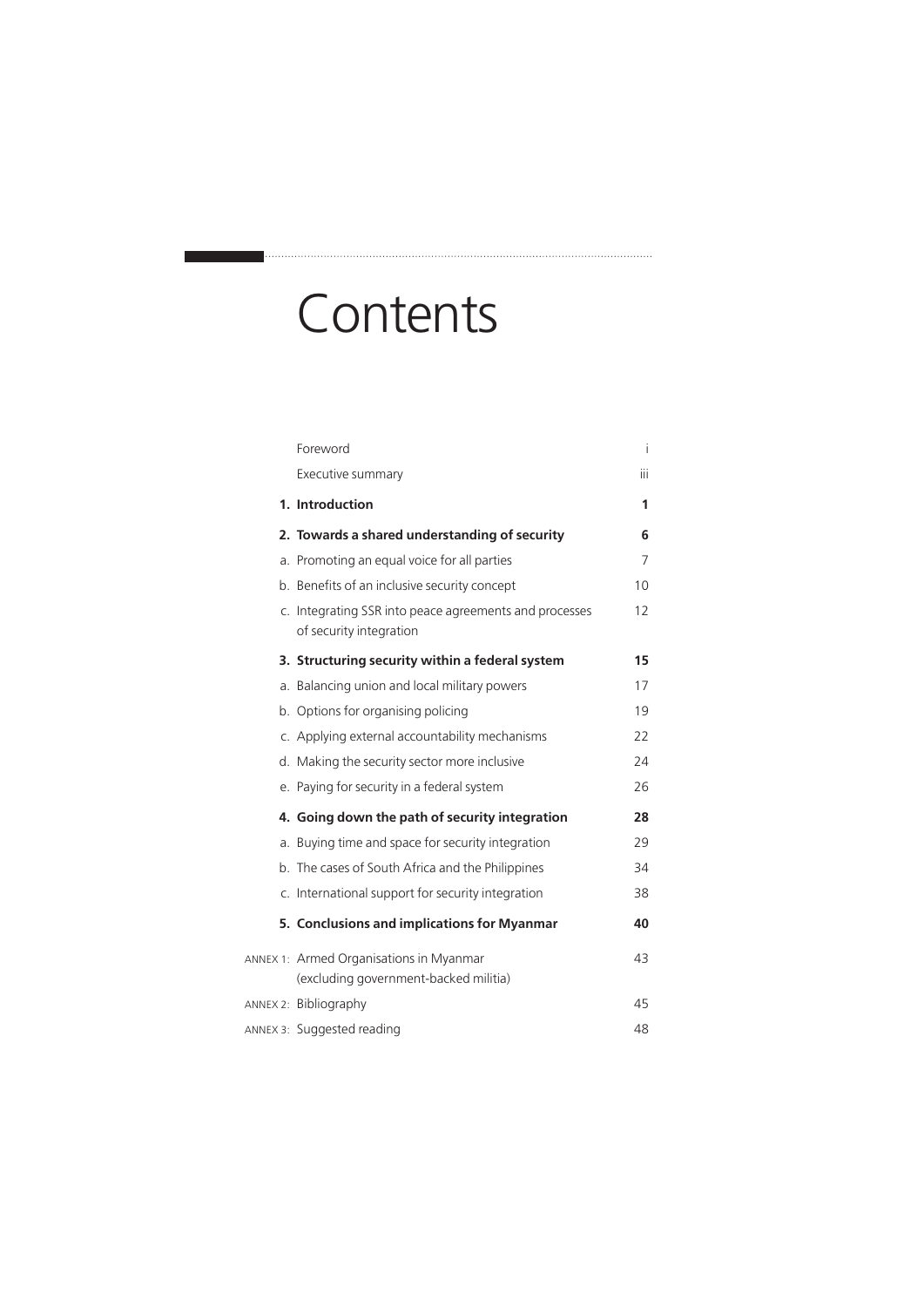# Contents

| | | |
|---|---|---|
| | Foreword | i |
| | Executive summary | iii |
| | **1. Introduction** | **1** |
| | **2. Towards a shared understanding of security** | **6** |
| | a. Promoting an equal voice for all parties | 7 |
| | b. Benefits of an inclusive security concept | 10 |
| | c. Integrating SSR into peace agreements and processes of security integration | 12 |
| | **3. Structuring security within a federal system** | **15** |
| | a. Balancing union and local military powers | 17 |
| | b. Options for organising policing | 19 |
| | c. Applying external accountability mechanisms | 22 |
| | d. Making the security sector more inclusive | 24 |
| | e. Paying for security in a federal system | 26 |
| | **4. Going down the path of security integration** | **28** |
| | a. Buying time and space for security integration | 29 |
| | b. The cases of South Africa and the Philippines | 34 |
| | c. International support for security integration | 38 |
| | **5. Conclusions and implications for Myanmar** | **40** |
| ANNEX 1: | Armed Organisations in Myanmar (excluding government-backed militia) | 43 |
| ANNEX 2: | Bibliography | 45 |
| ANNEX 3: | Suggested reading | 48 |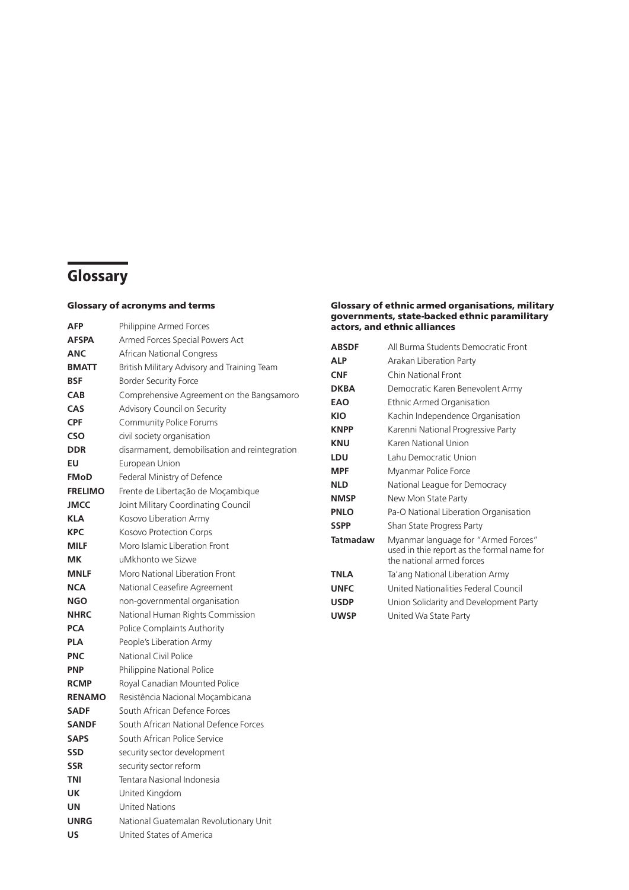# Glossary

### Glossary of acronyms and terms

| | |
|---|---|
| **AFP** | Philippine Armed Forces |
| **AFSPA** | Armed Forces Special Powers Act |
| **ANC** | African National Congress |
| **BMATT** | British Military Advisory and Training Team |
| **BSF** | Border Security Force |
| **CAB** | Comprehensive Agreement on the Bangsamoro |
| **CAS** | Advisory Council on Security |
| **CPF** | Community Police Forums |
| **CSO** | civil society organisation |
| **DDR** | disarmament, demobilisation and reintegration |
| **EU** | European Union |
| **FMoD** | Federal Ministry of Defence |
| **FRELIMO** | Frente de Libertação de Moçambique |
| **JMCC** | Joint Military Coordinating Council |
| **KLA** | Kosovo Liberation Army |
| **KPC** | Kosovo Protection Corps |
| **MILF** | Moro Islamic Liberation Front |
| **MK** | uMkhonto we Sizwe |
| **MNLF** | Moro National Liberation Front |
| **NCA** | National Ceasefire Agreement |
| **NGO** | non-governmental organisation |
| **NHRC** | National Human Rights Commission |
| **PCA** | Police Complaints Authority |
| **PLA** | People's Liberation Army |
| **PNC** | National Civil Police |
| **PNP** | Philippine National Police |
| **RCMP** | Royal Canadian Mounted Police |
| **RENAMO** | Resistência Nacional Moçambicana |
| **SADF** | South African Defence Forces |
| **SANDF** | South African National Defence Forces |
| **SAPS** | South African Police Service |
| **SSD** | security sector development |
| **SSR** | security sector reform |
| **TNI** | Tentara Nasional Indonesia |
| **UK** | United Kingdom |
| **UN** | United Nations |
| **UNRG** | National Guatemalan Revolutionary Unit |
| **US** | United States of America |

### Glossary of ethnic armed organisations, military governments, state-backed ethnic paramilitary actors, and ethnic alliances

| | |
|---|---|
| **ABSDF** | All Burma Students Democratic Front |
| **ALP** | Arakan Liberation Party |
| **CNF** | Chin National Front |
| **DKBA** | Democratic Karen Benevolent Army |
| **EAO** | Ethnic Armed Organisation |
| **KIO** | Kachin Independence Organisation |
| **KNPP** | Karenni National Progressive Party |
| **KNU** | Karen National Union |
| **LDU** | Lahu Democratic Union |
| **MPF** | Myanmar Police Force |
| **NLD** | National League for Democracy |
| **NMSP** | New Mon State Party |
| **PNLO** | Pa-O National Liberation Organisation |
| **SSPP** | Shan State Progress Party |
| **Tatmadaw** | Myanmar language for "Armed Forces" used in thie report as the formal name for the national armed forces |
| **TNLA** | Ta'ang National Liberation Army |
| **UNFC** | United Nationalities Federal Council |
| **USDP** | Union Solidarity and Development Party |
| **UWSP** | United Wa State Party |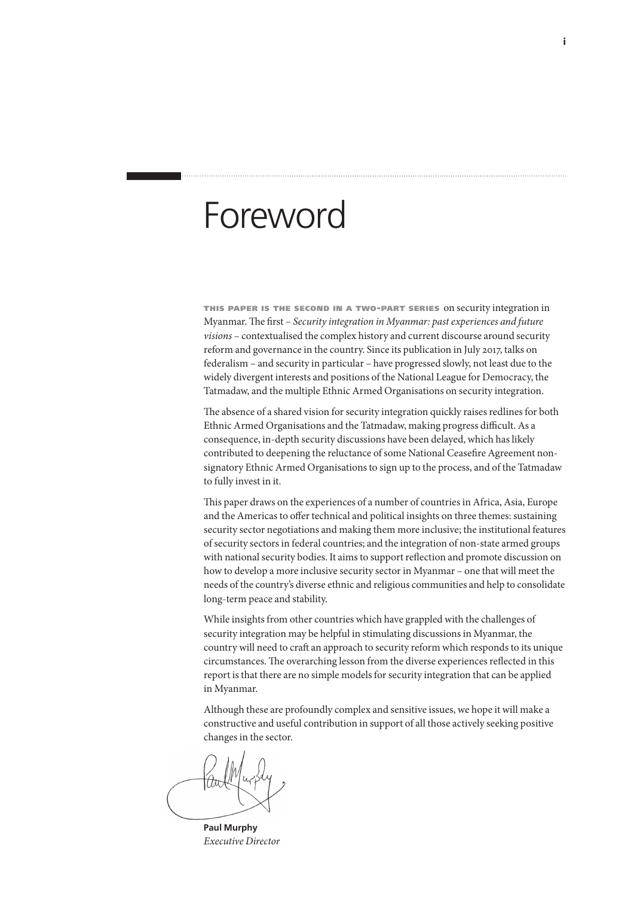# Foreword

**THIS PAPER IS THE SECOND IN A TWO-PART SERIES** on security integration in Myanmar. The first – *Security integration in Myanmar: past experiences and future visions* – contextualised the complex history and current discourse around security reform and governance in the country. Since its publication in July 2017, talks on federalism – and security in particular – have progressed slowly, not least due to the widely divergent interests and positions of the National League for Democracy, the Tatmadaw, and the multiple Ethnic Armed Organisations on security integration.

The absence of a shared vision for security integration quickly raises redlines for both Ethnic Armed Organisations and the Tatmadaw, making progress difficult. As a consequence, in-depth security discussions have been delayed, which has likely contributed to deepening the reluctance of some National Ceasefire Agreement non-signatory Ethnic Armed Organisations to sign up to the process, and of the Tatmadaw to fully invest in it.

This paper draws on the experiences of a number of countries in Africa, Asia, Europe and the Americas to offer technical and political insights on three themes: sustaining security sector negotiations and making them more inclusive; the institutional features of security sectors in federal countries; and the integration of non-state armed groups with national security bodies. It aims to support reflection and promote discussion on how to develop a more inclusive security sector in Myanmar – one that will meet the needs of the country's diverse ethnic and religious communities and help to consolidate long-term peace and stability.

While insights from other countries which have grappled with the challenges of security integration may be helpful in stimulating discussions in Myanmar, the country will need to craft an approach to security reform which responds to its unique circumstances. The overarching lesson from the diverse experiences reflected in this report is that there are no simple models for security integration that can be applied in Myanmar.

Although these are profoundly complex and sensitive issues, we hope it will make a constructive and useful contribution in support of all those actively seeking positive changes in the sector.

**Paul Murphy**
*Executive Director*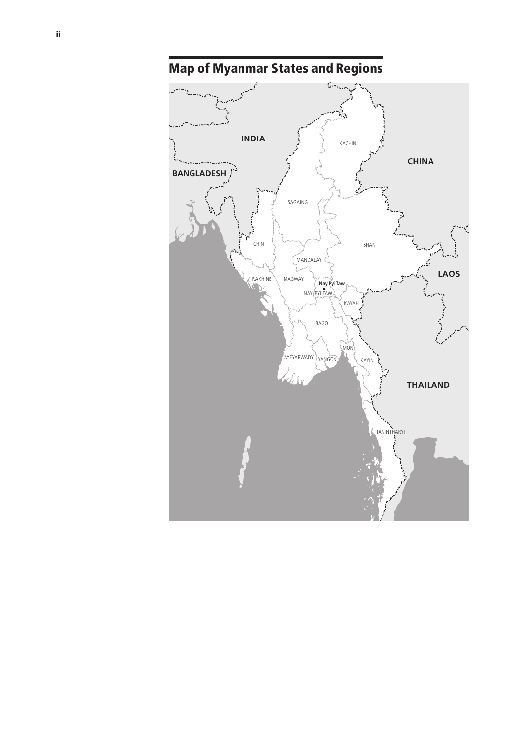## Map of Myanmar States and Regions

INDIA

BANGLADESH

CHINA

LAOS

THAILAND

KACHIN

SAGAING

CHIN

SHAN

MANDALAY

RAKHINE

MAGWAY

Nay Pyi Taw

NAY PYI TAW

KAYAH

BAGO

MON

AYEYARWADY

YANGON

KAYIN

TANINTHARYI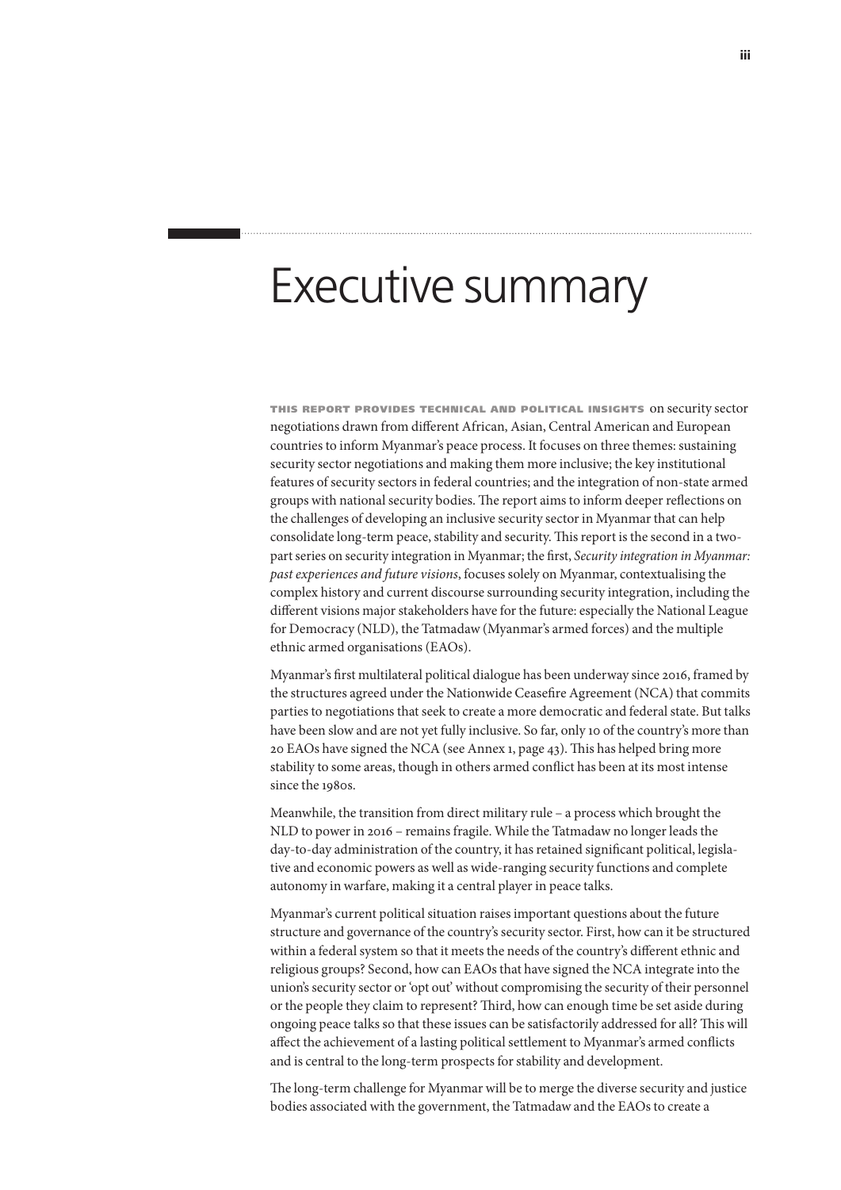# Executive summary

**THIS REPORT PROVIDES TECHNICAL AND POLITICAL INSIGHTS** on security sector negotiations drawn from different African, Asian, Central American and European countries to inform Myanmar's peace process. It focuses on three themes: sustaining security sector negotiations and making them more inclusive; the key institutional features of security sectors in federal countries; and the integration of non-state armed groups with national security bodies. The report aims to inform deeper reflections on the challenges of developing an inclusive security sector in Myanmar that can help consolidate long-term peace, stability and security. This report is the second in a two-part series on security integration in Myanmar; the first, *Security integration in Myanmar: past experiences and future visions*, focuses solely on Myanmar, contextualising the complex history and current discourse surrounding security integration, including the different visions major stakeholders have for the future: especially the National League for Democracy (NLD), the Tatmadaw (Myanmar's armed forces) and the multiple ethnic armed organisations (EAOs).

Myanmar's first multilateral political dialogue has been underway since 2016, framed by the structures agreed under the Nationwide Ceasefire Agreement (NCA) that commits parties to negotiations that seek to create a more democratic and federal state. But talks have been slow and are not yet fully inclusive. So far, only 10 of the country's more than 20 EAOs have signed the NCA (see Annex 1, page 43). This has helped bring more stability to some areas, though in others armed conflict has been at its most intense since the 1980s.

Meanwhile, the transition from direct military rule – a process which brought the NLD to power in 2016 – remains fragile. While the Tatmadaw no longer leads the day-to-day administration of the country, it has retained significant political, legislative and economic powers as well as wide-ranging security functions and complete autonomy in warfare, making it a central player in peace talks.

Myanmar's current political situation raises important questions about the future structure and governance of the country's security sector. First, how can it be structured within a federal system so that it meets the needs of the country's different ethnic and religious groups? Second, how can EAOs that have signed the NCA integrate into the union's security sector or 'opt out' without compromising the security of their personnel or the people they claim to represent? Third, how can enough time be set aside during ongoing peace talks so that these issues can be satisfactorily addressed for all? This will affect the achievement of a lasting political settlement to Myanmar's armed conflicts and is central to the long-term prospects for stability and development.

The long-term challenge for Myanmar will be to merge the diverse security and justice bodies associated with the government, the Tatmadaw and the EAOs to create a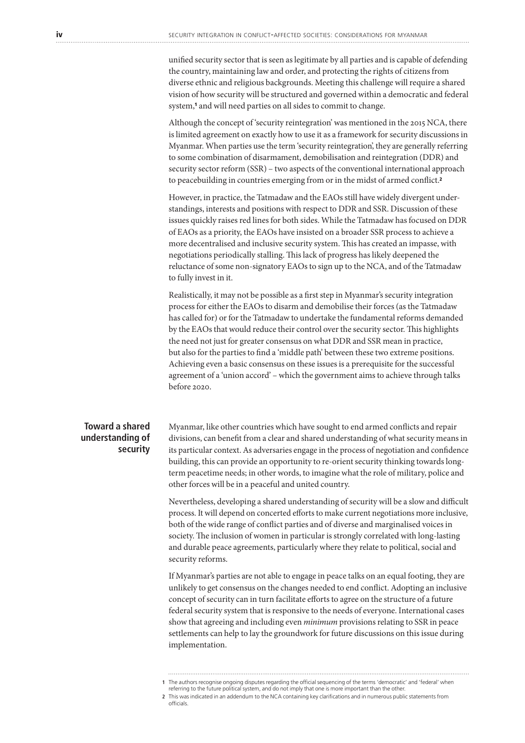unified security sector that is seen as legitimate by all parties and is capable of defending the country, maintaining law and order, and protecting the rights of citizens from diverse ethnic and religious backgrounds. Meeting this challenge will require a shared vision of how security will be structured and governed within a democratic and federal system,[1] and will need parties on all sides to commit to change.

Although the concept of 'security reintegration' was mentioned in the 2015 NCA, there is limited agreement on exactly how to use it as a framework for security discussions in Myanmar. When parties use the term 'security reintegration', they are generally referring to some combination of disarmament, demobilisation and reintegration (DDR) and security sector reform (SSR) – two aspects of the conventional international approach to peacebuilding in countries emerging from or in the midst of armed conflict.[2]

However, in practice, the Tatmadaw and the EAOs still have widely divergent understandings, interests and positions with respect to DDR and SSR. Discussion of these issues quickly raises red lines for both sides. While the Tatmadaw has focused on DDR of EAOs as a priority, the EAOs have insisted on a broader SSR process to achieve a more decentralised and inclusive security system. This has created an impasse, with negotiations periodically stalling. This lack of progress has likely deepened the reluctance of some non-signatory EAOs to sign up to the NCA, and of the Tatmadaw to fully invest in it.

Realistically, it may not be possible as a first step in Myanmar's security integration process for either the EAOs to disarm and demobilise their forces (as the Tatmadaw has called for) or for the Tatmadaw to undertake the fundamental reforms demanded by the EAOs that would reduce their control over the security sector. This highlights the need not just for greater consensus on what DDR and SSR mean in practice, but also for the parties to find a 'middle path' between these two extreme positions. Achieving even a basic consensus on these issues is a prerequisite for the successful agreement of a 'union accord' – which the government aims to achieve through talks before 2020.

## Toward a shared understanding of security

Myanmar, like other countries which have sought to end armed conflicts and repair divisions, can benefit from a clear and shared understanding of what security means in its particular context. As adversaries engage in the process of negotiation and confidence building, this can provide an opportunity to re-orient security thinking towards long-term peacetime needs; in other words, to imagine what the role of military, police and other forces will be in a peaceful and united country.

Nevertheless, developing a shared understanding of security will be a slow and difficult process. It will depend on concerted efforts to make current negotiations more inclusive, both of the wide range of conflict parties and of diverse and marginalised voices in society. The inclusion of women in particular is strongly correlated with long-lasting and durable peace agreements, particularly where they relate to political, social and security reforms.

If Myanmar's parties are not able to engage in peace talks on an equal footing, they are unlikely to get consensus on the changes needed to end conflict. Adopting an inclusive concept of security can in turn facilitate efforts to agree on the structure of a future federal security system that is responsive to the needs of everyone. International cases show that agreeing and including even *minimum* provisions relating to SSR in peace settlements can help to lay the groundwork for future discussions on this issue during implementation.

---

1 The authors recognise ongoing disputes regarding the official sequencing of the terms 'democratic' and 'federal' when referring to the future political system, and do not imply that one is more important than the other.

2 This was indicated in an addendum to the NCA containing key clarifications and in numerous public statements from officials.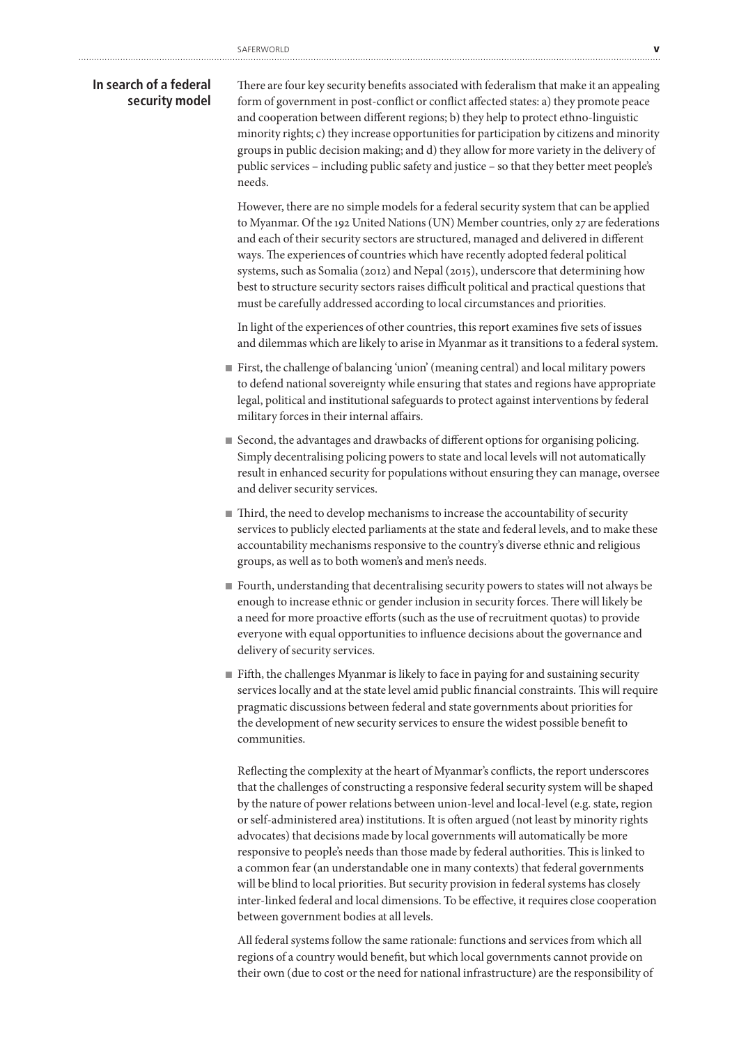## In search of a federal security model

There are four key security benefits associated with federalism that make it an appealing form of government in post-conflict or conflict affected states: a) they promote peace and cooperation between different regions; b) they help to protect ethno-linguistic minority rights; c) they increase opportunities for participation by citizens and minority groups in public decision making; and d) they allow for more variety in the delivery of public services – including public safety and justice – so that they better meet people's needs.

However, there are no simple models for a federal security system that can be applied to Myanmar. Of the 192 United Nations (UN) Member countries, only 27 are federations and each of their security sectors are structured, managed and delivered in different ways. The experiences of countries which have recently adopted federal political systems, such as Somalia (2012) and Nepal (2015), underscore that determining how best to structure security sectors raises difficult political and practical questions that must be carefully addressed according to local circumstances and priorities.

In light of the experiences of other countries, this report examines five sets of issues and dilemmas which are likely to arise in Myanmar as it transitions to a federal system.

- First, the challenge of balancing 'union' (meaning central) and local military powers to defend national sovereignty while ensuring that states and regions have appropriate legal, political and institutional safeguards to protect against interventions by federal military forces in their internal affairs.
- Second, the advantages and drawbacks of different options for organising policing. Simply decentralising policing powers to state and local levels will not automatically result in enhanced security for populations without ensuring they can manage, oversee and deliver security services.
- Third, the need to develop mechanisms to increase the accountability of security services to publicly elected parliaments at the state and federal levels, and to make these accountability mechanisms responsive to the country's diverse ethnic and religious groups, as well as to both women's and men's needs.
- Fourth, understanding that decentralising security powers to states will not always be enough to increase ethnic or gender inclusion in security forces. There will likely be a need for more proactive efforts (such as the use of recruitment quotas) to provide everyone with equal opportunities to influence decisions about the governance and delivery of security services.
- Fifth, the challenges Myanmar is likely to face in paying for and sustaining security services locally and at the state level amid public financial constraints. This will require pragmatic discussions between federal and state governments about priorities for the development of new security services to ensure the widest possible benefit to communities.

Reflecting the complexity at the heart of Myanmar's conflicts, the report underscores that the challenges of constructing a responsive federal security system will be shaped by the nature of power relations between union-level and local-level (e.g. state, region or self-administered area) institutions. It is often argued (not least by minority rights advocates) that decisions made by local governments will automatically be more responsive to people's needs than those made by federal authorities. This is linked to a common fear (an understandable one in many contexts) that federal governments will be blind to local priorities. But security provision in federal systems has closely inter-linked federal and local dimensions. To be effective, it requires close cooperation between government bodies at all levels.

All federal systems follow the same rationale: functions and services from which all regions of a country would benefit, but which local governments cannot provide on their own (due to cost or the need for national infrastructure) are the responsibility of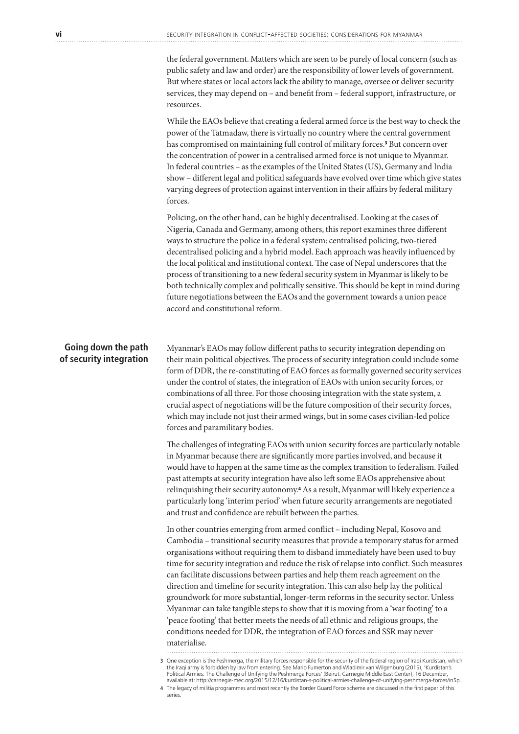the federal government. Matters which are seen to be purely of local concern (such as public safety and law and order) are the responsibility of lower levels of government. But where states or local actors lack the ability to manage, oversee or deliver security services, they may depend on – and benefit from – federal support, infrastructure, or resources.

While the EAOs believe that creating a federal armed force is the best way to check the power of the Tatmadaw, there is virtually no country where the central government has compromised on maintaining full control of military forces.[3] But concern over the concentration of power in a centralised armed force is not unique to Myanmar. In federal countries – as the examples of the United States (US), Germany and India show – different legal and political safeguards have evolved over time which give states varying degrees of protection against intervention in their affairs by federal military forces.

Policing, on the other hand, can be highly decentralised. Looking at the cases of Nigeria, Canada and Germany, among others, this report examines three different ways to structure the police in a federal system: centralised policing, two-tiered decentralised policing and a hybrid model. Each approach was heavily influenced by the local political and institutional context. The case of Nepal underscores that the process of transitioning to a new federal security system in Myanmar is likely to be both technically complex and politically sensitive. This should be kept in mind during future negotiations between the EAOs and the government towards a union peace accord and constitutional reform.

## Going down the path of security integration

Myanmar's EAOs may follow different paths to security integration depending on their main political objectives. The process of security integration could include some form of DDR, the re-constituting of EAO forces as formally governed security services under the control of states, the integration of EAOs with union security forces, or combinations of all three. For those choosing integration with the state system, a crucial aspect of negotiations will be the future composition of their security forces, which may include not just their armed wings, but in some cases civilian-led police forces and paramilitary bodies.

The challenges of integrating EAOs with union security forces are particularly notable in Myanmar because there are significantly more parties involved, and because it would have to happen at the same time as the complex transition to federalism. Failed past attempts at security integration have also left some EAOs apprehensive about relinquishing their security autonomy.[4] As a result, Myanmar will likely experience a particularly long 'interim period' when future security arrangements are negotiated and trust and confidence are rebuilt between the parties.

In other countries emerging from armed conflict – including Nepal, Kosovo and Cambodia – transitional security measures that provide a temporary status for armed organisations without requiring them to disband immediately have been used to buy time for security integration and reduce the risk of relapse into conflict. Such measures can facilitate discussions between parties and help them reach agreement on the direction and timeline for security integration. This can also help lay the political groundwork for more substantial, longer-term reforms in the security sector. Unless Myanmar can take tangible steps to show that it is moving from a 'war footing' to a 'peace footing' that better meets the needs of all ethnic and religious groups, the conditions needed for DDR, the integration of EAO forces and SSR may never materialise.

---

[3] One exception is the Peshmerga, the military forces responsible for the security of the federal region of Iraqi Kurdistan, which the Iraqi army is forbidden by law from entering. See Mario Fumerton and Wladimir van Wilgenburg (2015), 'Kurdistan's Political Armies: The Challenge of Unifying the Peshmerga Forces' (Beirut: Carnegie Middle East Center), 16 December, available at: http://carnegie-mec.org/2015/12/16/kurdistan-s-political-armies-challenge-of-unifying-peshmerga-forces/in5p.

[4] The legacy of militia programmes and most recently the Border Guard Force scheme are discussed in the first paper of this series.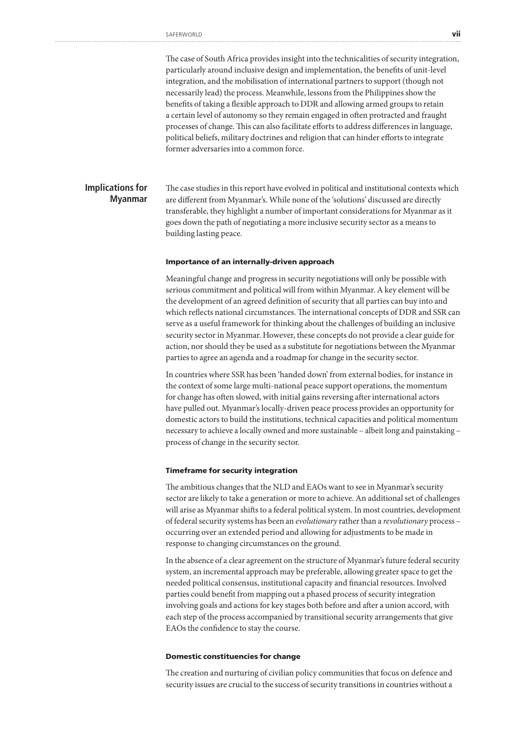The case of South Africa provides insight into the technicalities of security integration, particularly around inclusive design and implementation, the benefits of unit-level integration, and the mobilisation of international partners to support (though not necessarily lead) the process. Meanwhile, lessons from the Philippines show the benefits of taking a flexible approach to DDR and allowing armed groups to retain a certain level of autonomy so they remain engaged in often protracted and fraught processes of change. This can also facilitate efforts to address differences in language, political beliefs, military doctrines and religion that can hinder efforts to integrate former adversaries into a common force.

## Implications for Myanmar

The case studies in this report have evolved in political and institutional contexts which are different from Myanmar's. While none of the 'solutions' discussed are directly transferable, they highlight a number of important considerations for Myanmar as it goes down the path of negotiating a more inclusive security sector as a means to building lasting peace.

### Importance of an internally-driven approach

Meaningful change and progress in security negotiations will only be possible with serious commitment and political will from within Myanmar. A key element will be the development of an agreed definition of security that all parties can buy into and which reflects national circumstances. The international concepts of DDR and SSR can serve as a useful framework for thinking about the challenges of building an inclusive security sector in Myanmar. However, these concepts do not provide a clear guide for action, nor should they be used as a substitute for negotiations between the Myanmar parties to agree an agenda and a roadmap for change in the security sector.

In countries where SSR has been 'handed down' from external bodies, for instance in the context of some large multi-national peace support operations, the momentum for change has often slowed, with initial gains reversing after international actors have pulled out. Myanmar's locally-driven peace process provides an opportunity for domestic actors to build the institutions, technical capacities and political momentum necessary to achieve a locally owned and more sustainable – albeit long and painstaking – process of change in the security sector.

### Timeframe for security integration

The ambitious changes that the NLD and EAOs want to see in Myanmar's security sector are likely to take a generation or more to achieve. An additional set of challenges will arise as Myanmar shifts to a federal political system. In most countries, development of federal security systems has been an *evolutionary* rather than a *revolutionary* process – occurring over an extended period and allowing for adjustments to be made in response to changing circumstances on the ground.

In the absence of a clear agreement on the structure of Myanmar's future federal security system, an incremental approach may be preferable, allowing greater space to get the needed political consensus, institutional capacity and financial resources. Involved parties could benefit from mapping out a phased process of security integration involving goals and actions for key stages both before and after a union accord, with each step of the process accompanied by transitional security arrangements that give EAOs the confidence to stay the course.

### Domestic constituencies for change

The creation and nurturing of civilian policy communities that focus on defence and security issues are crucial to the success of security transitions in countries without a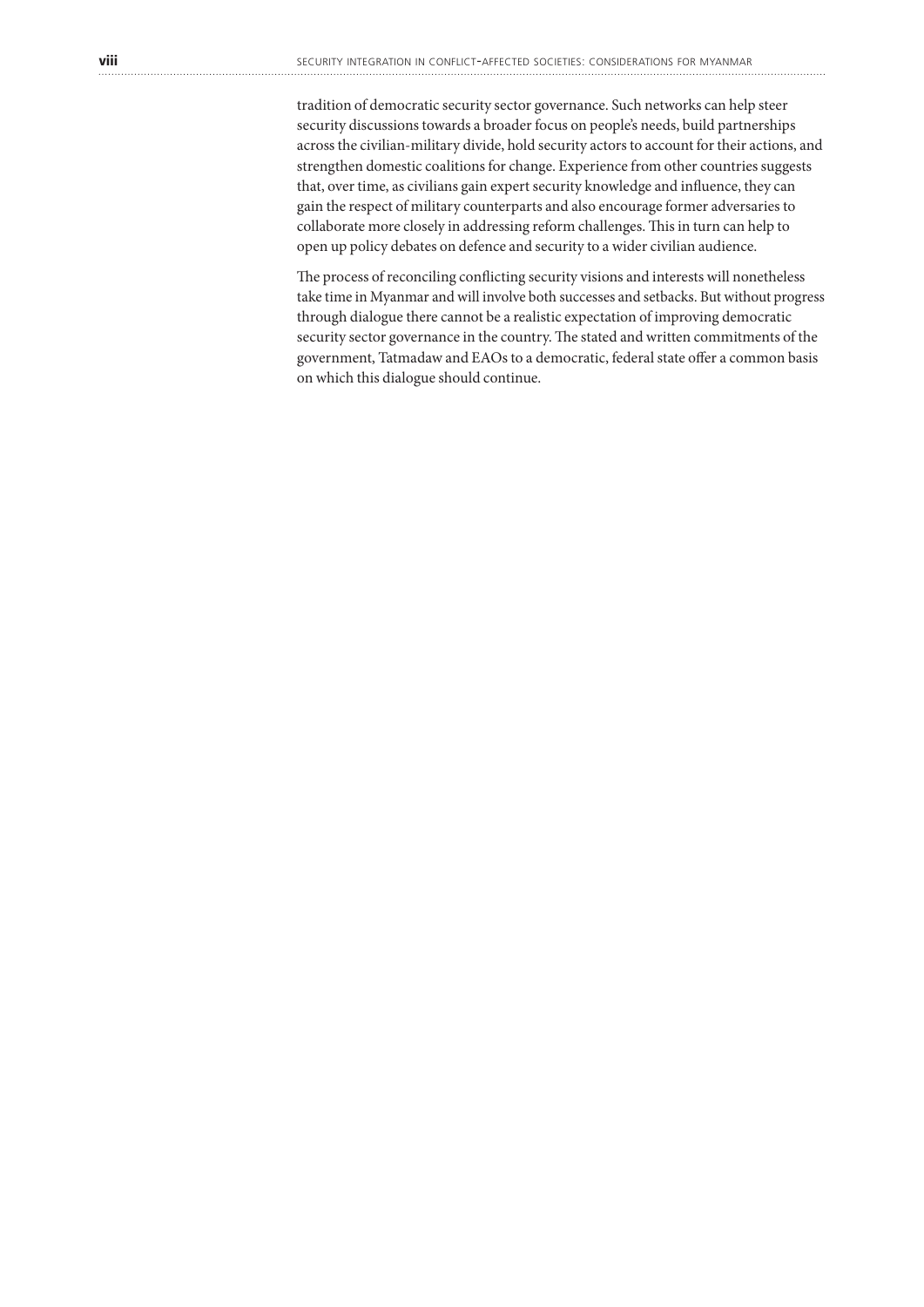tradition of democratic security sector governance. Such networks can help steer security discussions towards a broader focus on people's needs, build partnerships across the civilian-military divide, hold security actors to account for their actions, and strengthen domestic coalitions for change. Experience from other countries suggests that, over time, as civilians gain expert security knowledge and influence, they can gain the respect of military counterparts and also encourage former adversaries to collaborate more closely in addressing reform challenges. This in turn can help to open up policy debates on defence and security to a wider civilian audience.

The process of reconciling conflicting security visions and interests will nonetheless take time in Myanmar and will involve both successes and setbacks. But without progress through dialogue there cannot be a realistic expectation of improving democratic security sector governance in the country. The stated and written commitments of the government, Tatmadaw and EAOs to a democratic, federal state offer a common basis on which this dialogue should continue.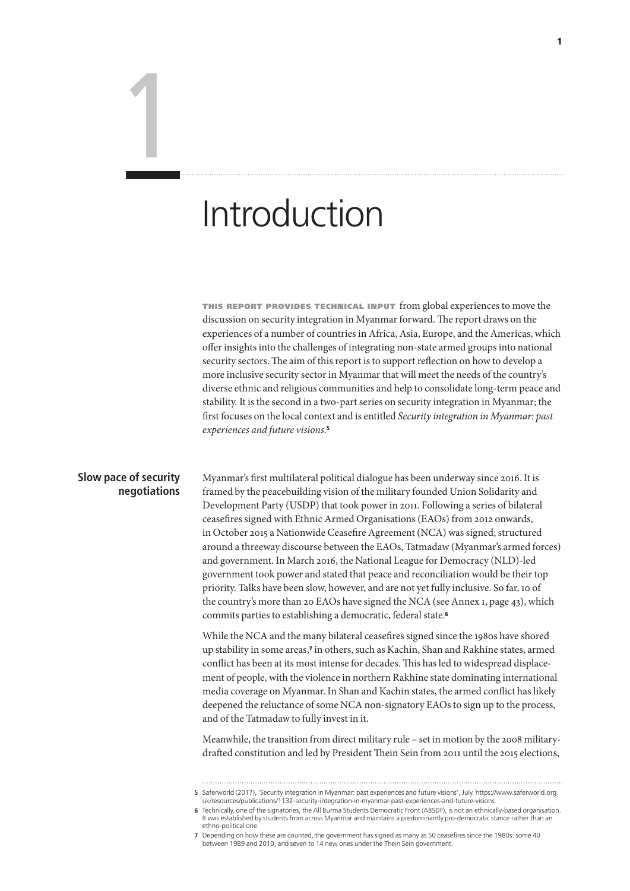# 1

# Introduction

**THIS REPORT PROVIDES TECHNICAL INPUT** from global experiences to move the discussion on security integration in Myanmar forward. The report draws on the experiences of a number of countries in Africa, Asia, Europe, and the Americas, which offer insights into the challenges of integrating non-state armed groups into national security sectors. The aim of this report is to support reflection on how to develop a more inclusive security sector in Myanmar that will meet the needs of the country's diverse ethnic and religious communities and help to consolidate long-term peace and stability. It is the second in a two-part series on security integration in Myanmar; the first focuses on the local context and is entitled *Security integration in Myanmar: past experiences and future visions*.[5]

## Slow pace of security negotiations

Myanmar's first multilateral political dialogue has been underway since 2016. It is framed by the peacebuilding vision of the military founded Union Solidarity and Development Party (USDP) that took power in 2011. Following a series of bilateral ceasefires signed with Ethnic Armed Organisations (EAOs) from 2012 onwards, in October 2015 a Nationwide Ceasefire Agreement (NCA) was signed; structured around a threeway discourse between the EAOs, Tatmadaw (Myanmar's armed forces) and government. In March 2016, the National League for Democracy (NLD)-led government took power and stated that peace and reconciliation would be their top priority. Talks have been slow, however, and are not yet fully inclusive. So far, 10 of the country's more than 20 EAOs have signed the NCA (see Annex 1, page 43), which commits parties to establishing a democratic, federal state.[6]

While the NCA and the many bilateral ceasefires signed since the 1980s have shored up stability in some areas,[7] in others, such as Kachin, Shan and Rakhine states, armed conflict has been at its most intense for decades. This has led to widespread displacement of people, with the violence in northern Rakhine state dominating international media coverage on Myanmar. In Shan and Kachin states, the armed conflict has likely deepened the reluctance of some NCA non-signatory EAOs to sign up to the process, and of the Tatmadaw to fully invest in it.

Meanwhile, the transition from direct military rule – set in motion by the 2008 military-drafted constitution and led by President Thein Sein from 2011 until the 2015 elections,

---

5 Saferworld (2017), 'Security integration in Myanmar: past experiences and future visions', July. https://www.saferworld.org.uk/resources/publications/1132-security-integration-in-myanmar-past-experiences-and-future-visions

6 Technically, one of the signatories, the All Burma Students Democratic Front (ABSDF), is not an ethnically-based organisation. It was established by students from across Myanmar and maintains a predominantly pro-democratic stance rather than an ethno-political one.

7 Depending on how these are counted, the government has signed as many as 50 ceasefires since the 1980s: some 40 between 1989 and 2010, and seven to 14 new ones under the Thein Sein government.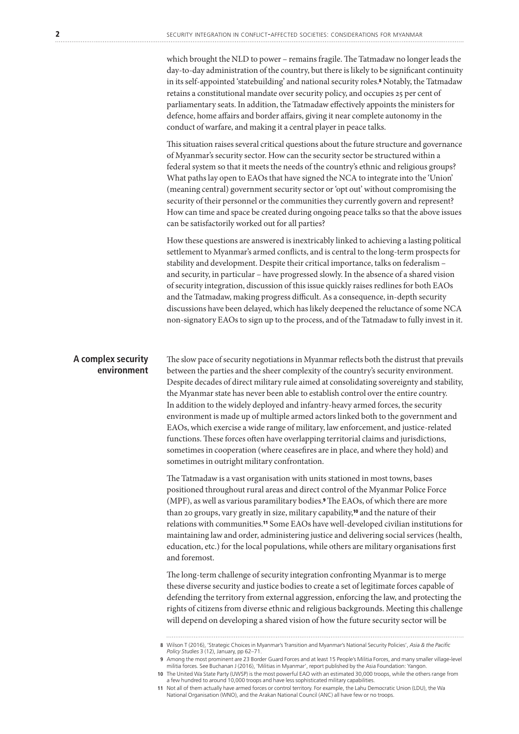which brought the NLD to power – remains fragile. The Tatmadaw no longer leads the day-to-day administration of the country, but there is likely to be significant continuity in its self-appointed 'statebuilding' and national security roles.[8] Notably, the Tatmadaw retains a constitutional mandate over security policy, and occupies 25 per cent of parliamentary seats. In addition, the Tatmadaw effectively appoints the ministers for defence, home affairs and border affairs, giving it near complete autonomy in the conduct of warfare, and making it a central player in peace talks.

This situation raises several critical questions about the future structure and governance of Myanmar's security sector. How can the security sector be structured within a federal system so that it meets the needs of the country's ethnic and religious groups? What paths lay open to EAOs that have signed the NCA to integrate into the 'Union' (meaning central) government security sector or 'opt out' without compromising the security of their personnel or the communities they currently govern and represent? How can time and space be created during ongoing peace talks so that the above issues can be satisfactorily worked out for all parties?

How these questions are answered is inextricably linked to achieving a lasting political settlement to Myanmar's armed conflicts, and is central to the long-term prospects for stability and development. Despite their critical importance, talks on federalism – and security, in particular – have progressed slowly. In the absence of a shared vision of security integration, discussion of this issue quickly raises redlines for both EAOs and the Tatmadaw, making progress difficult. As a consequence, in-depth security discussions have been delayed, which has likely deepened the reluctance of some NCA non-signatory EAOs to sign up to the process, and of the Tatmadaw to fully invest in it.

## A complex security environment

The slow pace of security negotiations in Myanmar reflects both the distrust that prevails between the parties and the sheer complexity of the country's security environment. Despite decades of direct military rule aimed at consolidating sovereignty and stability, the Myanmar state has never been able to establish control over the entire country. In addition to the widely deployed and infantry-heavy armed forces, the security environment is made up of multiple armed actors linked both to the government and EAOs, which exercise a wide range of military, law enforcement, and justice-related functions. These forces often have overlapping territorial claims and jurisdictions, sometimes in cooperation (where ceasefires are in place, and where they hold) and sometimes in outright military confrontation.

The Tatmadaw is a vast organisation with units stationed in most towns, bases positioned throughout rural areas and direct control of the Myanmar Police Force (MPF), as well as various paramilitary bodies.[9] The EAOs, of which there are more than 20 groups, vary greatly in size, military capability,[10] and the nature of their relations with communities.[11] Some EAOs have well-developed civilian institutions for maintaining law and order, administering justice and delivering social services (health, education, etc.) for the local populations, while others are military organisations first and foremost.

The long-term challenge of security integration confronting Myanmar is to merge these diverse security and justice bodies to create a set of legitimate forces capable of defending the territory from external aggression, enforcing the law, and protecting the rights of citizens from diverse ethnic and religious backgrounds. Meeting this challenge will depend on developing a shared vision of how the future security sector will be

---

8 Wilson T (2016), 'Strategic Choices in Myanmar's Transition and Myanmar's National Security Policies', *Asia & the Pacific Policy Studies* 3 (12), January, pp 62–71.

9 Among the most prominent are 23 Border Guard Forces and at least 15 People's Militia Forces, and many smaller village-level militia forces. See Buchanan J (2016), 'Militias in Myanmar', report published by the Asia Foundation: Yangon.

10 The United Wa State Party (UWSP) is the most powerful EAO with an estimated 30,000 troops, while the others range from a few hundred to around 10,000 troops and have less sophisticated military capabilities.

11 Not all of them actually have armed forces or control territory. For example, the Lahu Democratic Union (LDU), the Wa National Organisation (WNO), and the Arakan National Council (ANC) all have few or no troops.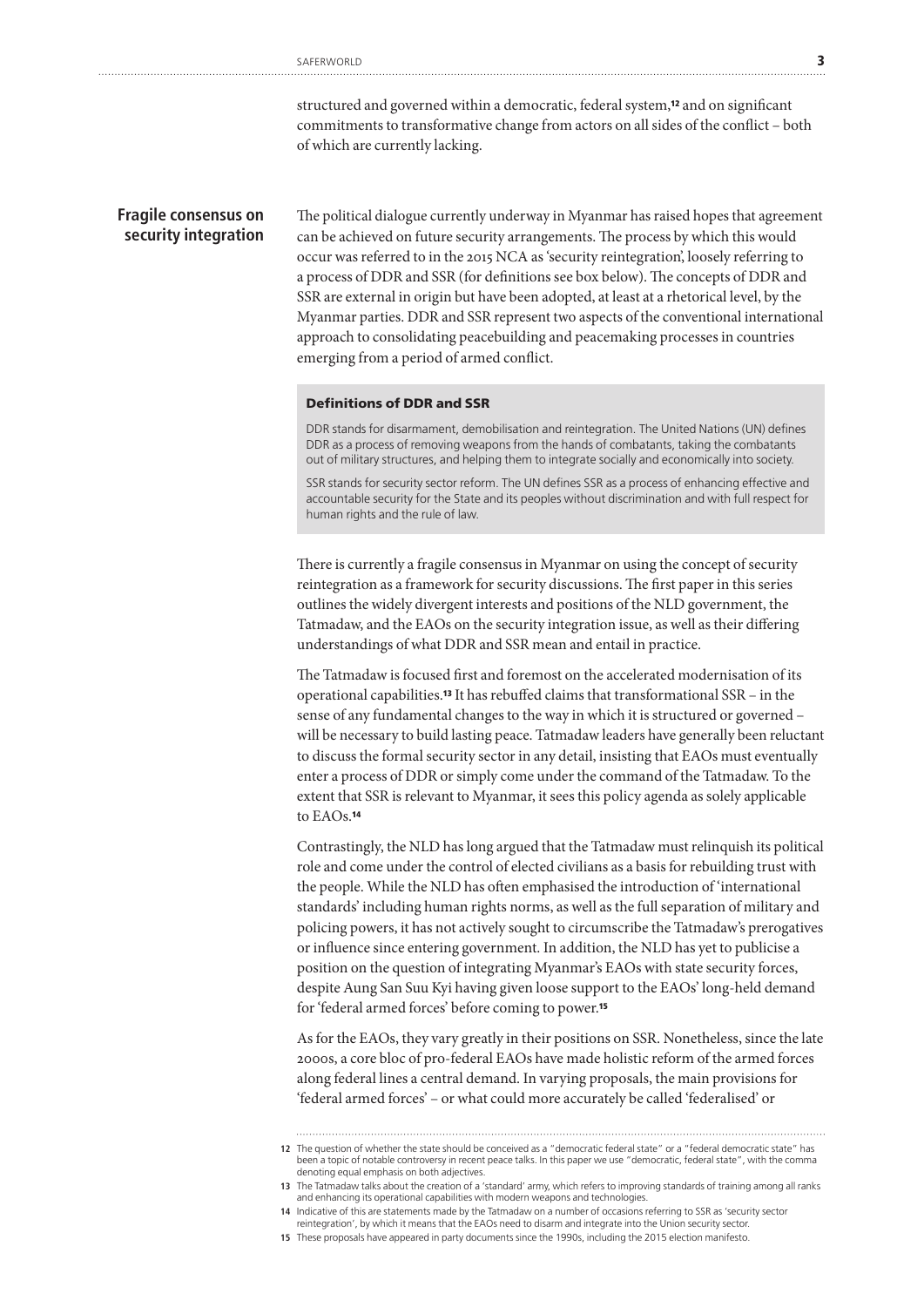structured and governed within a democratic, federal system,[12] and on significant commitments to transformative change from actors on all sides of the conflict – both of which are currently lacking.

## Fragile consensus on security integration

The political dialogue currently underway in Myanmar has raised hopes that agreement can be achieved on future security arrangements. The process by which this would occur was referred to in the 2015 NCA as 'security reintegration', loosely referring to a process of DDR and SSR (for definitions see box below). The concepts of DDR and SSR are external in origin but have been adopted, at least at a rhetorical level, by the Myanmar parties. DDR and SSR represent two aspects of the conventional international approach to consolidating peacebuilding and peacemaking processes in countries emerging from a period of armed conflict.

### Definitions of DDR and SSR

DDR stands for disarmament, demobilisation and reintegration. The United Nations (UN) defines DDR as a process of removing weapons from the hands of combatants, taking the combatants out of military structures, and helping them to integrate socially and economically into society.

SSR stands for security sector reform. The UN defines SSR as a process of enhancing effective and accountable security for the State and its peoples without discrimination and with full respect for human rights and the rule of law.

There is currently a fragile consensus in Myanmar on using the concept of security reintegration as a framework for security discussions. The first paper in this series outlines the widely divergent interests and positions of the NLD government, the Tatmadaw, and the EAOs on the security integration issue, as well as their differing understandings of what DDR and SSR mean and entail in practice.

The Tatmadaw is focused first and foremost on the accelerated modernisation of its operational capabilities.[13] It has rebuffed claims that transformational SSR – in the sense of any fundamental changes to the way in which it is structured or governed – will be necessary to build lasting peace. Tatmadaw leaders have generally been reluctant to discuss the formal security sector in any detail, insisting that EAOs must eventually enter a process of DDR or simply come under the command of the Tatmadaw. To the extent that SSR is relevant to Myanmar, it sees this policy agenda as solely applicable to EAOs.[14]

Contrastingly, the NLD has long argued that the Tatmadaw must relinquish its political role and come under the control of elected civilians as a basis for rebuilding trust with the people. While the NLD has often emphasised the introduction of 'international standards' including human rights norms, as well as the full separation of military and policing powers, it has not actively sought to circumscribe the Tatmadaw's prerogatives or influence since entering government. In addition, the NLD has yet to publicise a position on the question of integrating Myanmar's EAOs with state security forces, despite Aung San Suu Kyi having given loose support to the EAOs' long-held demand for 'federal armed forces' before coming to power.[15]

As for the EAOs, they vary greatly in their positions on SSR. Nonetheless, since the late 2000s, a core bloc of pro-federal EAOs have made holistic reform of the armed forces along federal lines a central demand. In varying proposals, the main provisions for 'federal armed forces' – or what could more accurately be called 'federalised' or

---

12 The question of whether the state should be conceived as a "democratic federal state" or a "federal democratic state" has been a topic of notable controversy in recent peace talks. In this paper we use "democratic, federal state", with the comma denoting equal emphasis on both adjectives.

13 The Tatmadaw talks about the creation of a 'standard' army, which refers to improving standards of training among all ranks and enhancing its operational capabilities with modern weapons and technologies.

14 Indicative of this are statements made by the Tatmadaw on a number of occasions referring to SSR as 'security sector reintegration', by which it means that the EAOs need to disarm and integrate into the Union security sector.

15 These proposals have appeared in party documents since the 1990s, including the 2015 election manifesto.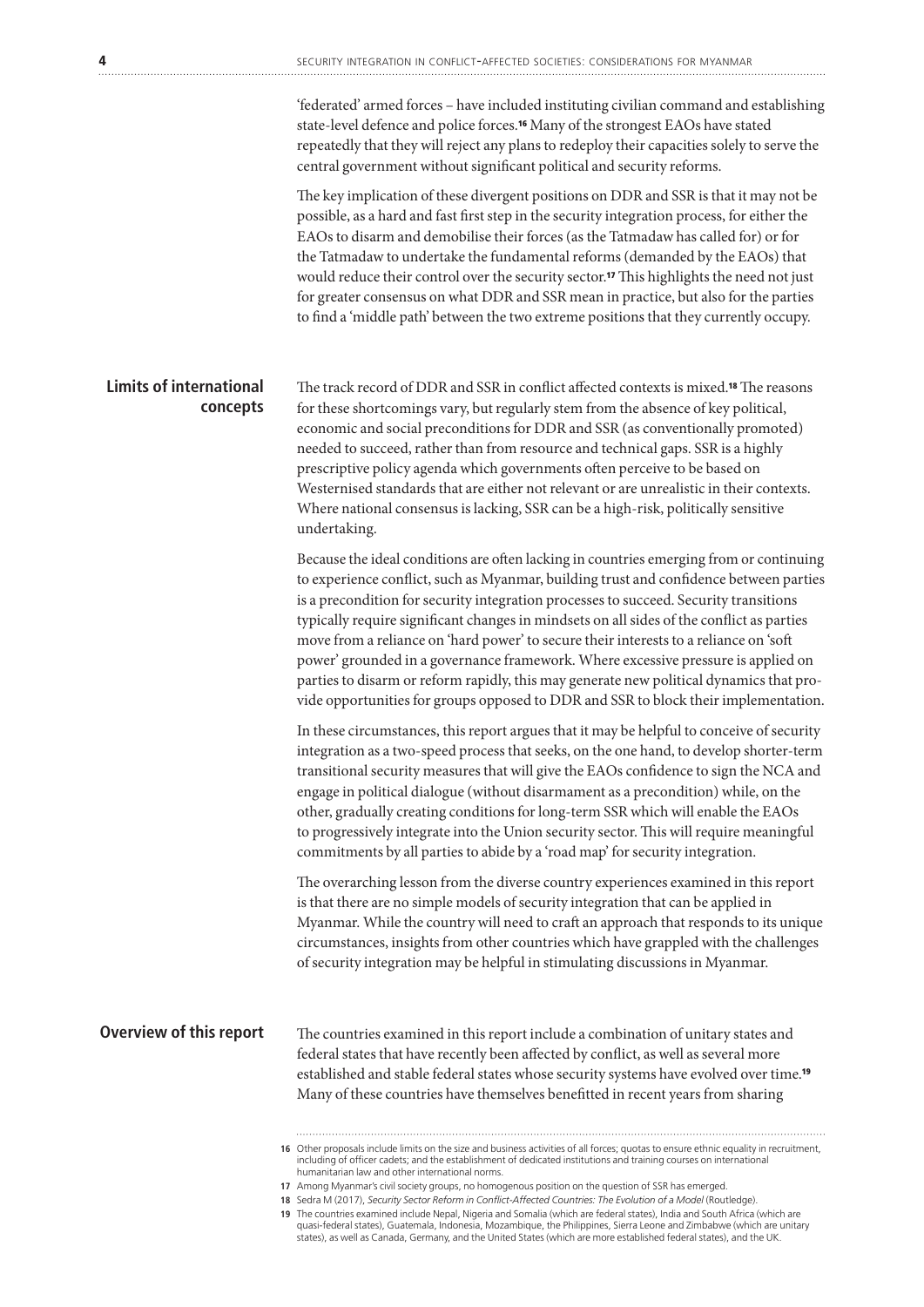'federated' armed forces – have included instituting civilian command and establishing state-level defence and police forces.[16] Many of the strongest EAOs have stated repeatedly that they will reject any plans to redeploy their capacities solely to serve the central government without significant political and security reforms.

The key implication of these divergent positions on DDR and SSR is that it may not be possible, as a hard and fast first step in the security integration process, for either the EAOs to disarm and demobilise their forces (as the Tatmadaw has called for) or for the Tatmadaw to undertake the fundamental reforms (demanded by the EAOs) that would reduce their control over the security sector.[17] This highlights the need not just for greater consensus on what DDR and SSR mean in practice, but also for the parties to find a 'middle path' between the two extreme positions that they currently occupy.

## Limits of international concepts

The track record of DDR and SSR in conflict affected contexts is mixed.[18] The reasons for these shortcomings vary, but regularly stem from the absence of key political, economic and social preconditions for DDR and SSR (as conventionally promoted) needed to succeed, rather than from resource and technical gaps. SSR is a highly prescriptive policy agenda which governments often perceive to be based on Westernised standards that are either not relevant or are unrealistic in their contexts. Where national consensus is lacking, SSR can be a high-risk, politically sensitive undertaking.

Because the ideal conditions are often lacking in countries emerging from or continuing to experience conflict, such as Myanmar, building trust and confidence between parties is a precondition for security integration processes to succeed. Security transitions typically require significant changes in mindsets on all sides of the conflict as parties move from a reliance on 'hard power' to secure their interests to a reliance on 'soft power' grounded in a governance framework. Where excessive pressure is applied on parties to disarm or reform rapidly, this may generate new political dynamics that provide opportunities for groups opposed to DDR and SSR to block their implementation.

In these circumstances, this report argues that it may be helpful to conceive of security integration as a two-speed process that seeks, on the one hand, to develop shorter-term transitional security measures that will give the EAOs confidence to sign the NCA and engage in political dialogue (without disarmament as a precondition) while, on the other, gradually creating conditions for long-term SSR which will enable the EAOs to progressively integrate into the Union security sector. This will require meaningful commitments by all parties to abide by a 'road map' for security integration.

The overarching lesson from the diverse country experiences examined in this report is that there are no simple models of security integration that can be applied in Myanmar. While the country will need to craft an approach that responds to its unique circumstances, insights from other countries which have grappled with the challenges of security integration may be helpful in stimulating discussions in Myanmar.

## Overview of this report

The countries examined in this report include a combination of unitary states and federal states that have recently been affected by conflict, as well as several more established and stable federal states whose security systems have evolved over time.[19] Many of these countries have themselves benefitted in recent years from sharing

---

16 Other proposals include limits on the size and business activities of all forces; quotas to ensure ethnic equality in recruitment, including of officer cadets; and the establishment of dedicated institutions and training courses on international humanitarian law and other international norms.

17 Among Myanmar's civil society groups, no homogenous position on the question of SSR has emerged.

18 Sedra M (2017), *Security Sector Reform in Conflict-Affected Countries: The Evolution of a Model* (Routledge).

19 The countries examined include Nepal, Nigeria and Somalia (which are federal states), India and South Africa (which are quasi-federal states), Guatemala, Indonesia, Mozambique, the Philippines, Sierra Leone and Zimbabwe (which are unitary states), as well as Canada, Germany, and the United States (which are more established federal states), and the UK.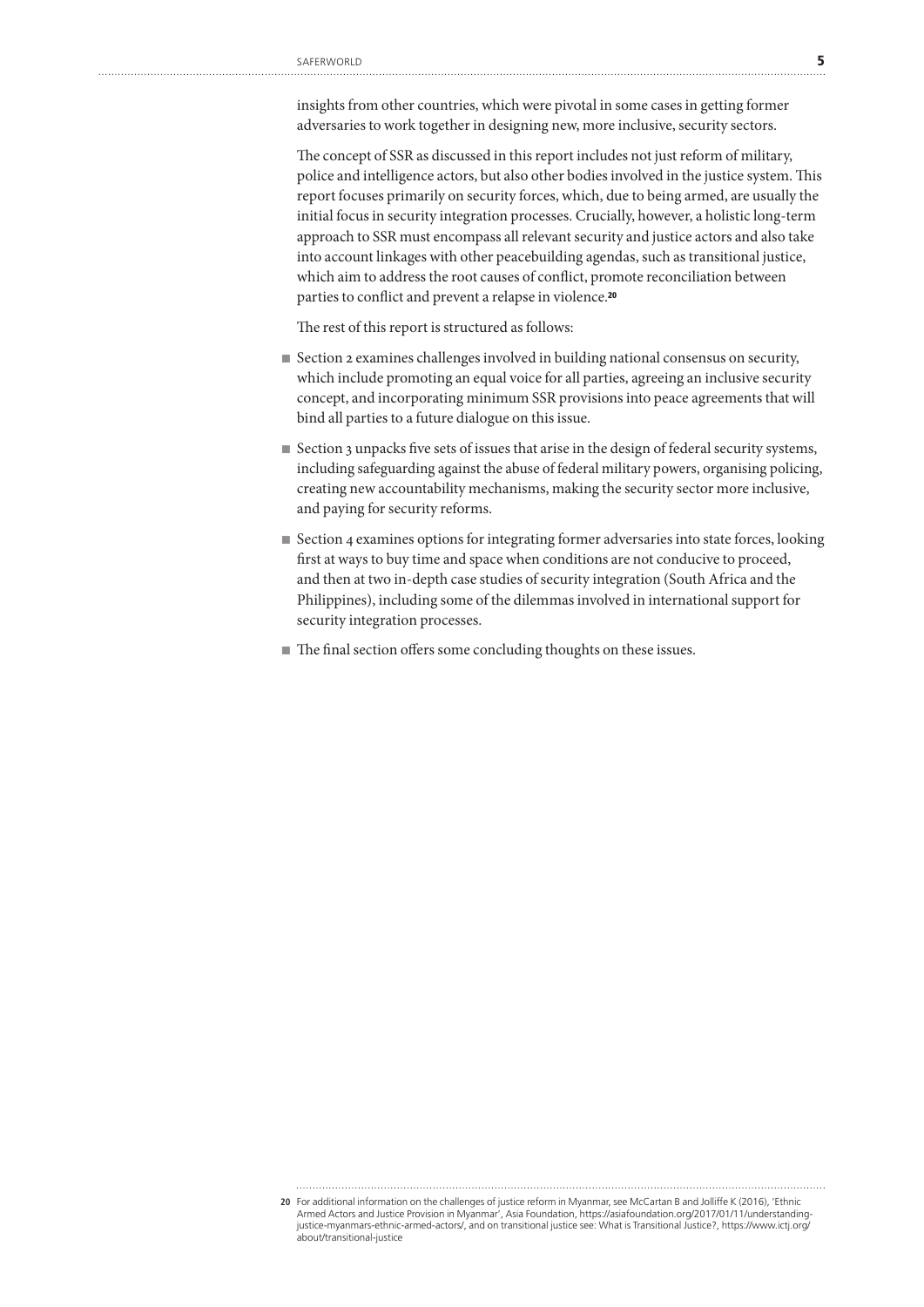insights from other countries, which were pivotal in some cases in getting former adversaries to work together in designing new, more inclusive, security sectors.

The concept of SSR as discussed in this report includes not just reform of military, police and intelligence actors, but also other bodies involved in the justice system. This report focuses primarily on security forces, which, due to being armed, are usually the initial focus in security integration processes. Crucially, however, a holistic long-term approach to SSR must encompass all relevant security and justice actors and also take into account linkages with other peacebuilding agendas, such as transitional justice, which aim to address the root causes of conflict, promote reconciliation between parties to conflict and prevent a relapse in violence.[20]

The rest of this report is structured as follows:

- Section 2 examines challenges involved in building national consensus on security, which include promoting an equal voice for all parties, agreeing an inclusive security concept, and incorporating minimum SSR provisions into peace agreements that will bind all parties to a future dialogue on this issue.
- Section 3 unpacks five sets of issues that arise in the design of federal security systems, including safeguarding against the abuse of federal military powers, organising policing, creating new accountability mechanisms, making the security sector more inclusive, and paying for security reforms.
- Section 4 examines options for integrating former adversaries into state forces, looking first at ways to buy time and space when conditions are not conducive to proceed, and then at two in-depth case studies of security integration (South Africa and the Philippines), including some of the dilemmas involved in international support for security integration processes.
- The final section offers some concluding thoughts on these issues.

---

20 For additional information on the challenges of justice reform in Myanmar, see McCartan B and Jolliffe K (2016), 'Ethnic Armed Actors and Justice Provision in Myanmar', Asia Foundation, https://asiafoundation.org/2017/01/11/understanding-justice-myanmars-ethnic-armed-actors/, and on transitional justice see: What is Transitional Justice?, https://www.ictj.org/about/transitional-justice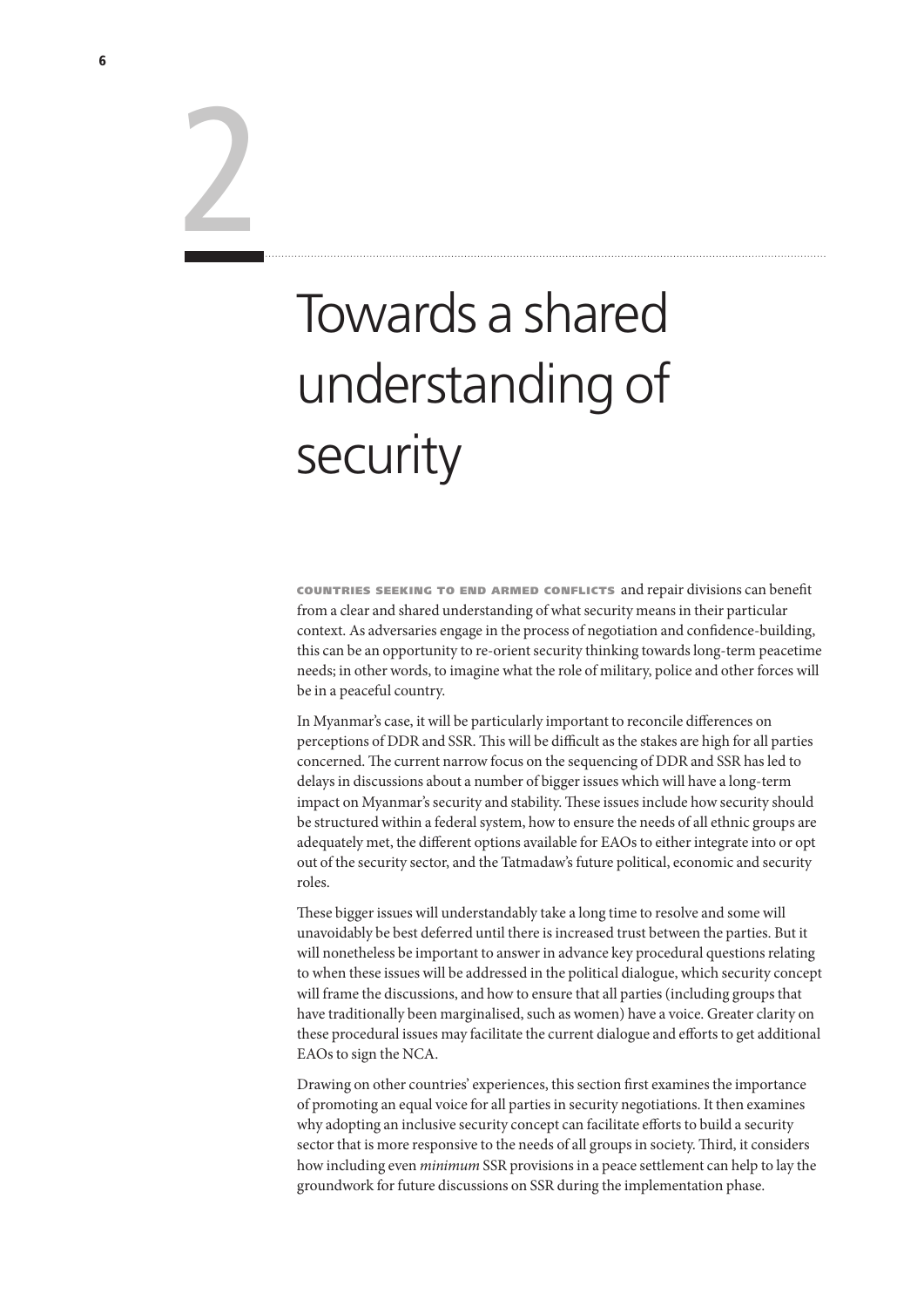# 2

# Towards a shared understanding of security

**COUNTRIES SEEKING TO END ARMED CONFLICTS** and repair divisions can benefit from a clear and shared understanding of what security means in their particular context. As adversaries engage in the process of negotiation and confidence-building, this can be an opportunity to re-orient security thinking towards long-term peacetime needs; in other words, to imagine what the role of military, police and other forces will be in a peaceful country.

In Myanmar's case, it will be particularly important to reconcile differences on perceptions of DDR and SSR. This will be difficult as the stakes are high for all parties concerned. The current narrow focus on the sequencing of DDR and SSR has led to delays in discussions about a number of bigger issues which will have a long-term impact on Myanmar's security and stability. These issues include how security should be structured within a federal system, how to ensure the needs of all ethnic groups are adequately met, the different options available for EAOs to either integrate into or opt out of the security sector, and the Tatmadaw's future political, economic and security roles.

These bigger issues will understandably take a long time to resolve and some will unavoidably be best deferred until there is increased trust between the parties. But it will nonetheless be important to answer in advance key procedural questions relating to when these issues will be addressed in the political dialogue, which security concept will frame the discussions, and how to ensure that all parties (including groups that have traditionally been marginalised, such as women) have a voice. Greater clarity on these procedural issues may facilitate the current dialogue and efforts to get additional EAOs to sign the NCA.

Drawing on other countries' experiences, this section first examines the importance of promoting an equal voice for all parties in security negotiations. It then examines why adopting an inclusive security concept can facilitate efforts to build a security sector that is more responsive to the needs of all groups in society. Third, it considers how including even *minimum* SSR provisions in a peace settlement can help to lay the groundwork for future discussions on SSR during the implementation phase.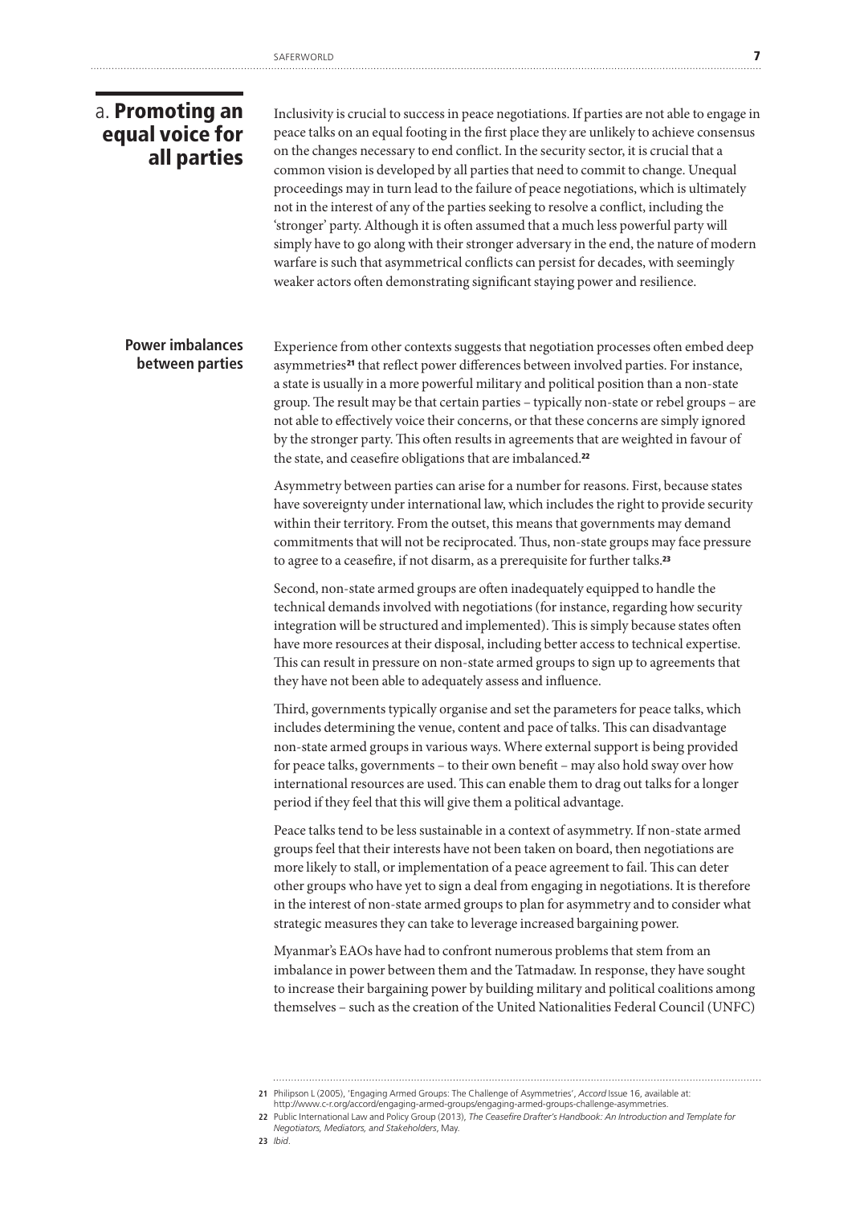## a. Promoting an equal voice for all parties

Inclusivity is crucial to success in peace negotiations. If parties are not able to engage in peace talks on an equal footing in the first place they are unlikely to achieve consensus on the changes necessary to end conflict. In the security sector, it is crucial that a common vision is developed by all parties that need to commit to change. Unequal proceedings may in turn lead to the failure of peace negotiations, which is ultimately not in the interest of any of the parties seeking to resolve a conflict, including the 'stronger' party. Although it is often assumed that a much less powerful party will simply have to go along with their stronger adversary in the end, the nature of modern warfare is such that asymmetrical conflicts can persist for decades, with seemingly weaker actors often demonstrating significant staying power and resilience.

### Power imbalances between parties

Experience from other contexts suggests that negotiation processes often embed deep asymmetries[21] that reflect power differences between involved parties. For instance, a state is usually in a more powerful military and political position than a non-state group. The result may be that certain parties – typically non-state or rebel groups – are not able to effectively voice their concerns, or that these concerns are simply ignored by the stronger party. This often results in agreements that are weighted in favour of the state, and ceasefire obligations that are imbalanced.[22]

Asymmetry between parties can arise for a number for reasons. First, because states have sovereignty under international law, which includes the right to provide security within their territory. From the outset, this means that governments may demand commitments that will not be reciprocated. Thus, non-state groups may face pressure to agree to a ceasefire, if not disarm, as a prerequisite for further talks.[23]

Second, non-state armed groups are often inadequately equipped to handle the technical demands involved with negotiations (for instance, regarding how security integration will be structured and implemented). This is simply because states often have more resources at their disposal, including better access to technical expertise. This can result in pressure on non-state armed groups to sign up to agreements that they have not been able to adequately assess and influence.

Third, governments typically organise and set the parameters for peace talks, which includes determining the venue, content and pace of talks. This can disadvantage non-state armed groups in various ways. Where external support is being provided for peace talks, governments – to their own benefit – may also hold sway over how international resources are used. This can enable them to drag out talks for a longer period if they feel that this will give them a political advantage.

Peace talks tend to be less sustainable in a context of asymmetry. If non-state armed groups feel that their interests have not been taken on board, then negotiations are more likely to stall, or implementation of a peace agreement to fail. This can deter other groups who have yet to sign a deal from engaging in negotiations. It is therefore in the interest of non-state armed groups to plan for asymmetry and to consider what strategic measures they can take to leverage increased bargaining power.

Myanmar's EAOs have had to confront numerous problems that stem from an imbalance in power between them and the Tatmadaw. In response, they have sought to increase their bargaining power by building military and political coalitions among themselves – such as the creation of the United Nationalities Federal Council (UNFC)

---

21 Philipson L (2005), 'Engaging Armed Groups: The Challenge of Asymmetries', *Accord* Issue 16, available at: http://www.c-r.org/accord/engaging-armed-groups/engaging-armed-groups-challenge-asymmetries.

22 Public International Law and Policy Group (2013), *The Ceasefire Drafter's Handbook: An Introduction and Template for Negotiators, Mediators, and Stakeholders*, May.

23 *Ibid*.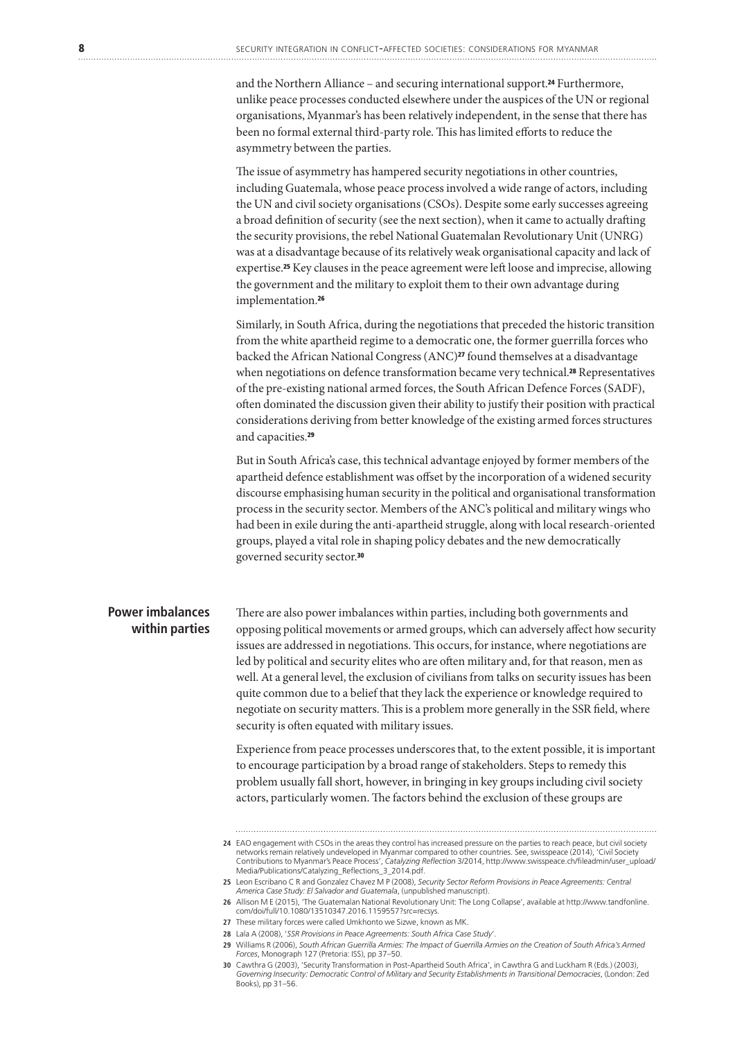and the Northern Alliance – and securing international support.[24] Furthermore, unlike peace processes conducted elsewhere under the auspices of the UN or regional organisations, Myanmar's has been relatively independent, in the sense that there has been no formal external third-party role. This has limited efforts to reduce the asymmetry between the parties.

The issue of asymmetry has hampered security negotiations in other countries, including Guatemala, whose peace process involved a wide range of actors, including the UN and civil society organisations (CSOs). Despite some early successes agreeing a broad definition of security (see the next section), when it came to actually drafting the security provisions, the rebel National Guatemalan Revolutionary Unit (UNRG) was at a disadvantage because of its relatively weak organisational capacity and lack of expertise.[25] Key clauses in the peace agreement were left loose and imprecise, allowing the government and the military to exploit them to their own advantage during implementation.[26]

Similarly, in South Africa, during the negotiations that preceded the historic transition from the white apartheid regime to a democratic one, the former guerrilla forces who backed the African National Congress (ANC)[27] found themselves at a disadvantage when negotiations on defence transformation became very technical.[28] Representatives of the pre-existing national armed forces, the South African Defence Forces (SADF), often dominated the discussion given their ability to justify their position with practical considerations deriving from better knowledge of the existing armed forces structures and capacities.[29]

But in South Africa's case, this technical advantage enjoyed by former members of the apartheid defence establishment was offset by the incorporation of a widened security discourse emphasising human security in the political and organisational transformation process in the security sector. Members of the ANC's political and military wings who had been in exile during the anti-apartheid struggle, along with local research-oriented groups, played a vital role in shaping policy debates and the new democratically governed security sector.[30]

## Power imbalances within parties

There are also power imbalances within parties, including both governments and opposing political movements or armed groups, which can adversely affect how security issues are addressed in negotiations. This occurs, for instance, where negotiations are led by political and security elites who are often military and, for that reason, men as well. At a general level, the exclusion of civilians from talks on security issues has been quite common due to a belief that they lack the experience or knowledge required to negotiate on security matters. This is a problem more generally in the SSR field, where security is often equated with military issues.

Experience from peace processes underscores that, to the extent possible, it is important to encourage participation by a broad range of stakeholders. Steps to remedy this problem usually fall short, however, in bringing in key groups including civil society actors, particularly women. The factors behind the exclusion of these groups are

---

24 EAO engagement with CSOs in the areas they control has increased pressure on the parties to reach peace, but civil society networks remain relatively undeveloped in Myanmar compared to other countries. See, swisspeace (2014), 'Civil Society Contributions to Myanmar's Peace Process', *Catalyzing Reflection* 3/2014, http://www.swisspeace.ch/fileadmin/user_upload/Media/Publications/Catalyzing_Reflections_3_2014.pdf.

25 Leon Escribano C R and Gonzalez Chavez M P (2008), *Security Sector Reform Provisions in Peace Agreements: Central America Case Study: El Salvador and Guatemala*, (unpublished manuscript).

26 Allison M E (2015), 'The Guatemalan National Revolutionary Unit: The Long Collapse', available at http://www.tandfonline.com/doi/full/10.1080/13510347.2016.1159557?src=recsys.

27 These military forces were called Umkhonto we Sizwe, known as MK.

28 Lala A (2008), '*SSR Provisions in Peace Agreements: South Africa Case Study*'.

29 Williams R (2006), *South African Guerrilla Armies: The Impact of Guerrilla Armies on the Creation of South Africa's Armed Forces*, Monograph 127 (Pretoria: ISS), pp 37–50.

30 Cawthra G (2003), 'Security Transformation in Post-Apartheid South Africa', in Cawthra G and Luckham R (Eds.) (2003), *Governing Insecurity: Democratic Control of Military and Security Establishments in Transitional Democracies*, (London: Zed Books), pp 31–56.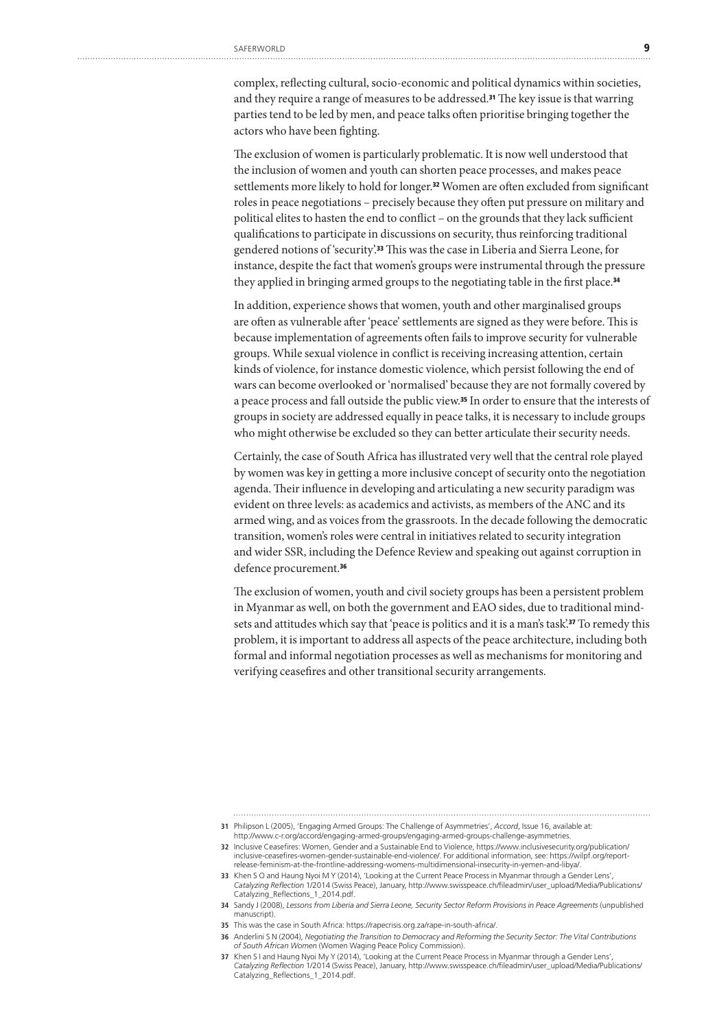complex, reflecting cultural, socio-economic and political dynamics within societies, and they require a range of measures to be addressed.[31] The key issue is that warring parties tend to be led by men, and peace talks often prioritise bringing together the actors who have been fighting.

The exclusion of women is particularly problematic. It is now well understood that the inclusion of women and youth can shorten peace processes, and makes peace settlements more likely to hold for longer.[32] Women are often excluded from significant roles in peace negotiations – precisely because they often put pressure on military and political elites to hasten the end to conflict – on the grounds that they lack sufficient qualifications to participate in discussions on security, thus reinforcing traditional gendered notions of 'security'.[33] This was the case in Liberia and Sierra Leone, for instance, despite the fact that women's groups were instrumental through the pressure they applied in bringing armed groups to the negotiating table in the first place.[34]

In addition, experience shows that women, youth and other marginalised groups are often as vulnerable after 'peace' settlements are signed as they were before. This is because implementation of agreements often fails to improve security for vulnerable groups. While sexual violence in conflict is receiving increasing attention, certain kinds of violence, for instance domestic violence, which persist following the end of wars can become overlooked or 'normalised' because they are not formally covered by a peace process and fall outside the public view.[35] In order to ensure that the interests of groups in society are addressed equally in peace talks, it is necessary to include groups who might otherwise be excluded so they can better articulate their security needs.

Certainly, the case of South Africa has illustrated very well that the central role played by women was key in getting a more inclusive concept of security onto the negotiation agenda. Their influence in developing and articulating a new security paradigm was evident on three levels: as academics and activists, as members of the ANC and its armed wing, and as voices from the grassroots. In the decade following the democratic transition, women's roles were central in initiatives related to security integration and wider SSR, including the Defence Review and speaking out against corruption in defence procurement.[36]

The exclusion of women, youth and civil society groups has been a persistent problem in Myanmar as well, on both the government and EAO sides, due to traditional mindsets and attitudes which say that 'peace is politics and it is a man's task'.[37] To remedy this problem, it is important to address all aspects of the peace architecture, including both formal and informal negotiation processes as well as mechanisms for monitoring and verifying ceasefires and other transitional security arrangements.

---

**31** Philipson L (2005), 'Engaging Armed Groups: The Challenge of Asymmetries', *Accord*, Issue 16, available at: http://www.c-r.org/accord/engaging-armed-groups/engaging-armed-groups-challenge-asymmetries.

**32** Inclusive Ceasefires: Women, Gender and a Sustainable End to Violence, https://www.inclusivesecurity.org/publication/inclusive-ceasefires-women-gender-sustainable-end-violence/. For additional information, see: https://wilpf.org/report-release-feminism-at-the-frontline-addressing-womens-multidimensional-insecurity-in-yemen-and-libya/.

**33** Khen S O and Haung Nyoi M Y (2014), 'Looking at the Current Peace Process in Myanmar through a Gender Lens', *Catalyzing Reflection* 1/2014 (Swiss Peace), January, http://www.swisspeace.ch/fileadmin/user_upload/Media/Publications/Catalyzing_Reflections_1_2014.pdf.

**34** Sandy J (2008), *Lessons from Liberia and Sierra Leone, Security Sector Reform Provisions in Peace Agreements* (unpublished manuscript).

**35** This was the case in South Africa: https://rapecrisis.org.za/rape-in-south-africa/.

**36** Anderlini S N (2004), *Negotiating the Transition to Democracy and Reforming the Security Sector: The Vital Contributions of South African Women* (Women Waging Peace Policy Commission).

**37** Khen S I and Haung Nyoi My Y (2014), 'Looking at the Current Peace Process in Myanmar through a Gender Lens', *Catalyzing Reflection* 1/2014 (Swiss Peace), January, http://www.swisspeace.ch/fileadmin/user_upload/Media/Publications/Catalyzing_Reflections_1_2014.pdf.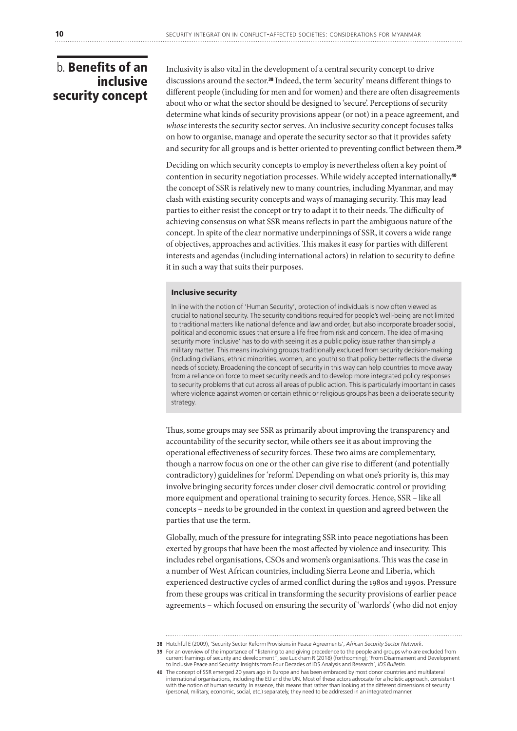## b. Benefits of an inclusive security concept

Inclusivity is also vital in the development of a central security concept to drive discussions around the sector.[38] Indeed, the term 'security' means different things to different people (including for men and for women) and there are often disagreements about who or what the sector should be designed to 'secure'. Perceptions of security determine what kinds of security provisions appear (or not) in a peace agreement, and *whose* interests the security sector serves. An inclusive security concept focuses talks on how to organise, manage and operate the security sector so that it provides safety and security for all groups and is better oriented to preventing conflict between them.[39]

Deciding on which security concepts to employ is nevertheless often a key point of contention in security negotiation processes. While widely accepted internationally,[40] the concept of SSR is relatively new to many countries, including Myanmar, and may clash with existing security concepts and ways of managing security. This may lead parties to either resist the concept or try to adapt it to their needs. The difficulty of achieving consensus on what SSR means reflects in part the ambiguous nature of the concept. In spite of the clear normative underpinnings of SSR, it covers a wide range of objectives, approaches and activities. This makes it easy for parties with different interests and agendas (including international actors) in relation to security to define it in such a way that suits their purposes.

> **Inclusive security**
>
> In line with the notion of 'Human Security', protection of individuals is now often viewed as crucial to national security. The security conditions required for people's well-being are not limited to traditional matters like national defence and law and order, but also incorporate broader social, political and economic issues that ensure a life free from risk and concern. The idea of making security more 'inclusive' has to do with seeing it as a public policy issue rather than simply a military matter. This means involving groups traditionally excluded from security decision-making (including civilians, ethnic minorities, women, and youth) so that policy better reflects the diverse needs of society. Broadening the concept of security in this way can help countries to move away from a reliance on force to meet security needs and to develop more integrated policy responses to security problems that cut across all areas of public action. This is particularly important in cases where violence against women or certain ethnic or religious groups has been a deliberate security strategy.

Thus, some groups may see SSR as primarily about improving the transparency and accountability of the security sector, while others see it as about improving the operational effectiveness of security forces. These two aims are complementary, though a narrow focus on one or the other can give rise to different (and potentially contradictory) guidelines for 'reform'. Depending on what one's priority is, this may involve bringing security forces under closer civil democratic control or providing more equipment and operational training to security forces. Hence, SSR – like all concepts – needs to be grounded in the context in question and agreed between the parties that use the term.

Globally, much of the pressure for integrating SSR into peace negotiations has been exerted by groups that have been the most affected by violence and insecurity. This includes rebel organisations, CSOs and women's organisations. This was the case in a number of West African countries, including Sierra Leone and Liberia, which experienced destructive cycles of armed conflict during the 1980s and 1990s. Pressure from these groups was critical in transforming the security provisions of earlier peace agreements – which focused on ensuring the security of 'warlords' (who did not enjoy

---

[38] Hutchful E (2009), 'Security Sector Reform Provisions in Peace Agreements', *African Security Sector Network*.

[39] For an overview of the importance of "listening to and giving precedence to the people and groups who are excluded from current framings of security and development", see Luckham R (2018) (forthcoming); 'From Disarmament and Development to Inclusive Peace and Security: Insights from Four Decades of IDS Analysis and Research', *IDS Bulletin*.

[40] The concept of SSR emerged 20 years ago in Europe and has been embraced by most donor countries and multilateral international organisations, including the EU and the UN. Most of these actors advocate for a holistic approach, consistent with the notion of human security. In essence, this means that rather than looking at the different dimensions of security (personal, military, economic, social, etc.) separately, they need to be addressed in an integrated manner.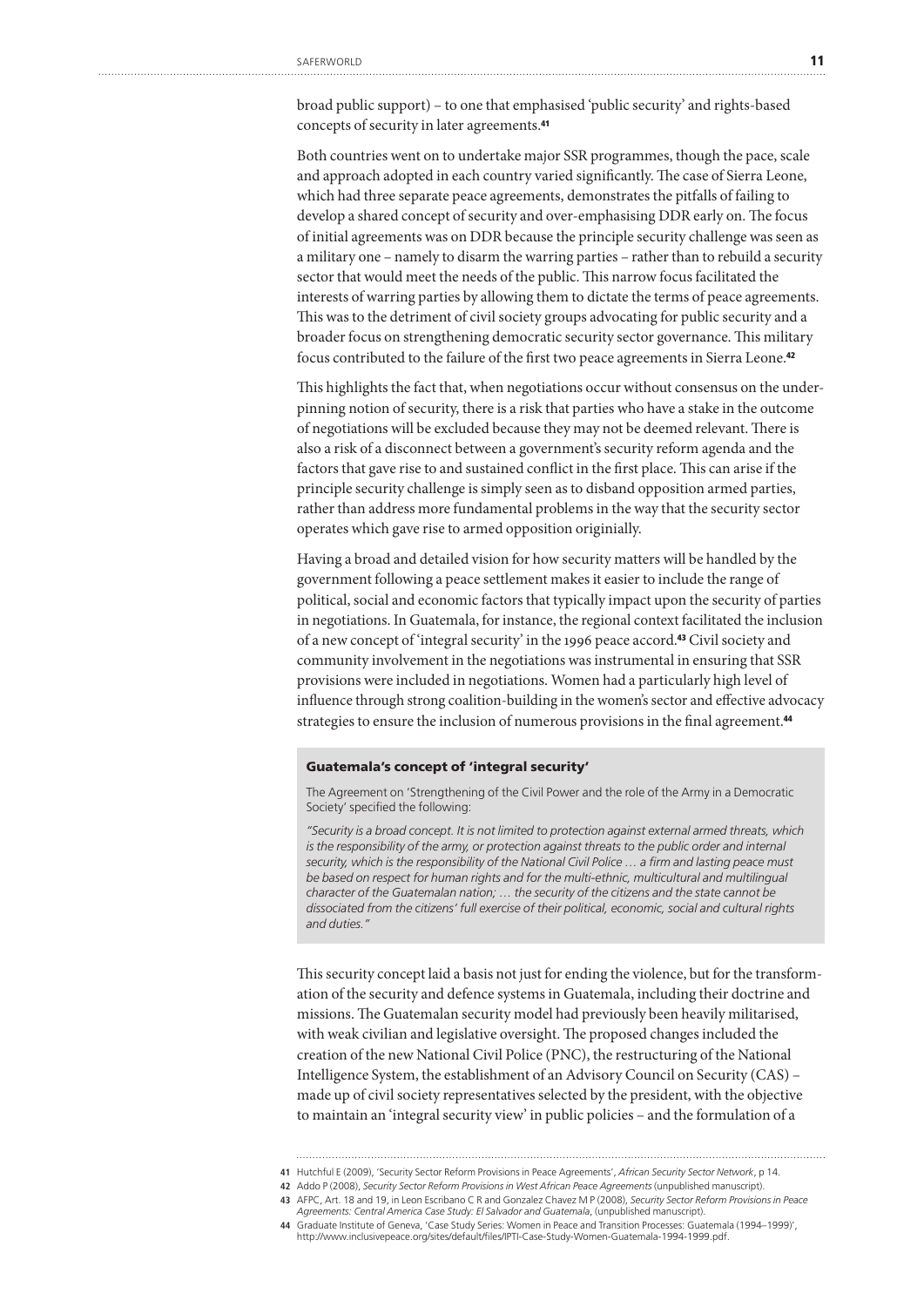broad public support) – to one that emphasised 'public security' and rights-based concepts of security in later agreements.[41]

Both countries went on to undertake major SSR programmes, though the pace, scale and approach adopted in each country varied significantly. The case of Sierra Leone, which had three separate peace agreements, demonstrates the pitfalls of failing to develop a shared concept of security and over-emphasising DDR early on. The focus of initial agreements was on DDR because the principle security challenge was seen as a military one – namely to disarm the warring parties – rather than to rebuild a security sector that would meet the needs of the public. This narrow focus facilitated the interests of warring parties by allowing them to dictate the terms of peace agreements. This was to the detriment of civil society groups advocating for public security and a broader focus on strengthening democratic security sector governance. This military focus contributed to the failure of the first two peace agreements in Sierra Leone.[42]

This highlights the fact that, when negotiations occur without consensus on the underpinning notion of security, there is a risk that parties who have a stake in the outcome of negotiations will be excluded because they may not be deemed relevant. There is also a risk of a disconnect between a government's security reform agenda and the factors that gave rise to and sustained conflict in the first place. This can arise if the principle security challenge is simply seen as to disband opposition armed parties, rather than address more fundamental problems in the way that the security sector operates which gave rise to armed opposition originially.

Having a broad and detailed vision for how security matters will be handled by the government following a peace settlement makes it easier to include the range of political, social and economic factors that typically impact upon the security of parties in negotiations. In Guatemala, for instance, the regional context facilitated the inclusion of a new concept of 'integral security' in the 1996 peace accord.[43] Civil society and community involvement in the negotiations was instrumental in ensuring that SSR provisions were included in negotiations. Women had a particularly high level of influence through strong coalition-building in the women's sector and effective advocacy strategies to ensure the inclusion of numerous provisions in the final agreement.[44]

#### Guatemala's concept of 'integral security'

The Agreement on 'Strengthening of the Civil Power and the role of the Army in a Democratic Society' specified the following:

*"Security is a broad concept. It is not limited to protection against external armed threats, which is the responsibility of the army, or protection against threats to the public order and internal security, which is the responsibility of the National Civil Police … a firm and lasting peace must be based on respect for human rights and for the multi-ethnic, multicultural and multilingual character of the Guatemalan nation; … the security of the citizens and the state cannot be dissociated from the citizens' full exercise of their political, economic, social and cultural rights and duties."*

This security concept laid a basis not just for ending the violence, but for the transformation of the security and defence systems in Guatemala, including their doctrine and missions. The Guatemalan security model had previously been heavily militarised, with weak civilian and legislative oversight. The proposed changes included the creation of the new National Civil Police (PNC), the restructuring of the National Intelligence System, the establishment of an Advisory Council on Security (CAS) – made up of civil society representatives selected by the president, with the objective to maintain an 'integral security view' in public policies – and the formulation of a

---

41 Hutchful E (2009), 'Security Sector Reform Provisions in Peace Agreements', *African Security Sector Network*, p 14.

42 Addo P (2008), *Security Sector Reform Provisions in West African Peace Agreements* (unpublished manuscript).

43 AFPC, Art. 18 and 19, in Leon Escribano C R and Gonzalez Chavez M P (2008), *Security Sector Reform Provisions in Peace Agreements: Central America Case Study: El Salvador and Guatemala*, (unpublished manuscript).

44 Graduate Institute of Geneva, 'Case Study Series: Women in Peace and Transition Processes: Guatemala (1994–1999)', http://www.inclusivepeace.org/sites/default/files/IPTI-Case-Study-Women-Guatemala-1994-1999.pdf.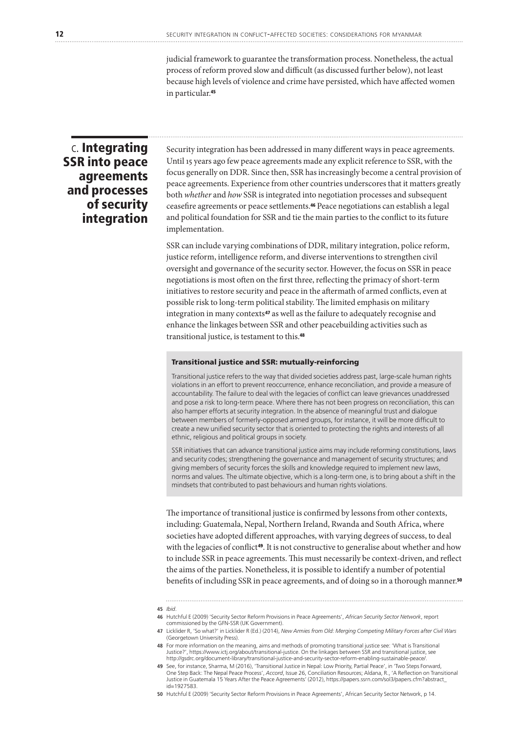judicial framework to guarantee the transformation process. Nonetheless, the actual process of reform proved slow and difficult (as discussed further below), not least because high levels of violence and crime have persisted, which have affected women in particular.[45]

## C. Integrating SSR into peace agreements and processes of security integration

Security integration has been addressed in many different ways in peace agreements. Until 15 years ago few peace agreements made any explicit reference to SSR, with the focus generally on DDR. Since then, SSR has increasingly become a central provision of peace agreements. Experience from other countries underscores that it matters greatly both *whether* and *how* SSR is integrated into negotiation processes and subsequent ceasefire agreements or peace settlements.[46] Peace negotiations can establish a legal and political foundation for SSR and tie the main parties to the conflict to its future implementation.

SSR can include varying combinations of DDR, military integration, police reform, justice reform, intelligence reform, and diverse interventions to strengthen civil oversight and governance of the security sector. However, the focus on SSR in peace negotiations is most often on the first three, reflecting the primacy of short-term initiatives to restore security and peace in the aftermath of armed conflicts, even at possible risk to long-term political stability. The limited emphasis on military integration in many contexts[47] as well as the failure to adequately recognise and enhance the linkages between SSR and other peacebuilding activities such as transitional justice, is testament to this.[48]

### Transitional justice and SSR: mutually-reinforcing

Transitional justice refers to the way that divided societies address past, large-scale human rights violations in an effort to prevent reoccurrence, enhance reconciliation, and provide a measure of accountability. The failure to deal with the legacies of conflict can leave grievances unaddressed and pose a risk to long-term peace. Where there has not been progress on reconciliation, this can also hamper efforts at security integration. In the absence of meaningful trust and dialogue between members of formerly-opposed armed groups, for instance, it will be more difficult to create a new unified security sector that is oriented to protecting the rights and interests of all ethnic, religious and political groups in society.

SSR initiatives that can advance transitional justice aims may include reforming constitutions, laws and security codes; strengthening the governance and management of security structures; and giving members of security forces the skills and knowledge required to implement new laws, norms and values. The ultimate objective, which is a long-term one, is to bring about a shift in the mindsets that contributed to past behaviours and human rights violations.

The importance of transitional justice is confirmed by lessons from other contexts, including: Guatemala, Nepal, Northern Ireland, Rwanda and South Africa, where societies have adopted different approaches, with varying degrees of success, to deal with the legacies of conflict[49]. It is not constructive to generalise about whether and how to include SSR in peace agreements. This must necessarily be context-driven, and reflect the aims of the parties. Nonetheless, it is possible to identify a number of potential benefits of including SSR in peace agreements, and of doing so in a thorough manner.[50]

---

45 *Ibid*.

46 Hutchful E (2009) 'Security Sector Reform Provisions in Peace Agreements', *African Security Sector Network*, report commissioned by the GFN-SSR (UK Government).

47 Licklider R, 'So what?' in Licklider R (Ed.) (2014), *New Armies from Old: Merging Competing Military Forces after Civil Wars* (Georgetown University Press).

48 For more information on the meaning, aims and methods of promoting transitional justice see: 'What is Transitional Justice?', https://www.ictj.org/about/transitional-justice. On the linkages between SSR and transitional justice, see http://gsdrc.org/document-library/transitional-justice-and-security-sector-reform-enabling-sustainable-peace/.

49 See, for instance, Sharma, M (2016), 'Transitional Justice in Nepal: Low Priority, Partial Peace', in 'Two Steps Forward, One Step Back: The Nepal Peace Process', *Accord*, Issue 26, Conciliation Resources; Aldana, R., 'A Reflection on Transitional Justice in Guatemala 15 Years After the Peace Agreements' (2012), https://papers.ssrn.com/sol3/papers.cfm?abstract_id=1927583.

50 Hutchful E (2009) 'Security Sector Reform Provisions in Peace Agreements', African Security Sector Network, p 14.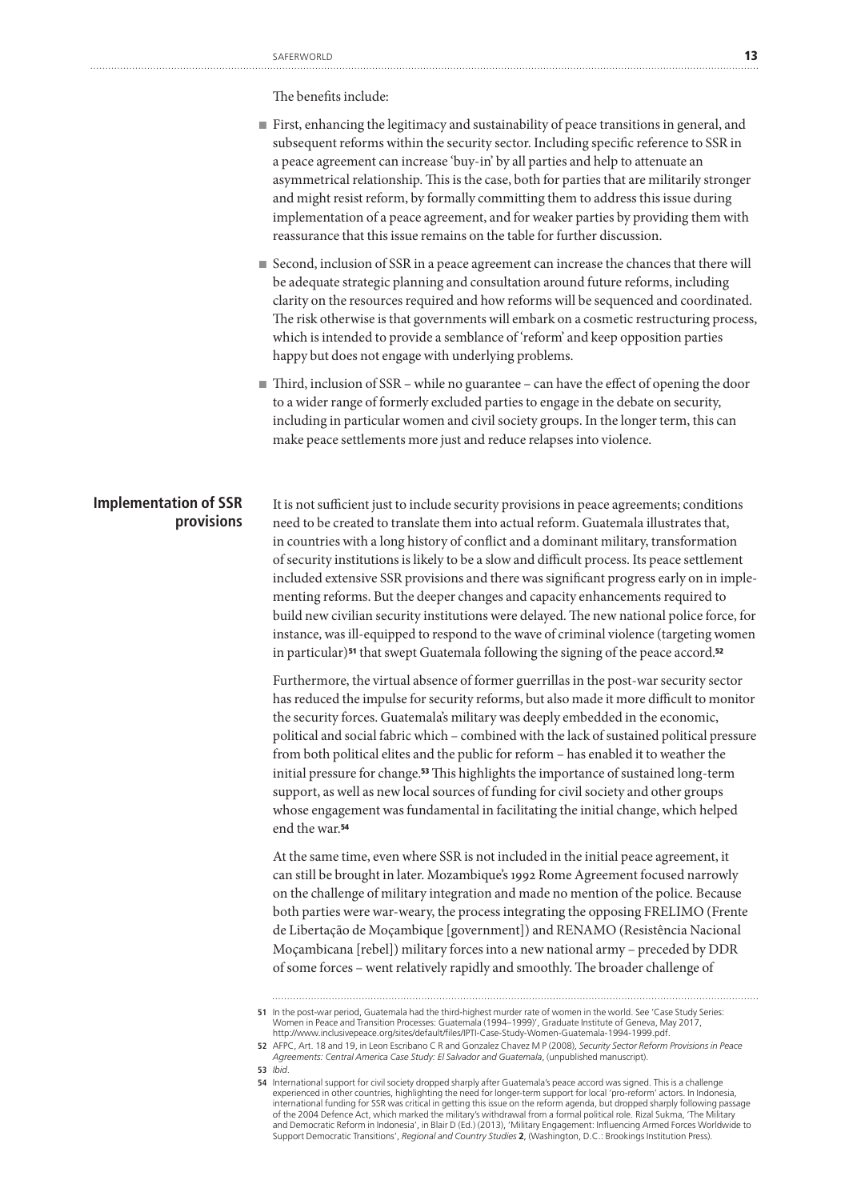The benefits include:

- First, enhancing the legitimacy and sustainability of peace transitions in general, and subsequent reforms within the security sector. Including specific reference to SSR in a peace agreement can increase 'buy-in' by all parties and help to attenuate an asymmetrical relationship. This is the case, both for parties that are militarily stronger and might resist reform, by formally committing them to address this issue during implementation of a peace agreement, and for weaker parties by providing them with reassurance that this issue remains on the table for further discussion.
- Second, inclusion of SSR in a peace agreement can increase the chances that there will be adequate strategic planning and consultation around future reforms, including clarity on the resources required and how reforms will be sequenced and coordinated. The risk otherwise is that governments will embark on a cosmetic restructuring process, which is intended to provide a semblance of 'reform' and keep opposition parties happy but does not engage with underlying problems.
- Third, inclusion of SSR – while no guarantee – can have the effect of opening the door to a wider range of formerly excluded parties to engage in the debate on security, including in particular women and civil society groups. In the longer term, this can make peace settlements more just and reduce relapses into violence.

## Implementation of SSR provisions

It is not sufficient just to include security provisions in peace agreements; conditions need to be created to translate them into actual reform. Guatemala illustrates that, in countries with a long history of conflict and a dominant military, transformation of security institutions is likely to be a slow and difficult process. Its peace settlement included extensive SSR provisions and there was significant progress early on in implementing reforms. But the deeper changes and capacity enhancements required to build new civilian security institutions were delayed. The new national police force, for instance, was ill-equipped to respond to the wave of criminal violence (targeting women in particular)[51] that swept Guatemala following the signing of the peace accord.[52]

Furthermore, the virtual absence of former guerrillas in the post-war security sector has reduced the impulse for security reforms, but also made it more difficult to monitor the security forces. Guatemala's military was deeply embedded in the economic, political and social fabric which – combined with the lack of sustained political pressure from both political elites and the public for reform – has enabled it to weather the initial pressure for change.[53] This highlights the importance of sustained long-term support, as well as new local sources of funding for civil society and other groups whose engagement was fundamental in facilitating the initial change, which helped end the war.[54]

At the same time, even where SSR is not included in the initial peace agreement, it can still be brought in later. Mozambique's 1992 Rome Agreement focused narrowly on the challenge of military integration and made no mention of the police. Because both parties were war-weary, the process integrating the opposing FRELIMO (Frente de Libertação de Moçambique [government]) and RENAMO (Resistência Nacional Moçambicana [rebel]) military forces into a new national army – preceded by DDR of some forces – went relatively rapidly and smoothly. The broader challenge of

---

51 In the post-war period, Guatemala had the third-highest murder rate of women in the world. See 'Case Study Series: Women in Peace and Transition Processes: Guatemala (1994–1999)', Graduate Institute of Geneva, May 2017, http://www.inclusivepeace.org/sites/default/files/IPTI-Case-Study-Women-Guatemala-1994-1999.pdf.

52 AFPC, Art. 18 and 19, in Leon Escribano C R and Gonzalez Chavez M P (2008), *Security Sector Reform Provisions in Peace Agreements: Central America Case Study: El Salvador and Guatemala*, (unpublished manuscript).

53 *Ibid*.

54 International support for civil society dropped sharply after Guatemala's peace accord was signed. This is a challenge experienced in other countries, highlighting the need for longer-term support for local 'pro-reform' actors. In Indonesia, international funding for SSR was critical in getting this issue on the reform agenda, but dropped sharply following passage of the 2004 Defence Act, which marked the military's withdrawal from a formal political role. Rizal Sukma, 'The Military and Democratic Reform in Indonesia', in Blair D (Ed.) (2013), 'Military Engagement: Influencing Armed Forces Worldwide to Support Democratic Transitions', *Regional and Country Studies* **2**, (Washington, D.C.: Brookings Institution Press).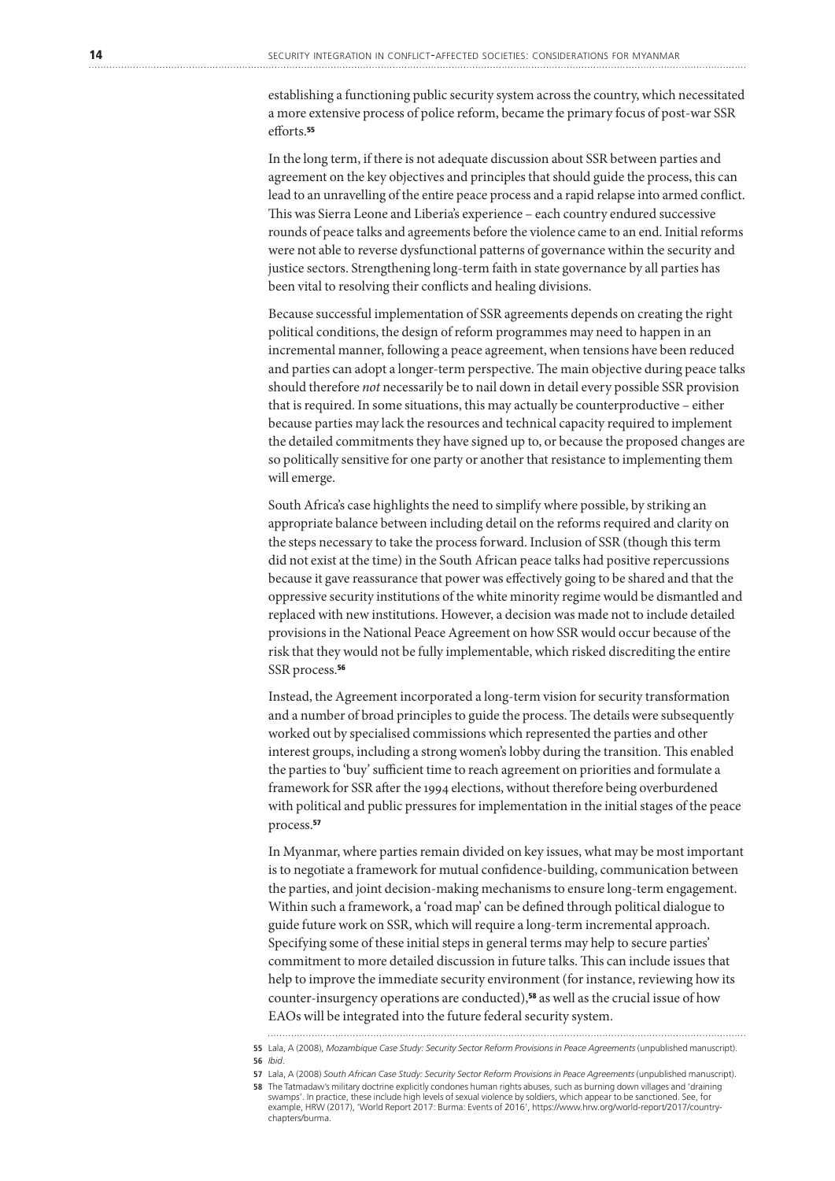establishing a functioning public security system across the country, which necessitated a more extensive process of police reform, became the primary focus of post-war SSR efforts.[55]

In the long term, if there is not adequate discussion about SSR between parties and agreement on the key objectives and principles that should guide the process, this can lead to an unravelling of the entire peace process and a rapid relapse into armed conflict. This was Sierra Leone and Liberia's experience – each country endured successive rounds of peace talks and agreements before the violence came to an end. Initial reforms were not able to reverse dysfunctional patterns of governance within the security and justice sectors. Strengthening long-term faith in state governance by all parties has been vital to resolving their conflicts and healing divisions.

Because successful implementation of SSR agreements depends on creating the right political conditions, the design of reform programmes may need to happen in an incremental manner, following a peace agreement, when tensions have been reduced and parties can adopt a longer-term perspective. The main objective during peace talks should therefore *not* necessarily be to nail down in detail every possible SSR provision that is required. In some situations, this may actually be counterproductive – either because parties may lack the resources and technical capacity required to implement the detailed commitments they have signed up to, or because the proposed changes are so politically sensitive for one party or another that resistance to implementing them will emerge.

South Africa's case highlights the need to simplify where possible, by striking an appropriate balance between including detail on the reforms required and clarity on the steps necessary to take the process forward. Inclusion of SSR (though this term did not exist at the time) in the South African peace talks had positive repercussions because it gave reassurance that power was effectively going to be shared and that the oppressive security institutions of the white minority regime would be dismantled and replaced with new institutions. However, a decision was made not to include detailed provisions in the National Peace Agreement on how SSR would occur because of the risk that they would not be fully implementable, which risked discrediting the entire SSR process.[56]

Instead, the Agreement incorporated a long-term vision for security transformation and a number of broad principles to guide the process. The details were subsequently worked out by specialised commissions which represented the parties and other interest groups, including a strong women's lobby during the transition. This enabled the parties to 'buy' sufficient time to reach agreement on priorities and formulate a framework for SSR after the 1994 elections, without therefore being overburdened with political and public pressures for implementation in the initial stages of the peace process.[57]

In Myanmar, where parties remain divided on key issues, what may be most important is to negotiate a framework for mutual confidence-building, communication between the parties, and joint decision-making mechanisms to ensure long-term engagement. Within such a framework, a 'road map' can be defined through political dialogue to guide future work on SSR, which will require a long-term incremental approach. Specifying some of these initial steps in general terms may help to secure parties' commitment to more detailed discussion in future talks. This can include issues that help to improve the immediate security environment (for instance, reviewing how its counter-insurgency operations are conducted),[58] as well as the crucial issue of how EAOs will be integrated into the future federal security system.

---

55 Lala, A (2008), *Mozambique Case Study: Security Sector Reform Provisions in Peace Agreements* (unpublished manuscript).

56 *Ibid*.

57 Lala, A (2008) *South African Case Study: Security Sector Reform Provisions in Peace Agreements* (unpublished manuscript).

58 The Tatmadaw's military doctrine explicitly condones human rights abuses, such as burning down villages and 'draining swamps'. In practice, these include high levels of sexual violence by soldiers, which appear to be sanctioned. See, for example, HRW (2017), 'World Report 2017: Burma: Events of 2016', https://www.hrw.org/world-report/2017/country-chapters/burma.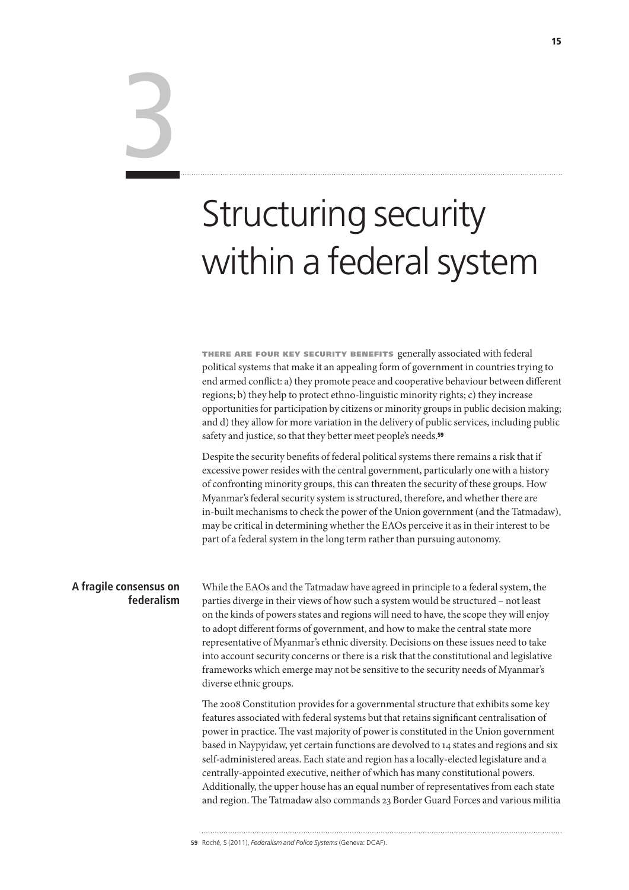# 3

# Structuring security within a federal system

**THERE ARE FOUR KEY SECURITY BENEFITS** generally associated with federal political systems that make it an appealing form of government in countries trying to end armed conflict: a) they promote peace and cooperative behaviour between different regions; b) they help to protect ethno-linguistic minority rights; c) they increase opportunities for participation by citizens or minority groups in public decision making; and d) they allow for more variation in the delivery of public services, including public safety and justice, so that they better meet people's needs.[59]

Despite the security benefits of federal political systems there remains a risk that if excessive power resides with the central government, particularly one with a history of confronting minority groups, this can threaten the security of these groups. How Myanmar's federal security system is structured, therefore, and whether there are in-built mechanisms to check the power of the Union government (and the Tatmadaw), may be critical in determining whether the EAOs perceive it as in their interest to be part of a federal system in the long term rather than pursuing autonomy.

## A fragile consensus on federalism

While the EAOs and the Tatmadaw have agreed in principle to a federal system, the parties diverge in their views of how such a system would be structured – not least on the kinds of powers states and regions will need to have, the scope they will enjoy to adopt different forms of government, and how to make the central state more representative of Myanmar's ethnic diversity. Decisions on these issues need to take into account security concerns or there is a risk that the constitutional and legislative frameworks which emerge may not be sensitive to the security needs of Myanmar's diverse ethnic groups.

The 2008 Constitution provides for a governmental structure that exhibits some key features associated with federal systems but that retains significant centralisation of power in practice. The vast majority of power is constituted in the Union government based in Naypyidaw, yet certain functions are devolved to 14 states and regions and six self-administered areas. Each state and region has a locally-elected legislature and a centrally-appointed executive, neither of which has many constitutional powers. Additionally, the upper house has an equal number of representatives from each state and region. The Tatmadaw also commands 23 Border Guard Forces and various militia

59 Roché, S (2011), *Federalism and Police Systems* (Geneva: DCAF).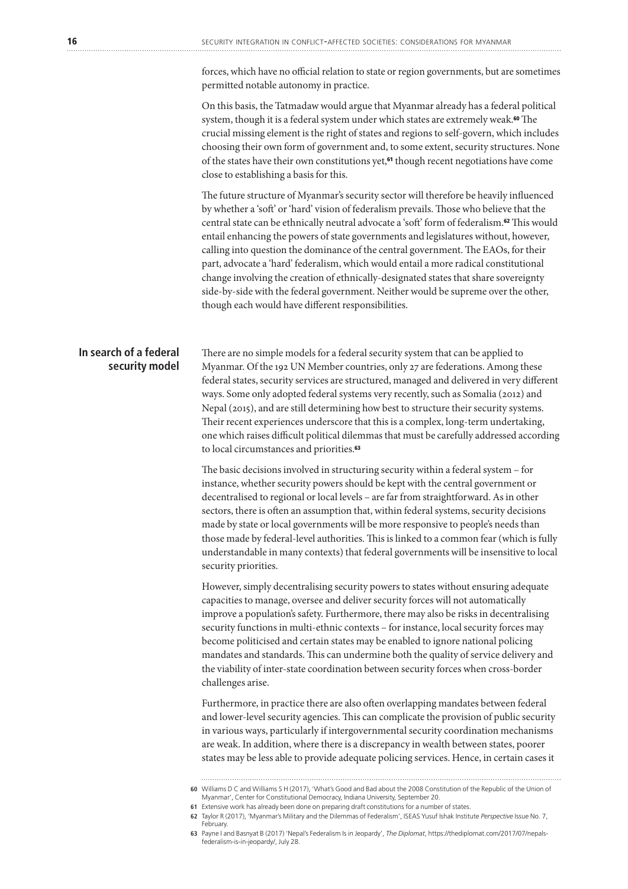forces, which have no official relation to state or region governments, but are sometimes permitted notable autonomy in practice.

On this basis, the Tatmadaw would argue that Myanmar already has a federal political system, though it is a federal system under which states are extremely weak.[60] The crucial missing element is the right of states and regions to self-govern, which includes choosing their own form of government and, to some extent, security structures. None of the states have their own constitutions yet,[61] though recent negotiations have come close to establishing a basis for this.

The future structure of Myanmar's security sector will therefore be heavily influenced by whether a 'soft' or 'hard' vision of federalism prevails. Those who believe that the central state can be ethnically neutral advocate a 'soft' form of federalism.[62] This would entail enhancing the powers of state governments and legislatures without, however, calling into question the dominance of the central government. The EAOs, for their part, advocate a 'hard' federalism, which would entail a more radical constitutional change involving the creation of ethnically-designated states that share sovereignty side-by-side with the federal government. Neither would be supreme over the other, though each would have different responsibilities.

## In search of a federal security model

There are no simple models for a federal security system that can be applied to Myanmar. Of the 192 UN Member countries, only 27 are federations. Among these federal states, security services are structured, managed and delivered in very different ways. Some only adopted federal systems very recently, such as Somalia (2012) and Nepal (2015), and are still determining how best to structure their security systems. Their recent experiences underscore that this is a complex, long-term undertaking, one which raises difficult political dilemmas that must be carefully addressed according to local circumstances and priorities.[63]

The basic decisions involved in structuring security within a federal system – for instance, whether security powers should be kept with the central government or decentralised to regional or local levels – are far from straightforward. As in other sectors, there is often an assumption that, within federal systems, security decisions made by state or local governments will be more responsive to people's needs than those made by federal-level authorities. This is linked to a common fear (which is fully understandable in many contexts) that federal governments will be insensitive to local security priorities.

However, simply decentralising security powers to states without ensuring adequate capacities to manage, oversee and deliver security forces will not automatically improve a population's safety. Furthermore, there may also be risks in decentralising security functions in multi-ethnic contexts – for instance, local security forces may become politicised and certain states may be enabled to ignore national policing mandates and standards. This can undermine both the quality of service delivery and the viability of inter-state coordination between security forces when cross-border challenges arise.

Furthermore, in practice there are also often overlapping mandates between federal and lower-level security agencies. This can complicate the provision of public security in various ways, particularly if intergovernmental security coordination mechanisms are weak. In addition, where there is a discrepancy in wealth between states, poorer states may be less able to provide adequate policing services. Hence, in certain cases it

---

60 Williams D C and Williams S H (2017), 'What's Good and Bad about the 2008 Constitution of the Republic of the Union of Myanmar', Center for Constitutional Democracy, Indiana University, September 20.

61 Extensive work has already been done on preparing draft constitutions for a number of states.

62 Taylor R (2017), 'Myanmar's Military and the Dilemmas of Federalism', ISEAS Yusuf Ishak Institute *Perspective* Issue No. 7, February.

63 Payne I and Basnyat B (2017) 'Nepal's Federalism Is in Jeopardy', *The Diplomat*, https://thediplomat.com/2017/07/nepals-federalism-is-in-jeopardy/, July 28.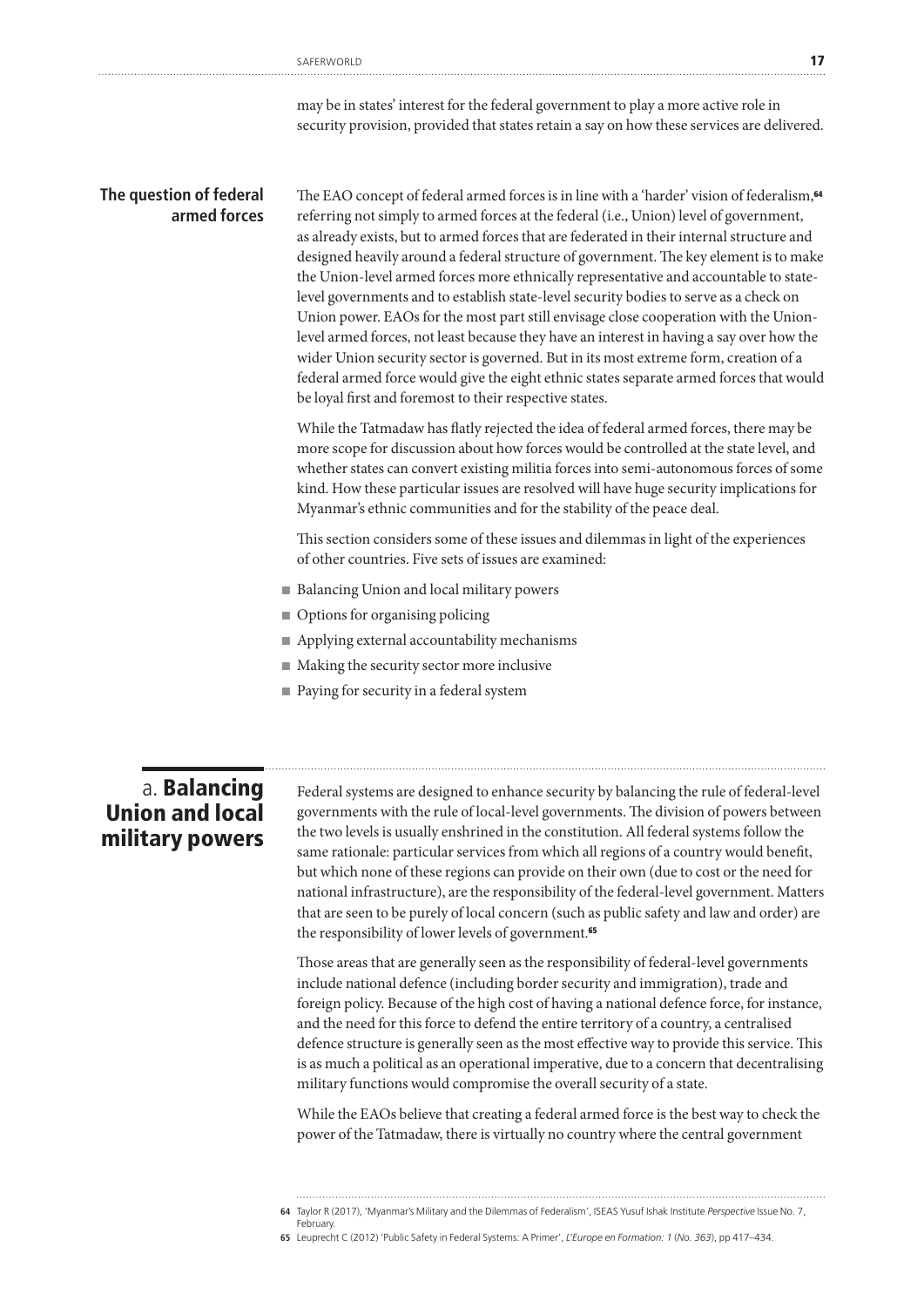may be in states' interest for the federal government to play a more active role in security provision, provided that states retain a say on how these services are delivered.

### The question of federal armed forces

The EAO concept of federal armed forces is in line with a 'harder' vision of federalism,[64] referring not simply to armed forces at the federal (i.e., Union) level of government, as already exists, but to armed forces that are federated in their internal structure and designed heavily around a federal structure of government. The key element is to make the Union-level armed forces more ethnically representative and accountable to state-level governments and to establish state-level security bodies to serve as a check on Union power. EAOs for the most part still envisage close cooperation with the Union-level armed forces, not least because they have an interest in having a say over how the wider Union security sector is governed. But in its most extreme form, creation of a federal armed force would give the eight ethnic states separate armed forces that would be loyal first and foremost to their respective states.

While the Tatmadaw has flatly rejected the idea of federal armed forces, there may be more scope for discussion about how forces would be controlled at the state level, and whether states can convert existing militia forces into semi-autonomous forces of some kind. How these particular issues are resolved will have huge security implications for Myanmar's ethnic communities and for the stability of the peace deal.

This section considers some of these issues and dilemmas in light of the experiences of other countries. Five sets of issues are examined:

- Balancing Union and local military powers
- Options for organising policing
- Applying external accountability mechanisms
- Making the security sector more inclusive
- Paying for security in a federal system

## a. Balancing Union and local military powers

Federal systems are designed to enhance security by balancing the rule of federal-level governments with the rule of local-level governments. The division of powers between the two levels is usually enshrined in the constitution. All federal systems follow the same rationale: particular services from which all regions of a country would benefit, but which none of these regions can provide on their own (due to cost or the need for national infrastructure), are the responsibility of the federal-level government. Matters that are seen to be purely of local concern (such as public safety and law and order) are the responsibility of lower levels of government.[65]

Those areas that are generally seen as the responsibility of federal-level governments include national defence (including border security and immigration), trade and foreign policy. Because of the high cost of having a national defence force, for instance, and the need for this force to defend the entire territory of a country, a centralised defence structure is generally seen as the most effective way to provide this service. This is as much a political as an operational imperative, due to a concern that decentralising military functions would compromise the overall security of a state.

While the EAOs believe that creating a federal armed force is the best way to check the power of the Tatmadaw, there is virtually no country where the central government

---

64 Taylor R (2017), 'Myanmar's Military and the Dilemmas of Federalism', ISEAS Yusuf Ishak Institute *Perspective* Issue No. 7, February.

65 Leuprecht C (2012) 'Public Safety in Federal Systems: A Primer', *L'Europe en Formation: 1* (*No. 363*), pp 417–434.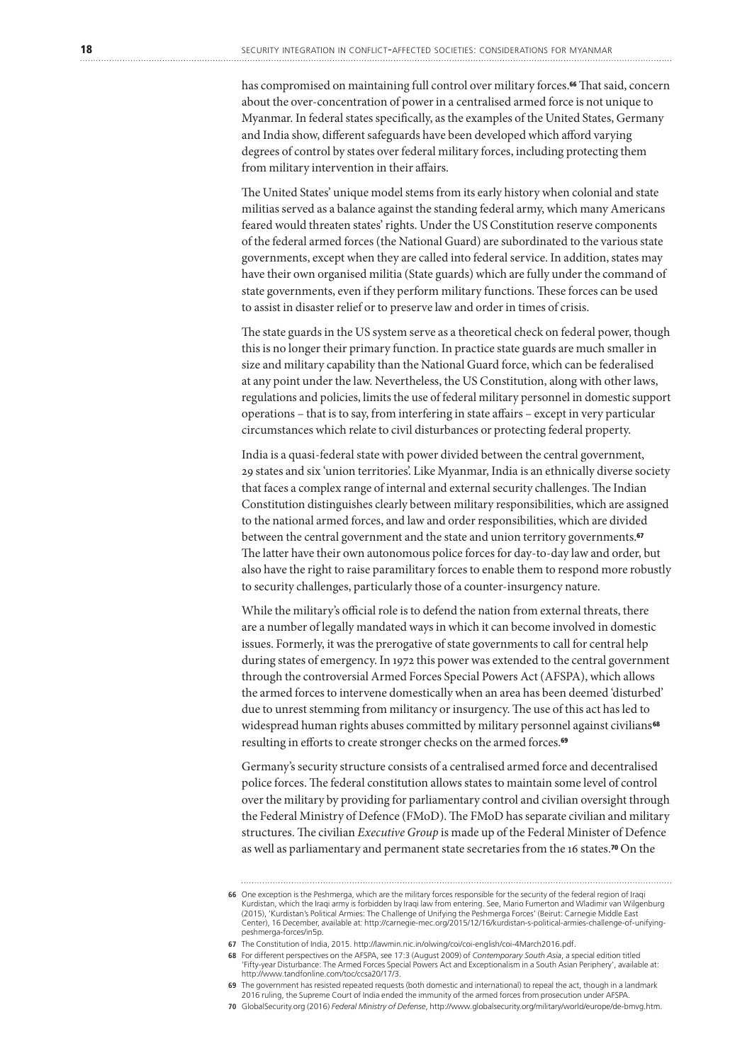has compromised on maintaining full control over military forces.[66] That said, concern about the over-concentration of power in a centralised armed force is not unique to Myanmar. In federal states specifically, as the examples of the United States, Germany and India show, different safeguards have been developed which afford varying degrees of control by states over federal military forces, including protecting them from military intervention in their affairs.

The United States' unique model stems from its early history when colonial and state militias served as a balance against the standing federal army, which many Americans feared would threaten states' rights. Under the US Constitution reserve components of the federal armed forces (the National Guard) are subordinated to the various state governments, except when they are called into federal service. In addition, states may have their own organised militia (State guards) which are fully under the command of state governments, even if they perform military functions. These forces can be used to assist in disaster relief or to preserve law and order in times of crisis.

The state guards in the US system serve as a theoretical check on federal power, though this is no longer their primary function. In practice state guards are much smaller in size and military capability than the National Guard force, which can be federalised at any point under the law. Nevertheless, the US Constitution, along with other laws, regulations and policies, limits the use of federal military personnel in domestic support operations – that is to say, from interfering in state affairs – except in very particular circumstances which relate to civil disturbances or protecting federal property.

India is a quasi-federal state with power divided between the central government, 29 states and six 'union territories'. Like Myanmar, India is an ethnically diverse society that faces a complex range of internal and external security challenges. The Indian Constitution distinguishes clearly between military responsibilities, which are assigned to the national armed forces, and law and order responsibilities, which are divided between the central government and the state and union territory governments.[67] The latter have their own autonomous police forces for day-to-day law and order, but also have the right to raise paramilitary forces to enable them to respond more robustly to security challenges, particularly those of a counter-insurgency nature.

While the military's official role is to defend the nation from external threats, there are a number of legally mandated ways in which it can become involved in domestic issues. Formerly, it was the prerogative of state governments to call for central help during states of emergency. In 1972 this power was extended to the central government through the controversial Armed Forces Special Powers Act (AFSPA), which allows the armed forces to intervene domestically when an area has been deemed 'disturbed' due to unrest stemming from militancy or insurgency. The use of this act has led to widespread human rights abuses committed by military personnel against civilians[68] resulting in efforts to create stronger checks on the armed forces.[69]

Germany's security structure consists of a centralised armed force and decentralised police forces. The federal constitution allows states to maintain some level of control over the military by providing for parliamentary control and civilian oversight through the Federal Ministry of Defence (FMoD). The FMoD has separate civilian and military structures. The civilian *Executive Group* is made up of the Federal Minister of Defence as well as parliamentary and permanent state secretaries from the 16 states.[70] On the

---

66 One exception is the Peshmerga, which are the military forces responsible for the security of the federal region of Iraqi Kurdistan, which the Iraqi army is forbidden by Iraqi law from entering. See, Mario Fumerton and Wladimir van Wilgenburg (2015), 'Kurdistan's Political Armies: The Challenge of Unifying the Peshmerga Forces' (Beirut: Carnegie Middle East Center), 16 December, available at: http://carnegie-mec.org/2015/12/16/kurdistan-s-political-armies-challenge-of-unifying-peshmerga-forces/in5p.

67 The Constitution of India, 2015. http://lawmin.nic.in/olwing/coi/coi-english/coi-4March2016.pdf.

68 For different perspectives on the AFSPA, see 17:3 (August 2009) of *Contemporary South Asia*, a special edition titled 'Fifty-year Disturbance: The Armed Forces Special Powers Act and Exceptionalism in a South Asian Periphery', available at: http://www.tandfonline.com/toc/ccsa20/17/3.

69 The government has resisted repeated requests (both domestic and international) to repeal the act, though in a landmark 2016 ruling, the Supreme Court of India ended the immunity of the armed forces from prosecution under AFSPA.

70 GlobalSecurity.org (2016) *Federal Ministry of Defense*, http://www.globalsecurity.org/military/world/europe/de-bmvg.htm.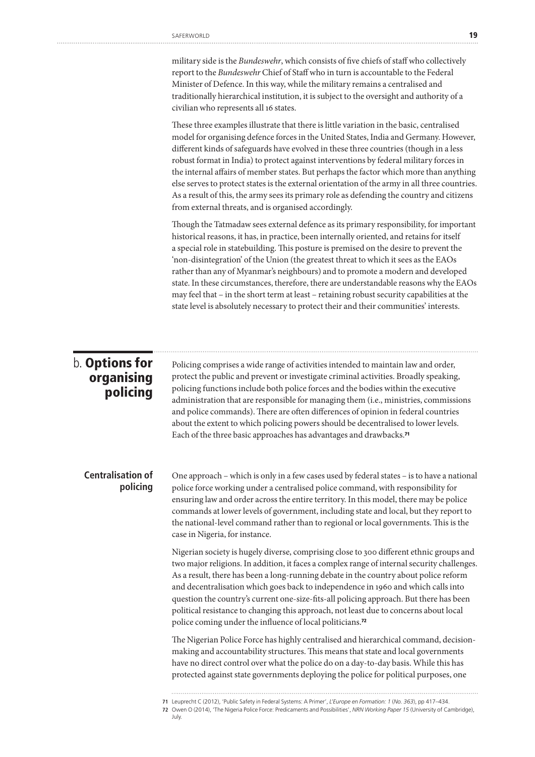military side is the *Bundeswehr*, which consists of five chiefs of staff who collectively report to the *Bundeswehr* Chief of Staff who in turn is accountable to the Federal Minister of Defence. In this way, while the military remains a centralised and traditionally hierarchical institution, it is subject to the oversight and authority of a civilian who represents all 16 states.

These three examples illustrate that there is little variation in the basic, centralised model for organising defence forces in the United States, India and Germany. However, different kinds of safeguards have evolved in these three countries (though in a less robust format in India) to protect against interventions by federal military forces in the internal affairs of member states. But perhaps the factor which more than anything else serves to protect states is the external orientation of the army in all three countries. As a result of this, the army sees its primary role as defending the country and citizens from external threats, and is organised accordingly.

Though the Tatmadaw sees external defence as its primary responsibility, for important historical reasons, it has, in practice, been internally oriented, and retains for itself a special role in statebuilding. This posture is premised on the desire to prevent the 'non-disintegration' of the Union (the greatest threat to which it sees as the EAOs rather than any of Myanmar's neighbours) and to promote a modern and developed state. In these circumstances, therefore, there are understandable reasons why the EAOs may feel that – in the short term at least – retaining robust security capabilities at the state level is absolutely necessary to protect their and their communities' interests.

## b. Options for organising policing

Policing comprises a wide range of activities intended to maintain law and order, protect the public and prevent or investigate criminal activities. Broadly speaking, policing functions include both police forces and the bodies within the executive administration that are responsible for managing them (i.e., ministries, commissions and police commands). There are often differences of opinion in federal countries about the extent to which policing powers should be decentralised to lower levels. Each of the three basic approaches has advantages and drawbacks.[71]

### Centralisation of policing

One approach – which is only in a few cases used by federal states – is to have a national police force working under a centralised police command, with responsibility for ensuring law and order across the entire territory. In this model, there may be police commands at lower levels of government, including state and local, but they report to the national-level command rather than to regional or local governments. This is the case in Nigeria, for instance.

Nigerian society is hugely diverse, comprising close to 300 different ethnic groups and two major religions. In addition, it faces a complex range of internal security challenges. As a result, there has been a long-running debate in the country about police reform and decentralisation which goes back to independence in 1960 and which calls into question the country's current one-size-fits-all policing approach. But there has been political resistance to changing this approach, not least due to concerns about local police coming under the influence of local politicians.[72]

The Nigerian Police Force has highly centralised and hierarchical command, decision-making and accountability structures. This means that state and local governments have no direct control over what the police do on a day-to-day basis. While this has protected against state governments deploying the police for political purposes, one

71 Leuprecht C (2012), 'Public Safety in Federal Systems: A Primer', *L'Europe en Formation: 1 (No. 363)*, pp 417–434.

72 Owen O (2014), 'The Nigeria Police Force: Predicaments and Possibilities', *NRN Working Paper 15* (University of Cambridge), July.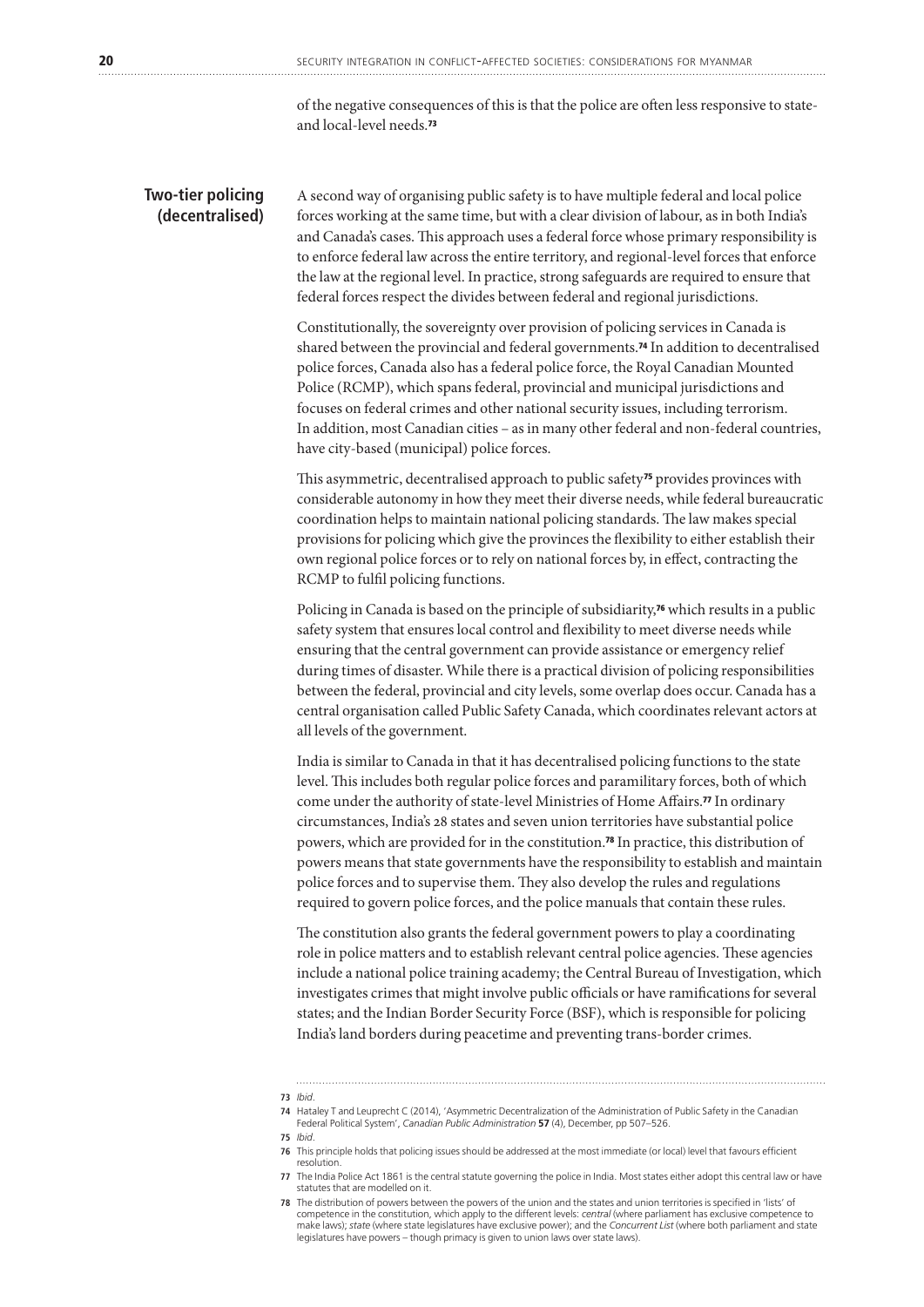of the negative consequences of this is that the police are often less responsive to state- and local-level needs.[73]

## Two-tier policing (decentralised)

A second way of organising public safety is to have multiple federal and local police forces working at the same time, but with a clear division of labour, as in both India's and Canada's cases. This approach uses a federal force whose primary responsibility is to enforce federal law across the entire territory, and regional-level forces that enforce the law at the regional level. In practice, strong safeguards are required to ensure that federal forces respect the divides between federal and regional jurisdictions.

Constitutionally, the sovereignty over provision of policing services in Canada is shared between the provincial and federal governments.[74] In addition to decentralised police forces, Canada also has a federal police force, the Royal Canadian Mounted Police (RCMP), which spans federal, provincial and municipal jurisdictions and focuses on federal crimes and other national security issues, including terrorism. In addition, most Canadian cities – as in many other federal and non-federal countries, have city-based (municipal) police forces.

This asymmetric, decentralised approach to public safety[75] provides provinces with considerable autonomy in how they meet their diverse needs, while federal bureaucratic coordination helps to maintain national policing standards. The law makes special provisions for policing which give the provinces the flexibility to either establish their own regional police forces or to rely on national forces by, in effect, contracting the RCMP to fulfil policing functions.

Policing in Canada is based on the principle of subsidiarity,[76] which results in a public safety system that ensures local control and flexibility to meet diverse needs while ensuring that the central government can provide assistance or emergency relief during times of disaster. While there is a practical division of policing responsibilities between the federal, provincial and city levels, some overlap does occur. Canada has a central organisation called Public Safety Canada, which coordinates relevant actors at all levels of the government.

India is similar to Canada in that it has decentralised policing functions to the state level. This includes both regular police forces and paramilitary forces, both of which come under the authority of state-level Ministries of Home Affairs.[77] In ordinary circumstances, India's 28 states and seven union territories have substantial police powers, which are provided for in the constitution.[78] In practice, this distribution of powers means that state governments have the responsibility to establish and maintain police forces and to supervise them. They also develop the rules and regulations required to govern police forces, and the police manuals that contain these rules.

The constitution also grants the federal government powers to play a coordinating role in police matters and to establish relevant central police agencies. These agencies include a national police training academy; the Central Bureau of Investigation, which investigates crimes that might involve public officials or have ramifications for several states; and the Indian Border Security Force (BSF), which is responsible for policing India's land borders during peacetime and preventing trans-border crimes.

---

**73** *Ibid*.

**74** Hataley T and Leuprecht C (2014), 'Asymmetric Decentralization of the Administration of Public Safety in the Canadian Federal Political System', *Canadian Public Administration* **57** (4), December, pp 507–526.

**75** *Ibid*.

**76** This principle holds that policing issues should be addressed at the most immediate (or local) level that favours efficient resolution.

**77** The India Police Act 1861 is the central statute governing the police in India. Most states either adopt this central law or have statutes that are modelled on it.

**78** The distribution of powers between the powers of the union and the states and union territories is specified in 'lists' of competence in the constitution, which apply to the different levels: *central* (where parliament has exclusive competence to make laws); *state* (where state legislatures have exclusive power); and the *Concurrent List* (where both parliament and state legislatures have powers – though primacy is given to union laws over state laws).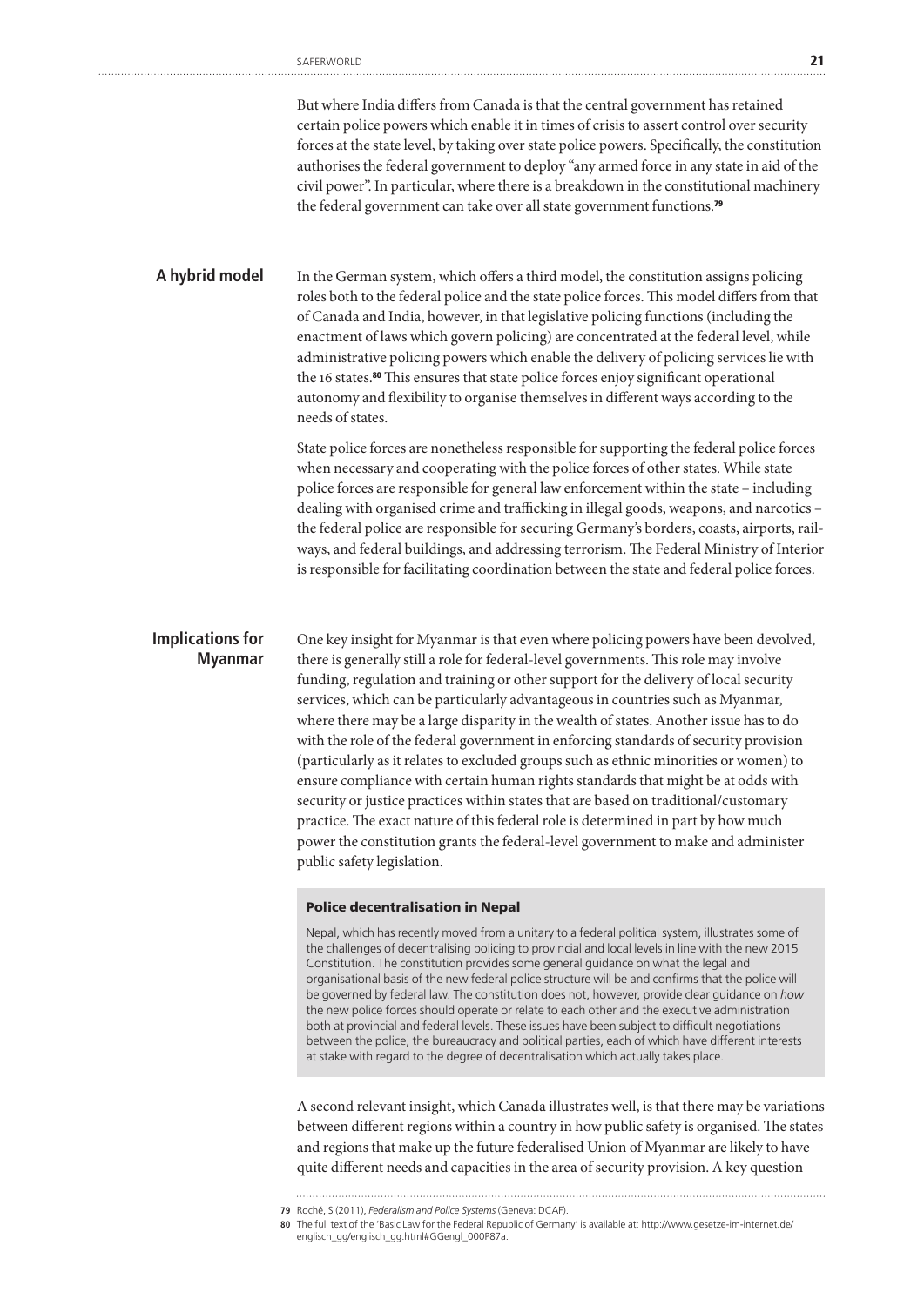But where India differs from Canada is that the central government has retained certain police powers which enable it in times of crisis to assert control over security forces at the state level, by taking over state police powers. Specifically, the constitution authorises the federal government to deploy "any armed force in any state in aid of the civil power". In particular, where there is a breakdown in the constitutional machinery the federal government can take over all state government functions.[79]

### A hybrid model

In the German system, which offers a third model, the constitution assigns policing roles both to the federal police and the state police forces. This model differs from that of Canada and India, however, in that legislative policing functions (including the enactment of laws which govern policing) are concentrated at the federal level, while administrative policing powers which enable the delivery of policing services lie with the 16 states.[80] This ensures that state police forces enjoy significant operational autonomy and flexibility to organise themselves in different ways according to the needs of states.

State police forces are nonetheless responsible for supporting the federal police forces when necessary and cooperating with the police forces of other states. While state police forces are responsible for general law enforcement within the state – including dealing with organised crime and trafficking in illegal goods, weapons, and narcotics – the federal police are responsible for securing Germany's borders, coasts, airports, railways, and federal buildings, and addressing terrorism. The Federal Ministry of Interior is responsible for facilitating coordination between the state and federal police forces.

### Implications for Myanmar

One key insight for Myanmar is that even where policing powers have been devolved, there is generally still a role for federal-level governments. This role may involve funding, regulation and training or other support for the delivery of local security services, which can be particularly advantageous in countries such as Myanmar, where there may be a large disparity in the wealth of states. Another issue has to do with the role of the federal government in enforcing standards of security provision (particularly as it relates to excluded groups such as ethnic minorities or women) to ensure compliance with certain human rights standards that might be at odds with security or justice practices within states that are based on traditional/customary practice. The exact nature of this federal role is determined in part by how much power the constitution grants the federal-level government to make and administer public safety legislation.

> **Police decentralisation in Nepal**
>
> Nepal, which has recently moved from a unitary to a federal political system, illustrates some of the challenges of decentralising policing to provincial and local levels in line with the new 2015 Constitution. The constitution provides some general guidance on what the legal and organisational basis of the new federal police structure will be and confirms that the police will be governed by federal law. The constitution does not, however, provide clear guidance on *how* the new police forces should operate or relate to each other and the executive administration both at provincial and federal levels. These issues have been subject to difficult negotiations between the police, the bureaucracy and political parties, each of which have different interests at stake with regard to the degree of decentralisation which actually takes place.

A second relevant insight, which Canada illustrates well, is that there may be variations between different regions within a country in how public safety is organised. The states and regions that make up the future federalised Union of Myanmar are likely to have quite different needs and capacities in the area of security provision. A key question

---

79 Roché, S (2011), *Federalism and Police Systems* (Geneva: DCAF).

80 The full text of the 'Basic Law for the Federal Republic of Germany' is available at: http://www.gesetze-im-internet.de/englisch_gg/englisch_gg.html#GGengl_000P87a.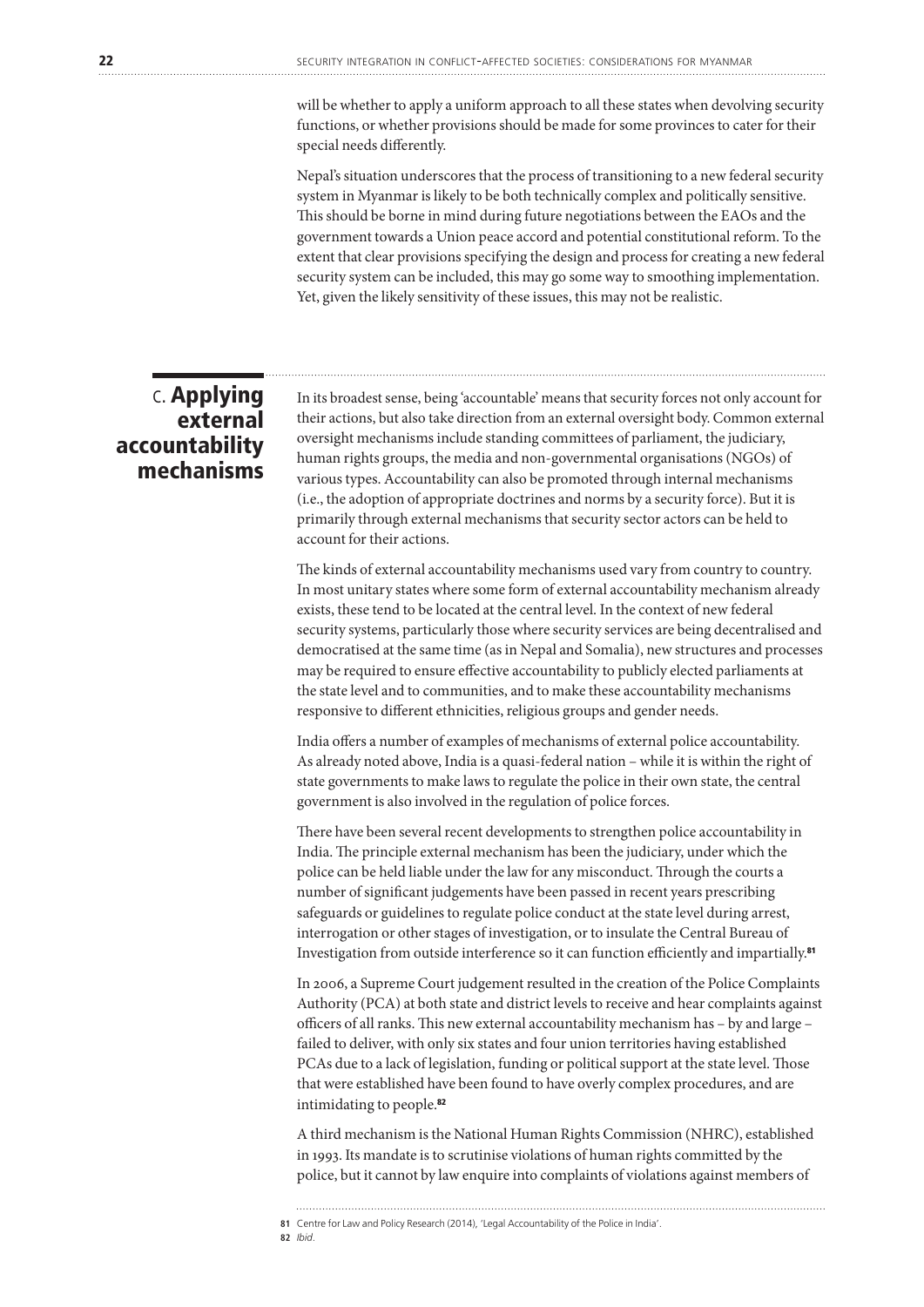will be whether to apply a uniform approach to all these states when devolving security functions, or whether provisions should be made for some provinces to cater for their special needs differently.

Nepal's situation underscores that the process of transitioning to a new federal security system in Myanmar is likely to be both technically complex and politically sensitive. This should be borne in mind during future negotiations between the EAOs and the government towards a Union peace accord and potential constitutional reform. To the extent that clear provisions specifying the design and process for creating a new federal security system can be included, this may go some way to smoothing implementation. Yet, given the likely sensitivity of these issues, this may not be realistic.

## C. Applying external accountability mechanisms

In its broadest sense, being 'accountable' means that security forces not only account for their actions, but also take direction from an external oversight body. Common external oversight mechanisms include standing committees of parliament, the judiciary, human rights groups, the media and non-governmental organisations (NGOs) of various types. Accountability can also be promoted through internal mechanisms (i.e., the adoption of appropriate doctrines and norms by a security force). But it is primarily through external mechanisms that security sector actors can be held to account for their actions.

The kinds of external accountability mechanisms used vary from country to country. In most unitary states where some form of external accountability mechanism already exists, these tend to be located at the central level. In the context of new federal security systems, particularly those where security services are being decentralised and democratised at the same time (as in Nepal and Somalia), new structures and processes may be required to ensure effective accountability to publicly elected parliaments at the state level and to communities, and to make these accountability mechanisms responsive to different ethnicities, religious groups and gender needs.

India offers a number of examples of mechanisms of external police accountability. As already noted above, India is a quasi-federal nation – while it is within the right of state governments to make laws to regulate the police in their own state, the central government is also involved in the regulation of police forces.

There have been several recent developments to strengthen police accountability in India. The principle external mechanism has been the judiciary, under which the police can be held liable under the law for any misconduct. Through the courts a number of significant judgements have been passed in recent years prescribing safeguards or guidelines to regulate police conduct at the state level during arrest, interrogation or other stages of investigation, or to insulate the Central Bureau of Investigation from outside interference so it can function efficiently and impartially.[81]

In 2006, a Supreme Court judgement resulted in the creation of the Police Complaints Authority (PCA) at both state and district levels to receive and hear complaints against officers of all ranks. This new external accountability mechanism has – by and large – failed to deliver, with only six states and four union territories having established PCAs due to a lack of legislation, funding or political support at the state level. Those that were established have been found to have overly complex procedures, and are intimidating to people.[82]

A third mechanism is the National Human Rights Commission (NHRC), established in 1993. Its mandate is to scrutinise violations of human rights committed by the police, but it cannot by law enquire into complaints of violations against members of

---

81 Centre for Law and Policy Research (2014), 'Legal Accountability of the Police in India'.

82 *Ibid*.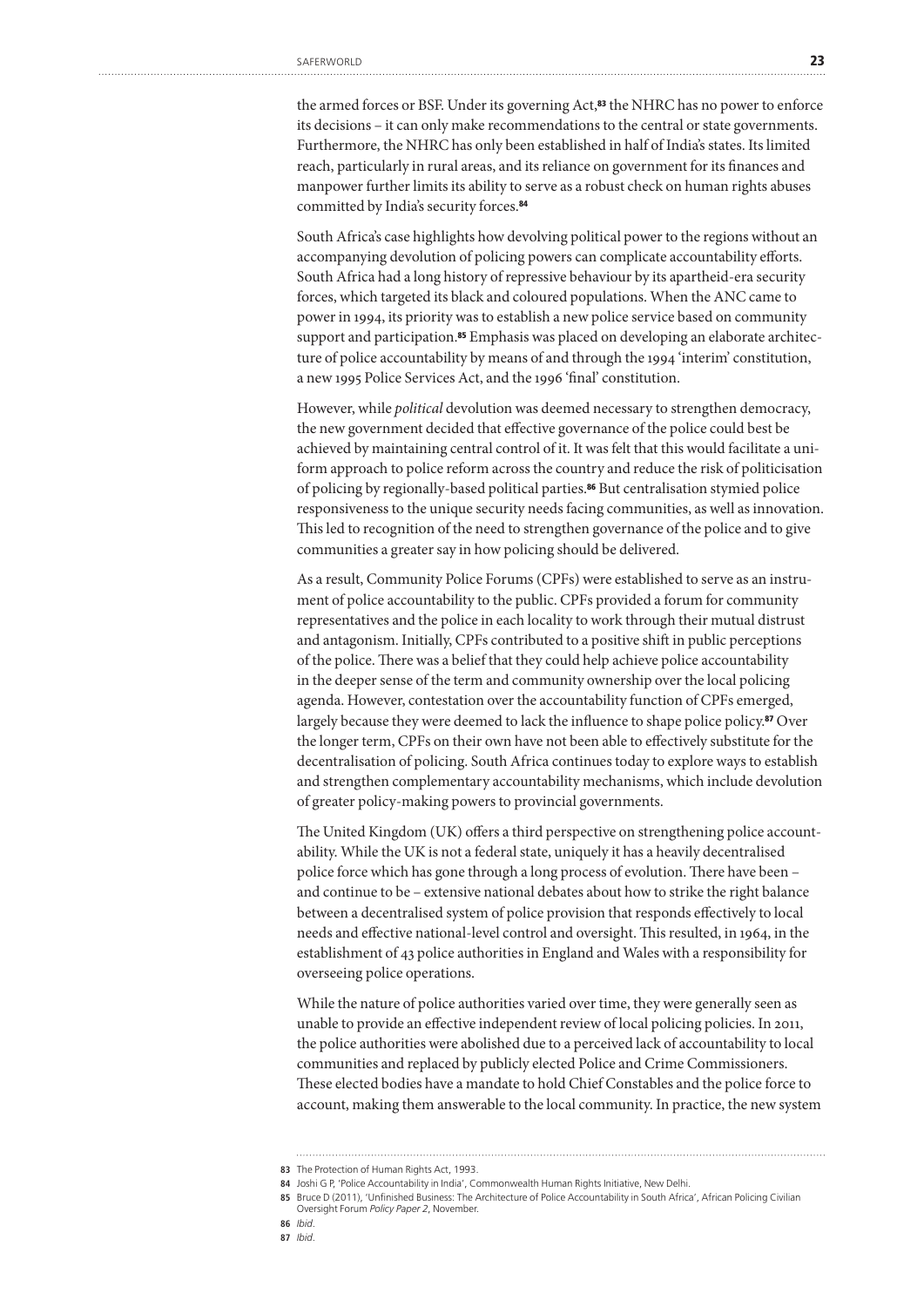the armed forces or BSF. Under its governing Act,[83] the NHRC has no power to enforce its decisions – it can only make recommendations to the central or state governments. Furthermore, the NHRC has only been established in half of India's states. Its limited reach, particularly in rural areas, and its reliance on government for its finances and manpower further limits its ability to serve as a robust check on human rights abuses committed by India's security forces.[84]

South Africa's case highlights how devolving political power to the regions without an accompanying devolution of policing powers can complicate accountability efforts. South Africa had a long history of repressive behaviour by its apartheid-era security forces, which targeted its black and coloured populations. When the ANC came to power in 1994, its priority was to establish a new police service based on community support and participation.[85] Emphasis was placed on developing an elaborate architecture of police accountability by means of and through the 1994 'interim' constitution, a new 1995 Police Services Act, and the 1996 'final' constitution.

However, while *political* devolution was deemed necessary to strengthen democracy, the new government decided that effective governance of the police could best be achieved by maintaining central control of it. It was felt that this would facilitate a uniform approach to police reform across the country and reduce the risk of politicisation of policing by regionally-based political parties.[86] But centralisation stymied police responsiveness to the unique security needs facing communities, as well as innovation. This led to recognition of the need to strengthen governance of the police and to give communities a greater say in how policing should be delivered.

As a result, Community Police Forums (CPFs) were established to serve as an instrument of police accountability to the public. CPFs provided a forum for community representatives and the police in each locality to work through their mutual distrust and antagonism. Initially, CPFs contributed to a positive shift in public perceptions of the police. There was a belief that they could help achieve police accountability in the deeper sense of the term and community ownership over the local policing agenda. However, contestation over the accountability function of CPFs emerged, largely because they were deemed to lack the influence to shape police policy.[87] Over the longer term, CPFs on their own have not been able to effectively substitute for the decentralisation of policing. South Africa continues today to explore ways to establish and strengthen complementary accountability mechanisms, which include devolution of greater policy-making powers to provincial governments.

The United Kingdom (UK) offers a third perspective on strengthening police accountability. While the UK is not a federal state, uniquely it has a heavily decentralised police force which has gone through a long process of evolution. There have been – and continue to be – extensive national debates about how to strike the right balance between a decentralised system of police provision that responds effectively to local needs and effective national-level control and oversight. This resulted, in 1964, in the establishment of 43 police authorities in England and Wales with a responsibility for overseeing police operations.

While the nature of police authorities varied over time, they were generally seen as unable to provide an effective independent review of local policing policies. In 2011, the police authorities were abolished due to a perceived lack of accountability to local communities and replaced by publicly elected Police and Crime Commissioners. These elected bodies have a mandate to hold Chief Constables and the police force to account, making them answerable to the local community. In practice, the new system

---

83 The Protection of Human Rights Act, 1993.

84 Joshi G P, 'Police Accountability in India', Commonwealth Human Rights Initiative, New Delhi.

85 Bruce D (2011), 'Unfinished Business: The Architecture of Police Accountability in South Africa', African Policing Civilian Oversight Forum *Policy Paper 2*, November.

86 *Ibid*.

87 *Ibid*.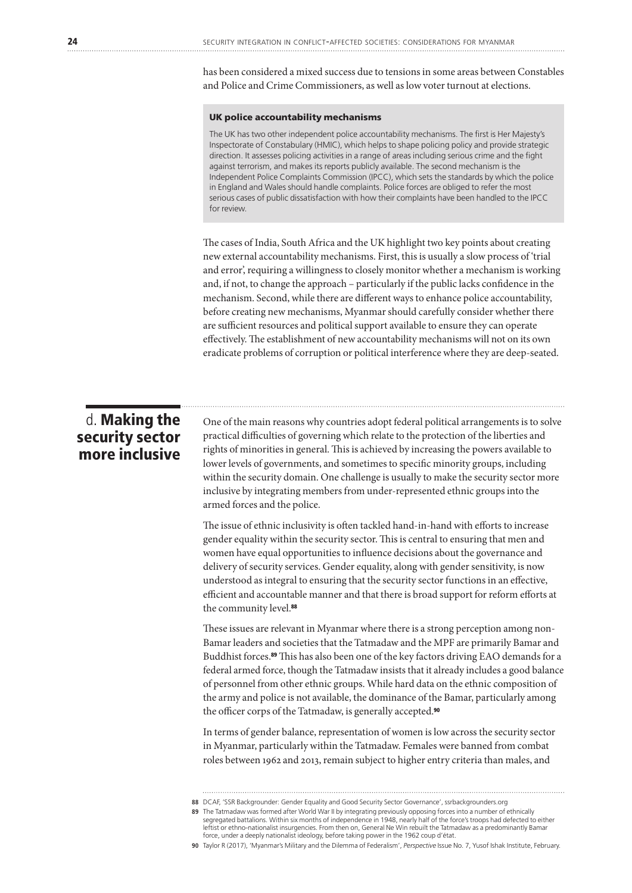has been considered a mixed success due to tensions in some areas between Constables and Police and Crime Commissioners, as well as low voter turnout at elections.

> **UK police accountability mechanisms**
>
> The UK has two other independent police accountability mechanisms. The first is Her Majesty's Inspectorate of Constabulary (HMIC), which helps to shape policing policy and provide strategic direction. It assesses policing activities in a range of areas including serious crime and the fight against terrorism, and makes its reports publicly available. The second mechanism is the Independent Police Complaints Commission (IPCC), which sets the standards by which the police in England and Wales should handle complaints. Police forces are obliged to refer the most serious cases of public dissatisfaction with how their complaints have been handled to the IPCC for review.

The cases of India, South Africa and the UK highlight two key points about creating new external accountability mechanisms. First, this is usually a slow process of 'trial and error', requiring a willingness to closely monitor whether a mechanism is working and, if not, to change the approach – particularly if the public lacks confidence in the mechanism. Second, while there are different ways to enhance police accountability, before creating new mechanisms, Myanmar should carefully consider whether there are sufficient resources and political support available to ensure they can operate effectively. The establishment of new accountability mechanisms will not on its own eradicate problems of corruption or political interference where they are deep-seated.

## d. Making the security sector more inclusive

One of the main reasons why countries adopt federal political arrangements is to solve practical difficulties of governing which relate to the protection of the liberties and rights of minorities in general. This is achieved by increasing the powers available to lower levels of governments, and sometimes to specific minority groups, including within the security domain. One challenge is usually to make the security sector more inclusive by integrating members from under-represented ethnic groups into the armed forces and the police.

The issue of ethnic inclusivity is often tackled hand-in-hand with efforts to increase gender equality within the security sector. This is central to ensuring that men and women have equal opportunities to influence decisions about the governance and delivery of security services. Gender equality, along with gender sensitivity, is now understood as integral to ensuring that the security sector functions in an effective, efficient and accountable manner and that there is broad support for reform efforts at the community level.[88]

These issues are relevant in Myanmar where there is a strong perception among non-Bamar leaders and societies that the Tatmadaw and the MPF are primarily Bamar and Buddhist forces.[89] This has also been one of the key factors driving EAO demands for a federal armed force, though the Tatmadaw insists that it already includes a good balance of personnel from other ethnic groups. While hard data on the ethnic composition of the army and police is not available, the dominance of the Bamar, particularly among the officer corps of the Tatmadaw, is generally accepted.[90]

In terms of gender balance, representation of women is low across the security sector in Myanmar, particularly within the Tatmadaw. Females were banned from combat roles between 1962 and 2013, remain subject to higher entry criteria than males, and

---

88 DCAF, 'SSR Backgrounder: Gender Equality and Good Security Sector Governance', ssrbackgrounders.org

89 The Tatmadaw was formed after World War II by integrating previously opposing forces into a number of ethnically segregated battalions. Within six months of independence in 1948, nearly half of the force's troops had defected to either leftist or ethno-nationalist insurgencies. From then on, General Ne Win rebuilt the Tatmadaw as a predominantly Bamar force, under a deeply nationalist ideology, before taking power in the 1962 coup d'état.

90 Taylor R (2017), 'Myanmar's Military and the Dilemma of Federalism', *Perspective* Issue No. 7, Yusof Ishak Institute, February.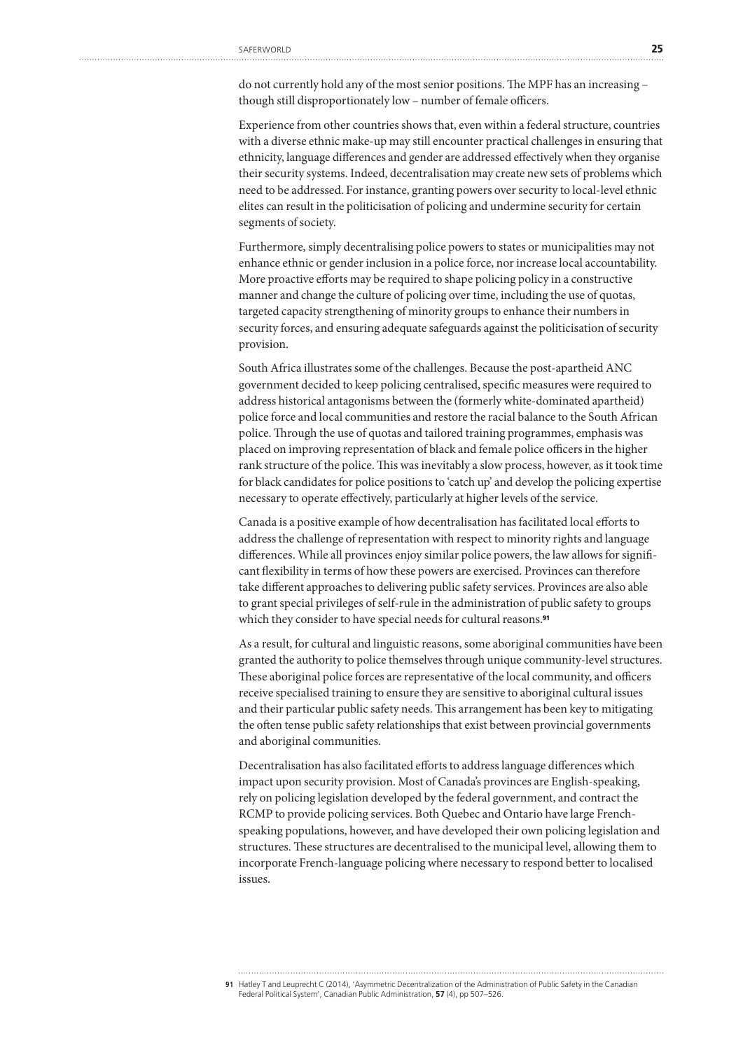do not currently hold any of the most senior positions. The MPF has an increasing – though still disproportionately low – number of female officers.

Experience from other countries shows that, even within a federal structure, countries with a diverse ethnic make-up may still encounter practical challenges in ensuring that ethnicity, language differences and gender are addressed effectively when they organise their security systems. Indeed, decentralisation may create new sets of problems which need to be addressed. For instance, granting powers over security to local-level ethnic elites can result in the politicisation of policing and undermine security for certain segments of society.

Furthermore, simply decentralising police powers to states or municipalities may not enhance ethnic or gender inclusion in a police force, nor increase local accountability. More proactive efforts may be required to shape policing policy in a constructive manner and change the culture of policing over time, including the use of quotas, targeted capacity strengthening of minority groups to enhance their numbers in security forces, and ensuring adequate safeguards against the politicisation of security provision.

South Africa illustrates some of the challenges. Because the post-apartheid ANC government decided to keep policing centralised, specific measures were required to address historical antagonisms between the (formerly white-dominated apartheid) police force and local communities and restore the racial balance to the South African police. Through the use of quotas and tailored training programmes, emphasis was placed on improving representation of black and female police officers in the higher rank structure of the police. This was inevitably a slow process, however, as it took time for black candidates for police positions to 'catch up' and develop the policing expertise necessary to operate effectively, particularly at higher levels of the service.

Canada is a positive example of how decentralisation has facilitated local efforts to address the challenge of representation with respect to minority rights and language differences. While all provinces enjoy similar police powers, the law allows for significant flexibility in terms of how these powers are exercised. Provinces can therefore take different approaches to delivering public safety services. Provinces are also able to grant special privileges of self-rule in the administration of public safety to groups which they consider to have special needs for cultural reasons.[91]

As a result, for cultural and linguistic reasons, some aboriginal communities have been granted the authority to police themselves through unique community-level structures. These aboriginal police forces are representative of the local community, and officers receive specialised training to ensure they are sensitive to aboriginal cultural issues and their particular public safety needs. This arrangement has been key to mitigating the often tense public safety relationships that exist between provincial governments and aboriginal communities.

Decentralisation has also facilitated efforts to address language differences which impact upon security provision. Most of Canada's provinces are English-speaking, rely on policing legislation developed by the federal government, and contract the RCMP to provide policing services. Both Quebec and Ontario have large French-speaking populations, however, and have developed their own policing legislation and structures. These structures are decentralised to the municipal level, allowing them to incorporate French-language policing where necessary to respond better to localised issues.

---

91 Hatley T and Leuprecht C (2014), 'Asymmetric Decentralization of the Administration of Public Safety in the Canadian Federal Political System', Canadian Public Administration, **57** (4), pp 507–526.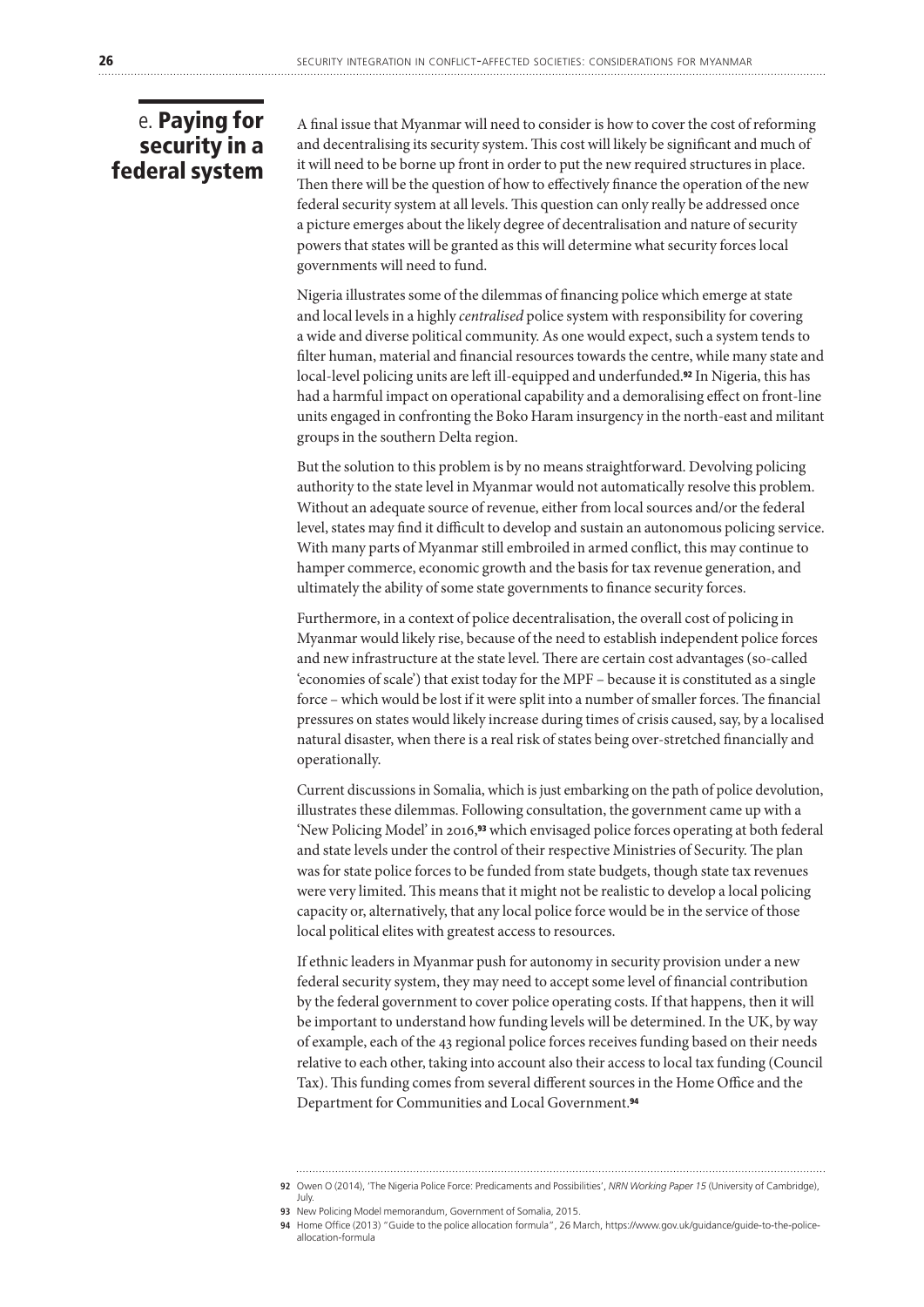## e. Paying for security in a federal system

A final issue that Myanmar will need to consider is how to cover the cost of reforming and decentralising its security system. This cost will likely be significant and much of it will need to be borne up front in order to put the new required structures in place. Then there will be the question of how to effectively finance the operation of the new federal security system at all levels. This question can only really be addressed once a picture emerges about the likely degree of decentralisation and nature of security powers that states will be granted as this will determine what security forces local governments will need to fund.

Nigeria illustrates some of the dilemmas of financing police which emerge at state and local levels in a highly *centralised* police system with responsibility for covering a wide and diverse political community. As one would expect, such a system tends to filter human, material and financial resources towards the centre, while many state and local-level policing units are left ill-equipped and underfunded.[92] In Nigeria, this has had a harmful impact on operational capability and a demoralising effect on front-line units engaged in confronting the Boko Haram insurgency in the north-east and militant groups in the southern Delta region.

But the solution to this problem is by no means straightforward. Devolving policing authority to the state level in Myanmar would not automatically resolve this problem. Without an adequate source of revenue, either from local sources and/or the federal level, states may find it difficult to develop and sustain an autonomous policing service. With many parts of Myanmar still embroiled in armed conflict, this may continue to hamper commerce, economic growth and the basis for tax revenue generation, and ultimately the ability of some state governments to finance security forces.

Furthermore, in a context of police decentralisation, the overall cost of policing in Myanmar would likely rise, because of the need to establish independent police forces and new infrastructure at the state level. There are certain cost advantages (so-called 'economies of scale') that exist today for the MPF – because it is constituted as a single force – which would be lost if it were split into a number of smaller forces. The financial pressures on states would likely increase during times of crisis caused, say, by a localised natural disaster, when there is a real risk of states being over-stretched financially and operationally.

Current discussions in Somalia, which is just embarking on the path of police devolution, illustrates these dilemmas. Following consultation, the government came up with a 'New Policing Model' in 2016,[93] which envisaged police forces operating at both federal and state levels under the control of their respective Ministries of Security. The plan was for state police forces to be funded from state budgets, though state tax revenues were very limited. This means that it might not be realistic to develop a local policing capacity or, alternatively, that any local police force would be in the service of those local political elites with greatest access to resources.

If ethnic leaders in Myanmar push for autonomy in security provision under a new federal security system, they may need to accept some level of financial contribution by the federal government to cover police operating costs. If that happens, then it will be important to understand how funding levels will be determined. In the UK, by way of example, each of the 43 regional police forces receives funding based on their needs relative to each other, taking into account also their access to local tax funding (Council Tax). This funding comes from several different sources in the Home Office and the Department for Communities and Local Government.[94]

---

92 Owen O (2014), 'The Nigeria Police Force: Predicaments and Possibilities', *NRN Working Paper 15* (University of Cambridge), July.

93 New Policing Model memorandum, Government of Somalia, 2015.

94 Home Office (2013) "Guide to the police allocation formula", 26 March, https://www.gov.uk/guidance/guide-to-the-police-allocation-formula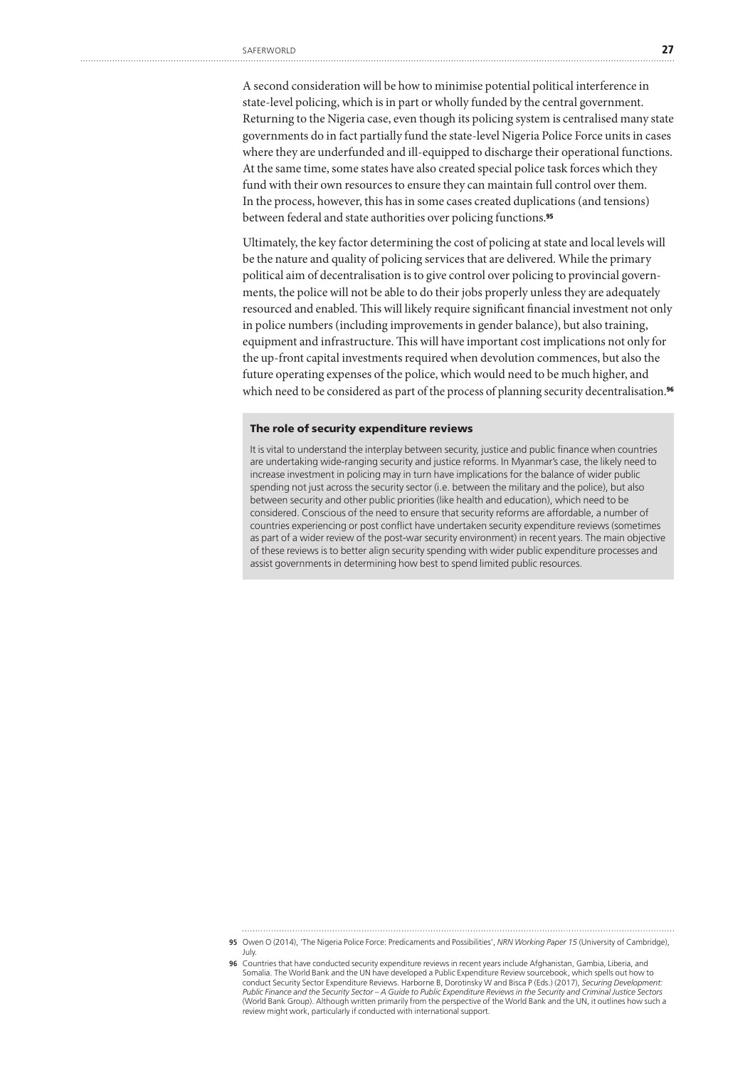A second consideration will be how to minimise potential political interference in state-level policing, which is in part or wholly funded by the central government. Returning to the Nigeria case, even though its policing system is centralised many state governments do in fact partially fund the state-level Nigeria Police Force units in cases where they are underfunded and ill-equipped to discharge their operational functions. At the same time, some states have also created special police task forces which they fund with their own resources to ensure they can maintain full control over them. In the process, however, this has in some cases created duplications (and tensions) between federal and state authorities over policing functions.[95]

Ultimately, the key factor determining the cost of policing at state and local levels will be the nature and quality of policing services that are delivered. While the primary political aim of decentralisation is to give control over policing to provincial governments, the police will not be able to do their jobs properly unless they are adequately resourced and enabled. This will likely require significant financial investment not only in police numbers (including improvements in gender balance), but also training, equipment and infrastructure. This will have important cost implications not only for the up-front capital investments required when devolution commences, but also the future operating expenses of the police, which would need to be much higher, and which need to be considered as part of the process of planning security decentralisation.[96]

### The role of security expenditure reviews

It is vital to understand the interplay between security, justice and public finance when countries are undertaking wide-ranging security and justice reforms. In Myanmar's case, the likely need to increase investment in policing may in turn have implications for the balance of wider public spending not just across the security sector (i.e. between the military and the police), but also between security and other public priorities (like health and education), which need to be considered. Conscious of the need to ensure that security reforms are affordable, a number of countries experiencing or post conflict have undertaken security expenditure reviews (sometimes as part of a wider review of the post-war security environment) in recent years. The main objective of these reviews is to better align security spending with wider public expenditure processes and assist governments in determining how best to spend limited public resources.

---

**95** Owen O (2014), 'The Nigeria Police Force: Predicaments and Possibilities', *NRN Working Paper 15* (University of Cambridge), July.

**96** Countries that have conducted security expenditure reviews in recent years include Afghanistan, Gambia, Liberia, and Somalia. The World Bank and the UN have developed a Public Expenditure Review sourcebook, which spells out how to conduct Security Sector Expenditure Reviews. Harborne B, Dorotinsky W and Bisca P (Eds.) (2017), *Securing Development: Public Finance and the Security Sector – A Guide to Public Expenditure Reviews in the Security and Criminal Justice Sectors* (World Bank Group). Although written primarily from the perspective of the World Bank and the UN, it outlines how such a review might work, particularly if conducted with international support.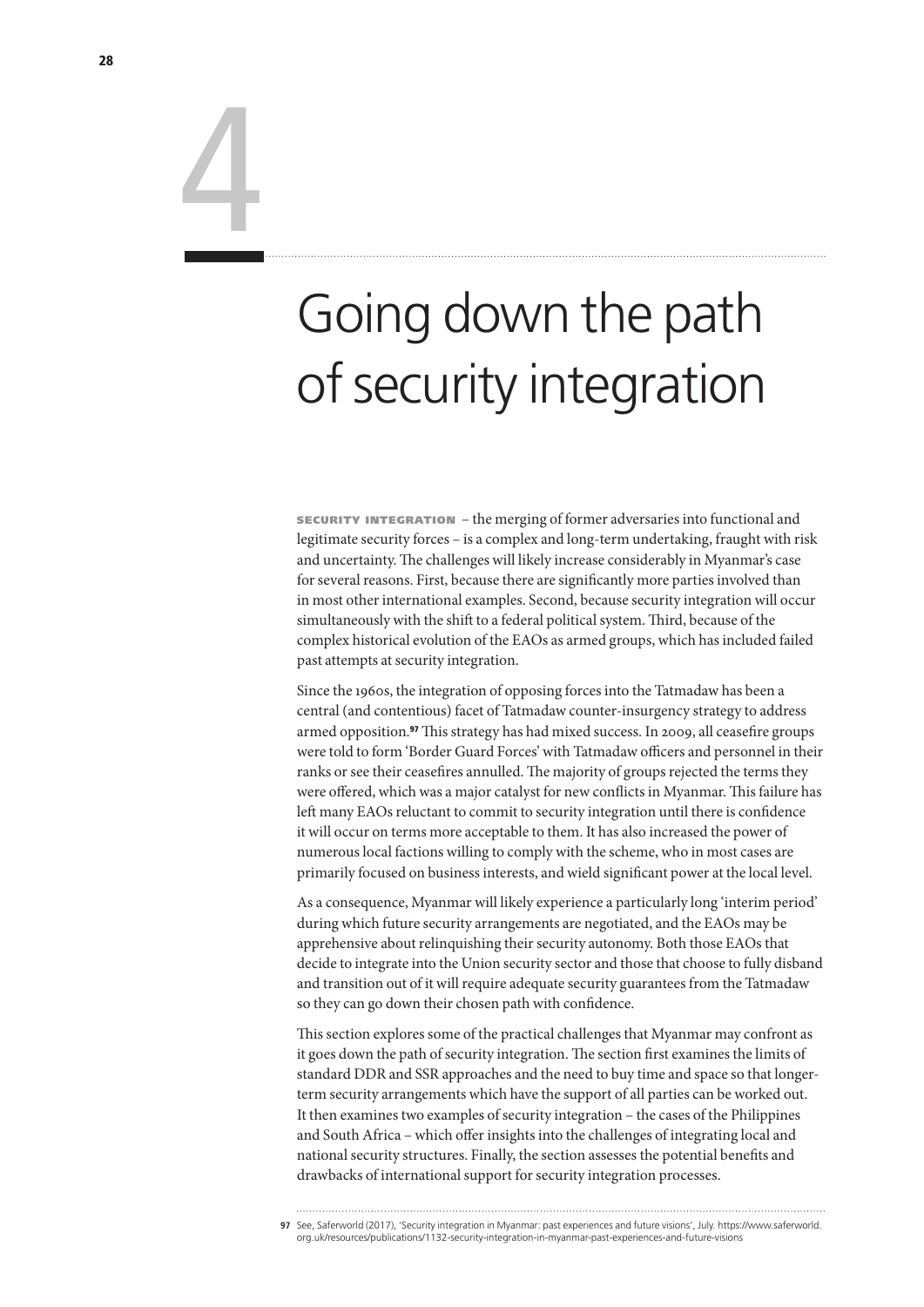# 4

# Going down the path of security integration

**SECURITY INTEGRATION** – the merging of former adversaries into functional and legitimate security forces – is a complex and long-term undertaking, fraught with risk and uncertainty. The challenges will likely increase considerably in Myanmar's case for several reasons. First, because there are significantly more parties involved than in most other international examples. Second, because security integration will occur simultaneously with the shift to a federal political system. Third, because of the complex historical evolution of the EAOs as armed groups, which has included failed past attempts at security integration.

Since the 1960s, the integration of opposing forces into the Tatmadaw has been a central (and contentious) facet of Tatmadaw counter-insurgency strategy to address armed opposition.[97] This strategy has had mixed success. In 2009, all ceasefire groups were told to form 'Border Guard Forces' with Tatmadaw officers and personnel in their ranks or see their ceasefires annulled. The majority of groups rejected the terms they were offered, which was a major catalyst for new conflicts in Myanmar. This failure has left many EAOs reluctant to commit to security integration until there is confidence it will occur on terms more acceptable to them. It has also increased the power of numerous local factions willing to comply with the scheme, who in most cases are primarily focused on business interests, and wield significant power at the local level.

As a consequence, Myanmar will likely experience a particularly long 'interim period' during which future security arrangements are negotiated, and the EAOs may be apprehensive about relinquishing their security autonomy. Both those EAOs that decide to integrate into the Union security sector and those that choose to fully disband and transition out of it will require adequate security guarantees from the Tatmadaw so they can go down their chosen path with confidence.

This section explores some of the practical challenges that Myanmar may confront as it goes down the path of security integration. The section first examines the limits of standard DDR and SSR approaches and the need to buy time and space so that longer-term security arrangements which have the support of all parties can be worked out. It then examines two examples of security integration – the cases of the Philippines and South Africa – which offer insights into the challenges of integrating local and national security structures. Finally, the section assesses the potential benefits and drawbacks of international support for security integration processes.

---

97 See, Saferworld (2017), 'Security integration in Myanmar: past experiences and future visions', July. https://www.saferworld.org.uk/resources/publications/1132-security-integration-in-myanmar-past-experiences-and-future-visions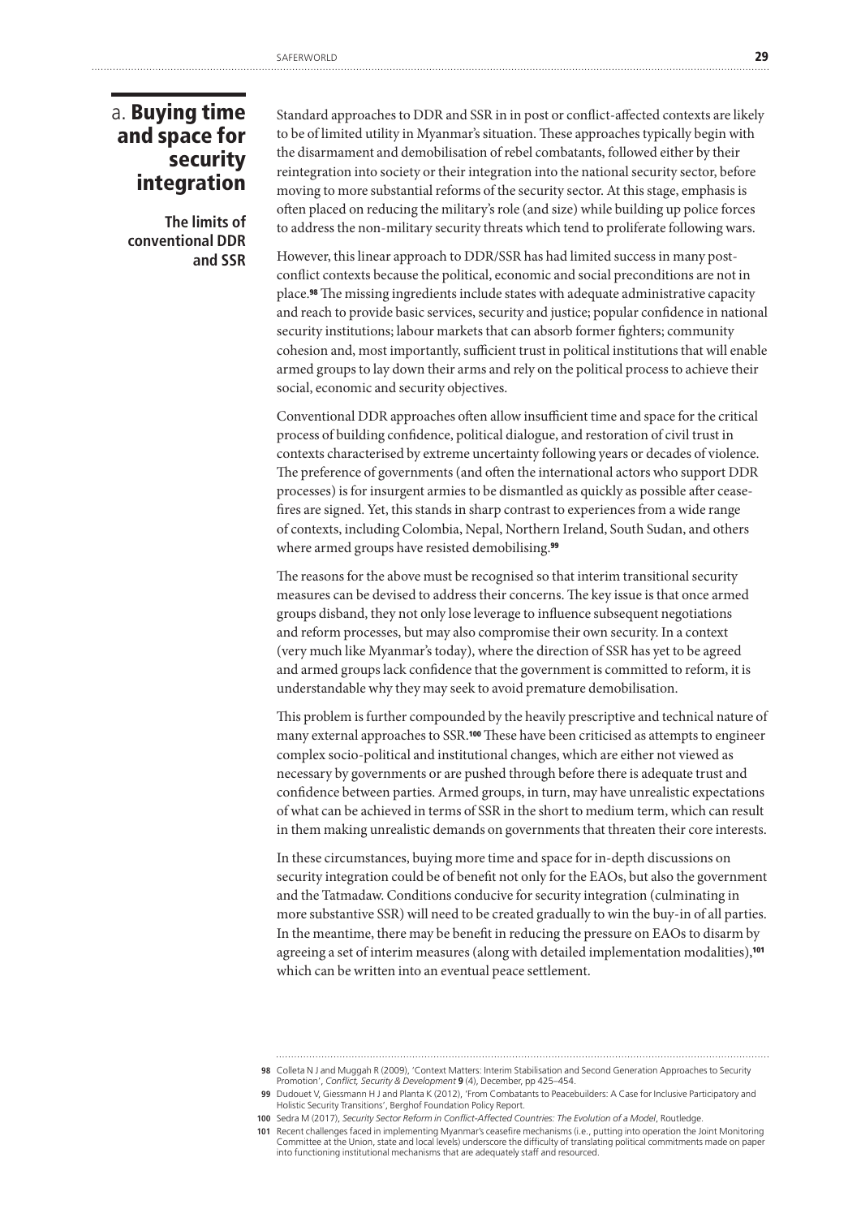## a. Buying time and space for security integration

### The limits of conventional DDR and SSR

Standard approaches to DDR and SSR in in post or conflict-affected contexts are likely to be of limited utility in Myanmar's situation. These approaches typically begin with the disarmament and demobilisation of rebel combatants, followed either by their reintegration into society or their integration into the national security sector, before moving to more substantial reforms of the security sector. At this stage, emphasis is often placed on reducing the military's role (and size) while building up police forces to address the non-military security threats which tend to proliferate following wars.

However, this linear approach to DDR/SSR has had limited success in many post-conflict contexts because the political, economic and social preconditions are not in place.[98] The missing ingredients include states with adequate administrative capacity and reach to provide basic services, security and justice; popular confidence in national security institutions; labour markets that can absorb former fighters; community cohesion and, most importantly, sufficient trust in political institutions that will enable armed groups to lay down their arms and rely on the political process to achieve their social, economic and security objectives.

Conventional DDR approaches often allow insufficient time and space for the critical process of building confidence, political dialogue, and restoration of civil trust in contexts characterised by extreme uncertainty following years or decades of violence. The preference of governments (and often the international actors who support DDR processes) is for insurgent armies to be dismantled as quickly as possible after cease-fires are signed. Yet, this stands in sharp contrast to experiences from a wide range of contexts, including Colombia, Nepal, Northern Ireland, South Sudan, and others where armed groups have resisted demobilising.[99]

The reasons for the above must be recognised so that interim transitional security measures can be devised to address their concerns. The key issue is that once armed groups disband, they not only lose leverage to influence subsequent negotiations and reform processes, but may also compromise their own security. In a context (very much like Myanmar's today), where the direction of SSR has yet to be agreed and armed groups lack confidence that the government is committed to reform, it is understandable why they may seek to avoid premature demobilisation.

This problem is further compounded by the heavily prescriptive and technical nature of many external approaches to SSR.[100] These have been criticised as attempts to engineer complex socio-political and institutional changes, which are either not viewed as necessary by governments or are pushed through before there is adequate trust and confidence between parties. Armed groups, in turn, may have unrealistic expectations of what can be achieved in terms of SSR in the short to medium term, which can result in them making unrealistic demands on governments that threaten their core interests.

In these circumstances, buying more time and space for in-depth discussions on security integration could be of benefit not only for the EAOs, but also the government and the Tatmadaw. Conditions conducive for security integration (culminating in more substantive SSR) will need to be created gradually to win the buy-in of all parties. In the meantime, there may be benefit in reducing the pressure on EAOs to disarm by agreeing a set of interim measures (along with detailed implementation modalities),[101] which can be written into an eventual peace settlement.

---

98 Colleta N J and Muggah R (2009), 'Context Matters: Interim Stabilisation and Second Generation Approaches to Security Promotion', *Conflict, Security & Development* **9** (4), December, pp 425–454.

99 Dudouet V, Giessmann H J and Planta K (2012), 'From Combatants to Peacebuilders: A Case for Inclusive Participatory and Holistic Security Transitions', Berghof Foundation Policy Report.

100 Sedra M (2017), *Security Sector Reform in Conflict-Affected Countries: The Evolution of a Model*, Routledge.

101 Recent challenges faced in implementing Myanmar's ceasefire mechanisms (i.e., putting into operation the Joint Monitoring Committee at the Union, state and local levels) underscore the difficulty of translating political commitments made on paper into functioning institutional mechanisms that are adequately staff and resourced.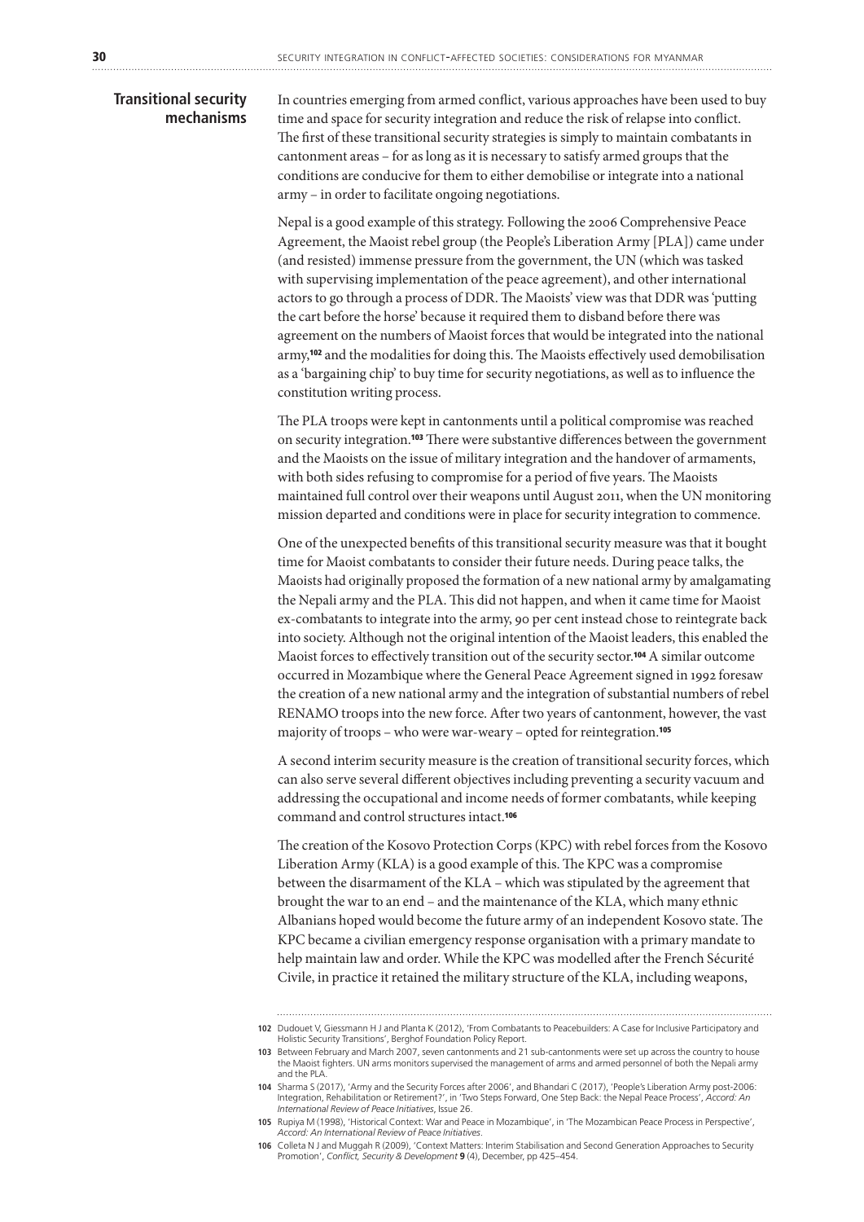## Transitional security mechanisms

In countries emerging from armed conflict, various approaches have been used to buy time and space for security integration and reduce the risk of relapse into conflict. The first of these transitional security strategies is simply to maintain combatants in cantonment areas – for as long as it is necessary to satisfy armed groups that the conditions are conducive for them to either demobilise or integrate into a national army – in order to facilitate ongoing negotiations.

Nepal is a good example of this strategy. Following the 2006 Comprehensive Peace Agreement, the Maoist rebel group (the People's Liberation Army [PLA]) came under (and resisted) immense pressure from the government, the UN (which was tasked with supervising implementation of the peace agreement), and other international actors to go through a process of DDR. The Maoists' view was that DDR was 'putting the cart before the horse' because it required them to disband before there was agreement on the numbers of Maoist forces that would be integrated into the national army,[102] and the modalities for doing this. The Maoists effectively used demobilisation as a 'bargaining chip' to buy time for security negotiations, as well as to influence the constitution writing process.

The PLA troops were kept in cantonments until a political compromise was reached on security integration.[103] There were substantive differences between the government and the Maoists on the issue of military integration and the handover of armaments, with both sides refusing to compromise for a period of five years. The Maoists maintained full control over their weapons until August 2011, when the UN monitoring mission departed and conditions were in place for security integration to commence.

One of the unexpected benefits of this transitional security measure was that it bought time for Maoist combatants to consider their future needs. During peace talks, the Maoists had originally proposed the formation of a new national army by amalgamating the Nepali army and the PLA. This did not happen, and when it came time for Maoist ex-combatants to integrate into the army, 90 per cent instead chose to reintegrate back into society. Although not the original intention of the Maoist leaders, this enabled the Maoist forces to effectively transition out of the security sector.[104] A similar outcome occurred in Mozambique where the General Peace Agreement signed in 1992 foresaw the creation of a new national army and the integration of substantial numbers of rebel RENAMO troops into the new force. After two years of cantonment, however, the vast majority of troops – who were war-weary – opted for reintegration.[105]

A second interim security measure is the creation of transitional security forces, which can also serve several different objectives including preventing a security vacuum and addressing the occupational and income needs of former combatants, while keeping command and control structures intact.[106]

The creation of the Kosovo Protection Corps (KPC) with rebel forces from the Kosovo Liberation Army (KLA) is a good example of this. The KPC was a compromise between the disarmament of the KLA – which was stipulated by the agreement that brought the war to an end – and the maintenance of the KLA, which many ethnic Albanians hoped would become the future army of an independent Kosovo state. The KPC became a civilian emergency response organisation with a primary mandate to help maintain law and order. While the KPC was modelled after the French Sécurité Civile, in practice it retained the military structure of the KLA, including weapons,

---

102 Dudouet V, Giessmann H J and Planta K (2012), 'From Combatants to Peacebuilders: A Case for Inclusive Participatory and Holistic Security Transitions', Berghof Foundation Policy Report.

103 Between February and March 2007, seven cantonments and 21 sub-cantonments were set up across the country to house the Maoist fighters. UN arms monitors supervised the management of arms and armed personnel of both the Nepali army and the PLA.

104 Sharma S (2017), 'Army and the Security Forces after 2006', and Bhandari C (2017), 'People's Liberation Army post-2006: Integration, Rehabilitation or Retirement?', in 'Two Steps Forward, One Step Back: the Nepal Peace Process', *Accord: An International Review of Peace Initiatives*, Issue 26.

105 Rupiya M (1998), 'Historical Context: War and Peace in Mozambique', in 'The Mozambican Peace Process in Perspective', *Accord: An International Review of Peace Initiatives*.

106 Colleta N J and Muggah R (2009), 'Context Matters: Interim Stabilisation and Second Generation Approaches to Security Promotion', *Conflict, Security & Development* **9** (4), December, pp 425–454.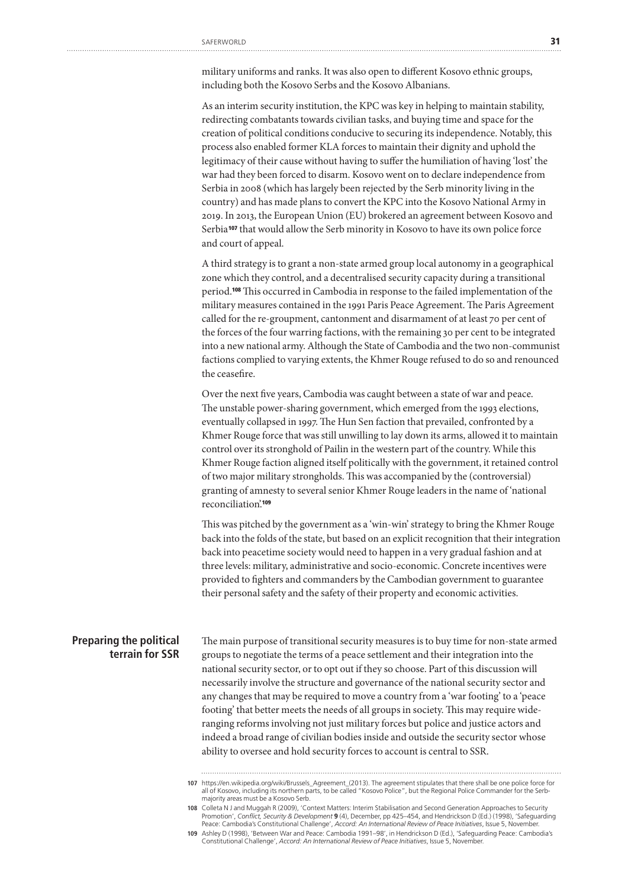military uniforms and ranks. It was also open to different Kosovo ethnic groups, including both the Kosovo Serbs and the Kosovo Albanians.

As an interim security institution, the KPC was key in helping to maintain stability, redirecting combatants towards civilian tasks, and buying time and space for the creation of political conditions conducive to securing its independence. Notably, this process also enabled former KLA forces to maintain their dignity and uphold the legitimacy of their cause without having to suffer the humiliation of having 'lost' the war had they been forced to disarm. Kosovo went on to declare independence from Serbia in 2008 (which has largely been rejected by the Serb minority living in the country) and has made plans to convert the KPC into the Kosovo National Army in 2019. In 2013, the European Union (EU) brokered an agreement between Kosovo and Serbia[107] that would allow the Serb minority in Kosovo to have its own police force and court of appeal.

A third strategy is to grant a non-state armed group local autonomy in a geographical zone which they control, and a decentralised security capacity during a transitional period.[108] This occurred in Cambodia in response to the failed implementation of the military measures contained in the 1991 Paris Peace Agreement. The Paris Agreement called for the re-groupment, cantonment and disarmament of at least 70 per cent of the forces of the four warring factions, with the remaining 30 per cent to be integrated into a new national army. Although the State of Cambodia and the two non-communist factions complied to varying extents, the Khmer Rouge refused to do so and renounced the ceasefire.

Over the next five years, Cambodia was caught between a state of war and peace. The unstable power-sharing government, which emerged from the 1993 elections, eventually collapsed in 1997. The Hun Sen faction that prevailed, confronted by a Khmer Rouge force that was still unwilling to lay down its arms, allowed it to maintain control over its stronghold of Pailin in the western part of the country. While this Khmer Rouge faction aligned itself politically with the government, it retained control of two major military strongholds. This was accompanied by the (controversial) granting of amnesty to several senior Khmer Rouge leaders in the name of 'national reconciliation'.[109]

This was pitched by the government as a 'win-win' strategy to bring the Khmer Rouge back into the folds of the state, but based on an explicit recognition that their integration back into peacetime society would need to happen in a very gradual fashion and at three levels: military, administrative and socio-economic. Concrete incentives were provided to fighters and commanders by the Cambodian government to guarantee their personal safety and the safety of their property and economic activities.

## Preparing the political terrain for SSR

The main purpose of transitional security measures is to buy time for non-state armed groups to negotiate the terms of a peace settlement and their integration into the national security sector, or to opt out if they so choose. Part of this discussion will necessarily involve the structure and governance of the national security sector and any changes that may be required to move a country from a 'war footing' to a 'peace footing' that better meets the needs of all groups in society. This may require wide-ranging reforms involving not just military forces but police and justice actors and indeed a broad range of civilian bodies inside and outside the security sector whose ability to oversee and hold security forces to account is central to SSR.

---

107 https://en.wikipedia.org/wiki/Brussels_Agreement_(2013). The agreement stipulates that there shall be one police force for all of Kosovo, including its northern parts, to be called "Kosovo Police", but the Regional Police Commander for the Serb-majority areas must be a Kosovo Serb.

108 Colleta N J and Muggah R (2009), 'Context Matters: Interim Stabilisation and Second Generation Approaches to Security Promotion', *Conflict, Security & Development* **9** (4), December, pp 425–454, and Hendrickson D (Ed.) (1998), 'Safeguarding Peace: Cambodia's Constitutional Challenge', *Accord: An International Review of Peace Initiatives*, Issue 5, November.

109 Ashley D (1998), 'Between War and Peace: Cambodia 1991–98', in Hendrickson D (Ed.), 'Safeguarding Peace: Cambodia's Constitutional Challenge', *Accord: An International Review of Peace Initiatives*, Issue 5, November.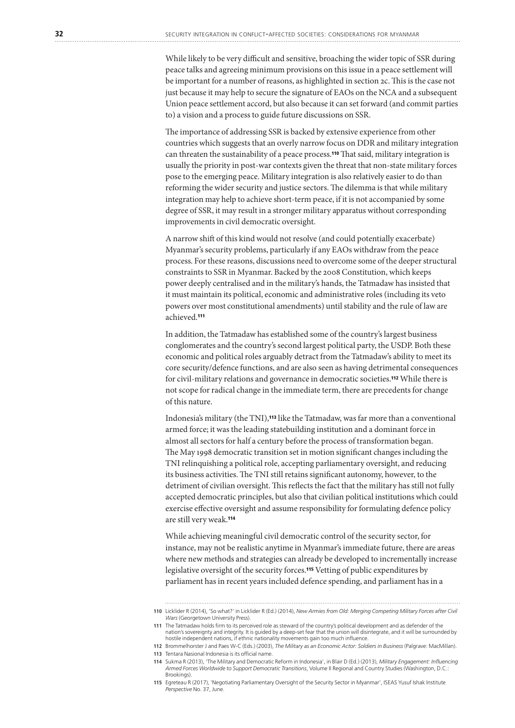While likely to be very difficult and sensitive, broaching the wider topic of SSR during peace talks and agreeing minimum provisions on this issue in a peace settlement will be important for a number of reasons, as highlighted in section 2c. This is the case not just because it may help to secure the signature of EAOs on the NCA and a subsequent Union peace settlement accord, but also because it can set forward (and commit parties to) a vision and a process to guide future discussions on SSR.

The importance of addressing SSR is backed by extensive experience from other countries which suggests that an overly narrow focus on DDR and military integration can threaten the sustainability of a peace process.[110] That said, military integration is usually the priority in post-war contexts given the threat that non-state military forces pose to the emerging peace. Military integration is also relatively easier to do than reforming the wider security and justice sectors. The dilemma is that while military integration may help to achieve short-term peace, if it is not accompanied by some degree of SSR, it may result in a stronger military apparatus without corresponding improvements in civil democratic oversight.

A narrow shift of this kind would not resolve (and could potentially exacerbate) Myanmar's security problems, particularly if any EAOs withdraw from the peace process. For these reasons, discussions need to overcome some of the deeper structural constraints to SSR in Myanmar. Backed by the 2008 Constitution, which keeps power deeply centralised and in the military's hands, the Tatmadaw has insisted that it must maintain its political, economic and administrative roles (including its veto powers over most constitutional amendments) until stability and the rule of law are achieved.[111]

In addition, the Tatmadaw has established some of the country's largest business conglomerates and the country's second largest political party, the USDP. Both these economic and political roles arguably detract from the Tatmadaw's ability to meet its core security/defence functions, and are also seen as having detrimental consequences for civil-military relations and governance in democratic societies.[112] While there is not scope for radical change in the immediate term, there are precedents for change of this nature.

Indonesia's military (the TNI),[113] like the Tatmadaw, was far more than a conventional armed force; it was the leading statebuilding institution and a dominant force in almost all sectors for half a century before the process of transformation began. The May 1998 democratic transition set in motion significant changes including the TNI relinquishing a political role, accepting parliamentary oversight, and reducing its business activities. The TNI still retains significant autonomy, however, to the detriment of civilian oversight. This reflects the fact that the military has still not fully accepted democratic principles, but also that civilian political institutions which could exercise effective oversight and assume responsibility for formulating defence policy are still very weak.[114]

While achieving meaningful civil democratic control of the security sector, for instance, may not be realistic anytime in Myanmar's immediate future, there are areas where new methods and strategies can already be developed to incrementally increase legislative oversight of the security forces.[115] Vetting of public expenditures by parliament has in recent years included defence spending, and parliament has in a

---

110 Licklider R (2014), 'So what?' in Licklider R (Ed.) (2014), *New Armies from Old: Merging Competing Military Forces after Civil Wars* (Georgetown University Press).

111 The Tatmadaw holds firm to its perceived role as steward of the country's political development and as defender of the nation's sovereignty and integrity. It is guided by a deep-set fear that the union will disintegrate, and it will be surrounded by hostile independent nations, if ethnic nationality movements gain too much influence.

112 Brommelhorster J and Paes W-C (Eds.) (2003), *The Military as an Economic Actor: Soldiers in Business* (Palgrave: MacMillan).

113 Tentara Nasional Indonesia is its official name.

114 Sukma R (2013), 'The Military and Democratic Reform in Indonesia', in Blair D (Ed.) (2013), *Military Engagement: Influencing Armed Forces Worldwide to Support Democratic Transitions*, Volume II Regional and Country Studies (Washington, D.C.: Brookings).

115 Egreteau R (2017), 'Negotiating Parliamentary Oversight of the Security Sector in Myanmar', ISEAS Yusuf Ishak Institute *Perspective* No. 37, June.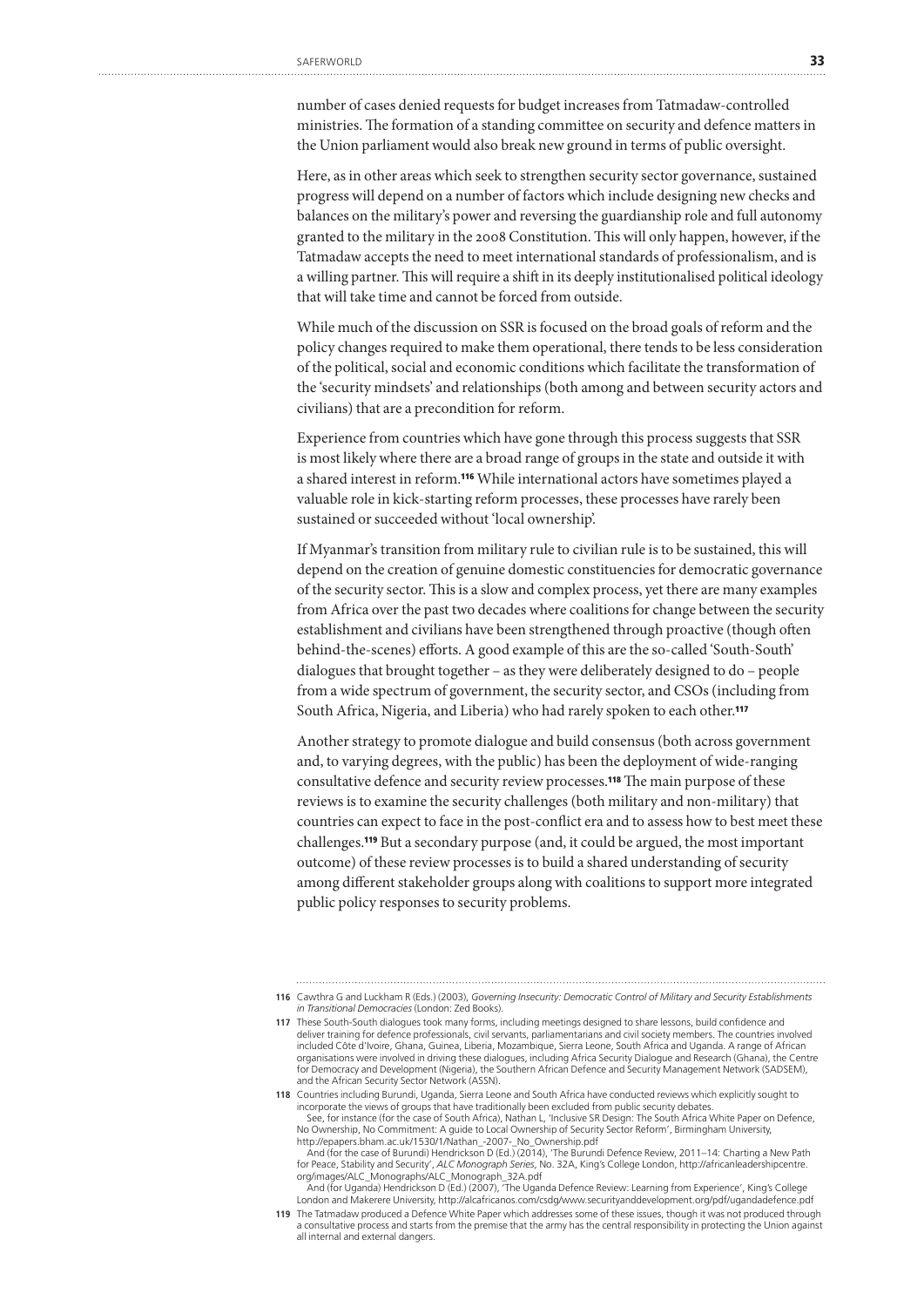number of cases denied requests for budget increases from Tatmadaw-controlled ministries. The formation of a standing committee on security and defence matters in the Union parliament would also break new ground in terms of public oversight.

Here, as in other areas which seek to strengthen security sector governance, sustained progress will depend on a number of factors which include designing new checks and balances on the military's power and reversing the guardianship role and full autonomy granted to the military in the 2008 Constitution. This will only happen, however, if the Tatmadaw accepts the need to meet international standards of professionalism, and is a willing partner. This will require a shift in its deeply institutionalised political ideology that will take time and cannot be forced from outside.

While much of the discussion on SSR is focused on the broad goals of reform and the policy changes required to make them operational, there tends to be less consideration of the political, social and economic conditions which facilitate the transformation of the 'security mindsets' and relationships (both among and between security actors and civilians) that are a precondition for reform.

Experience from countries which have gone through this process suggests that SSR is most likely where there are a broad range of groups in the state and outside it with a shared interest in reform.[116] While international actors have sometimes played a valuable role in kick-starting reform processes, these processes have rarely been sustained or succeeded without 'local ownership'.

If Myanmar's transition from military rule to civilian rule is to be sustained, this will depend on the creation of genuine domestic constituencies for democratic governance of the security sector. This is a slow and complex process, yet there are many examples from Africa over the past two decades where coalitions for change between the security establishment and civilians have been strengthened through proactive (though often behind-the-scenes) efforts. A good example of this are the so-called 'South-South' dialogues that brought together – as they were deliberately designed to do – people from a wide spectrum of government, the security sector, and CSOs (including from South Africa, Nigeria, and Liberia) who had rarely spoken to each other.[117]

Another strategy to promote dialogue and build consensus (both across government and, to varying degrees, with the public) has been the deployment of wide-ranging consultative defence and security review processes.[118] The main purpose of these reviews is to examine the security challenges (both military and non-military) that countries can expect to face in the post-conflict era and to assess how to best meet these challenges.[119] But a secondary purpose (and, it could be argued, the most important outcome) of these review processes is to build a shared understanding of security among different stakeholder groups along with coalitions to support more integrated public policy responses to security problems.

---

**116** Cawthra G and Luckham R (Eds.) (2003), *Governing Insecurity: Democratic Control of Military and Security Establishments in Transitional Democracies* (London: Zed Books).

**117** These South-South dialogues took many forms, including meetings designed to share lessons, build confidence and deliver training for defence professionals, civil servants, parliamentarians and civil society members. The countries involved included Côte d'Ivoire, Ghana, Guinea, Liberia, Mozambique, Sierra Leone, South Africa and Uganda. A range of African organisations were involved in driving these dialogues, including Africa Security Dialogue and Research (Ghana), the Centre for Democracy and Development (Nigeria), the Southern African Defence and Security Management Network (SADSEM), and the African Security Sector Network (ASSN).

**118** Countries including Burundi, Uganda, Sierra Leone and South Africa have conducted reviews which explicitly sought to incorporate the views of groups that have traditionally been excluded from public security debates.
See, for instance (for the case of South Africa), Nathan L, 'Inclusive SR Design: The South Africa White Paper on Defence, No Ownership, No Commitment: A guide to Local Ownership of Security Sector Reform', Birmingham University, http://epapers.bham.ac.uk/1530/1/Nathan_-2007-_No_Ownership.pdf
And (for the case of Burundi) Hendrickson D (Ed.) (2014), 'The Burundi Defence Review, 2011–14: Charting a New Path for Peace, Stability and Security', *ALC Monograph Series*, No. 32A, King's College London, http://africanleadershipcentre.org/images/ALC_Monographs/ALC_Monograph_32A.pdf
And (for Uganda) Hendrickson D (Ed.) (2007), 'The Uganda Defence Review: Learning from Experience', King's College London and Makerere University, http://alcafricanos.com/csdg/www.securityanddevelopment.org/pdf/ugandadefence.pdf

**119** The Tatmadaw produced a Defence White Paper which addresses some of these issues, though it was not produced through a consultative process and starts from the premise that the army has the central responsibility in protecting the Union against all internal and external dangers.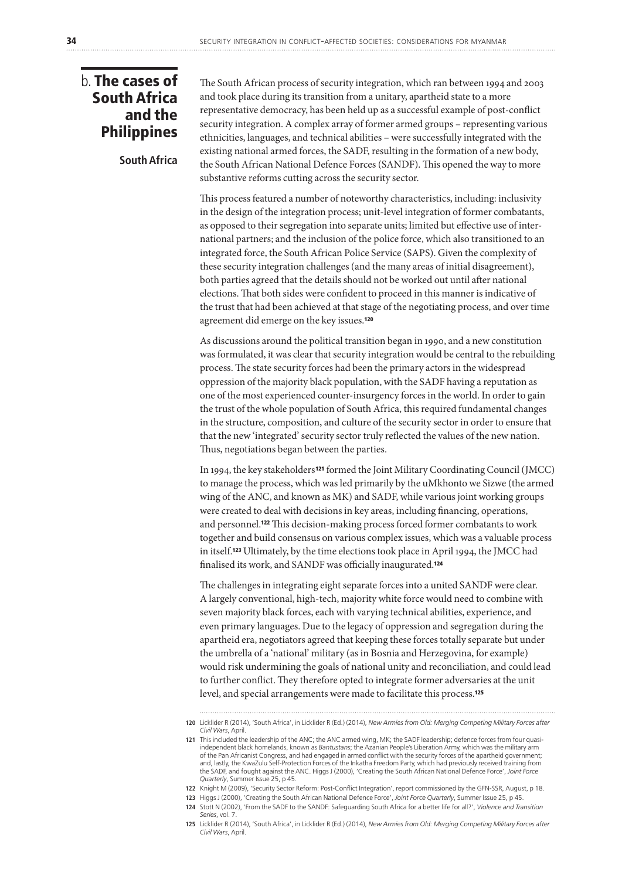## b. The cases of South Africa and the Philippines

### South Africa

The South African process of security integration, which ran between 1994 and 2003 and took place during its transition from a unitary, apartheid state to a more representative democracy, has been held up as a successful example of post-conflict security integration. A complex array of former armed groups – representing various ethnicities, languages, and technical abilities – were successfully integrated with the existing national armed forces, the SADF, resulting in the formation of a new body, the South African National Defence Forces (SANDF). This opened the way to more substantive reforms cutting across the security sector.

This process featured a number of noteworthy characteristics, including: inclusivity in the design of the integration process; unit-level integration of former combatants, as opposed to their segregation into separate units; limited but effective use of international partners; and the inclusion of the police force, which also transitioned to an integrated force, the South African Police Service (SAPS). Given the complexity of these security integration challenges (and the many areas of initial disagreement), both parties agreed that the details should not be worked out until after national elections. That both sides were confident to proceed in this manner is indicative of the trust that had been achieved at that stage of the negotiating process, and over time agreement did emerge on the key issues.[120]

As discussions around the political transition began in 1990, and a new constitution was formulated, it was clear that security integration would be central to the rebuilding process. The state security forces had been the primary actors in the widespread oppression of the majority black population, with the SADF having a reputation as one of the most experienced counter-insurgency forces in the world. In order to gain the trust of the whole population of South Africa, this required fundamental changes in the structure, composition, and culture of the security sector in order to ensure that that the new 'integrated' security sector truly reflected the values of the new nation. Thus, negotiations began between the parties.

In 1994, the key stakeholders[121] formed the Joint Military Coordinating Council (JMCC) to manage the process, which was led primarily by the uMkhonto we Sizwe (the armed wing of the ANC, and known as MK) and SADF, while various joint working groups were created to deal with decisions in key areas, including financing, operations, and personnel.[122] This decision-making process forced former combatants to work together and build consensus on various complex issues, which was a valuable process in itself.[123] Ultimately, by the time elections took place in April 1994, the JMCC had finalised its work, and SANDF was officially inaugurated.[124]

The challenges in integrating eight separate forces into a united SANDF were clear. A largely conventional, high-tech, majority white force would need to combine with seven majority black forces, each with varying technical abilities, experience, and even primary languages. Due to the legacy of oppression and segregation during the apartheid era, negotiators agreed that keeping these forces totally separate but under the umbrella of a 'national' military (as in Bosnia and Herzegovina, for example) would risk undermining the goals of national unity and reconciliation, and could lead to further conflict. They therefore opted to integrate former adversaries at the unit level, and special arrangements were made to facilitate this process.[125]

---

120 Licklider R (2014), 'South Africa', in Licklider R (Ed.) (2014), *New Armies from Old: Merging Competing Military Forces after Civil Wars*, April.

121 This included the leadership of the ANC; the ANC armed wing, MK; the SADF leadership; defence forces from four quasi-independent black homelands, known as *Bantustans*; the Azanian People's Liberation Army, which was the military arm of the Pan Africanist Congress, and had engaged in armed conflict with the security forces of the apartheid government; and, lastly, the KwaZulu Self-Protection Forces of the Inkatha Freedom Party, which had previously received training from the SADF, and fought against the ANC. Higgs J (2000), 'Creating the South African National Defence Force', *Joint Force Quarterly*, Summer Issue 25, p 45.

122 Knight M (2009), 'Security Sector Reform: Post-Conflict Integration', report commissioned by the GFN-SSR, August, p 18.

123 Higgs J (2000), 'Creating the South African National Defence Force', *Joint Force Quarterly*, Summer Issue 25, p 45.

124 Stott N (2002), 'From the SADF to the SANDF: Safeguarding South Africa for a better life for all?', *Violence and Transition Series*, vol. 7.

125 Licklider R (2014), 'South Africa', in Licklider R (Ed.) (2014), *New Armies from Old: Merging Competing Military Forces after Civil Wars*, April.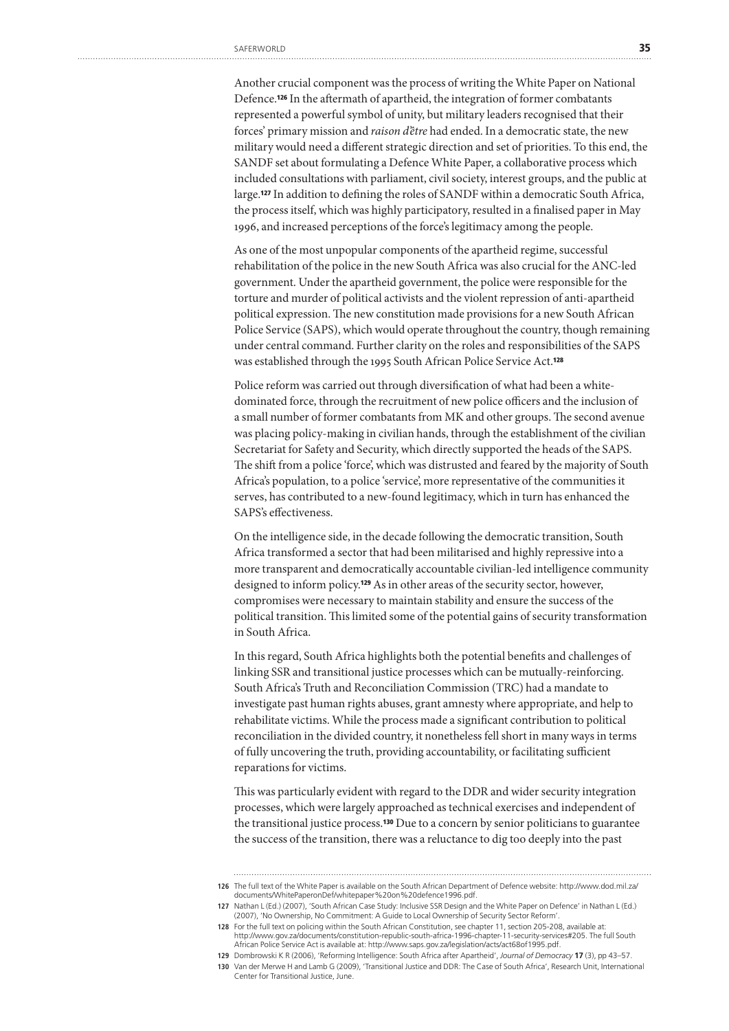Another crucial component was the process of writing the White Paper on National Defence.[126] In the aftermath of apartheid, the integration of former combatants represented a powerful symbol of unity, but military leaders recognised that their forces' primary mission and *raison d'être* had ended. In a democratic state, the new military would need a different strategic direction and set of priorities. To this end, the SANDF set about formulating a Defence White Paper, a collaborative process which included consultations with parliament, civil society, interest groups, and the public at large.[127] In addition to defining the roles of SANDF within a democratic South Africa, the process itself, which was highly participatory, resulted in a finalised paper in May 1996, and increased perceptions of the force's legitimacy among the people.

As one of the most unpopular components of the apartheid regime, successful rehabilitation of the police in the new South Africa was also crucial for the ANC-led government. Under the apartheid government, the police were responsible for the torture and murder of political activists and the violent repression of anti-apartheid political expression. The new constitution made provisions for a new South African Police Service (SAPS), which would operate throughout the country, though remaining under central command. Further clarity on the roles and responsibilities of the SAPS was established through the 1995 South African Police Service Act.[128]

Police reform was carried out through diversification of what had been a white-dominated force, through the recruitment of new police officers and the inclusion of a small number of former combatants from MK and other groups. The second avenue was placing policy-making in civilian hands, through the establishment of the civilian Secretariat for Safety and Security, which directly supported the heads of the SAPS. The shift from a police 'force', which was distrusted and feared by the majority of South Africa's population, to a police 'service', more representative of the communities it serves, has contributed to a new-found legitimacy, which in turn has enhanced the SAPS's effectiveness.

On the intelligence side, in the decade following the democratic transition, South Africa transformed a sector that had been militarised and highly repressive into a more transparent and democratically accountable civilian-led intelligence community designed to inform policy.[129] As in other areas of the security sector, however, compromises were necessary to maintain stability and ensure the success of the political transition. This limited some of the potential gains of security transformation in South Africa.

In this regard, South Africa highlights both the potential benefits and challenges of linking SSR and transitional justice processes which can be mutually-reinforcing. South Africa's Truth and Reconciliation Commission (TRC) had a mandate to investigate past human rights abuses, grant amnesty where appropriate, and help to rehabilitate victims. While the process made a significant contribution to political reconciliation in the divided country, it nonetheless fell short in many ways in terms of fully uncovering the truth, providing accountability, or facilitating sufficient reparations for victims.

This was particularly evident with regard to the DDR and wider security integration processes, which were largely approached as technical exercises and independent of the transitional justice process.[130] Due to a concern by senior politicians to guarantee the success of the transition, there was a reluctance to dig too deeply into the past

---

126 The full text of the White Paper is available on the South African Department of Defence website: http://www.dod.mil.za/documents/WhitePaperonDef/whitepaper%20on%20defence1996.pdf.

127 Nathan L (Ed.) (2007), 'South African Case Study: Inclusive SSR Design and the White Paper on Defence' in Nathan L (Ed.) (2007), 'No Ownership, No Commitment: A Guide to Local Ownership of Security Sector Reform'.

128 For the full text on policing within the South African Constitution, see chapter 11, section 205-208, available at: http://www.gov.za/documents/constitution-republic-south-africa-1996-chapter-11-security-services#205. The full South African Police Service Act is available at: http://www.saps.gov.za/legislation/acts/act68of1995.pdf.

129 Dombrowski K R (2006), 'Reforming Intelligence: South Africa after Apartheid', *Journal of Democracy* **17** (3), pp 43–57.

130 Van der Merwe H and Lamb G (2009), 'Transitional Justice and DDR: The Case of South Africa', Research Unit, International Center for Transitional Justice, June.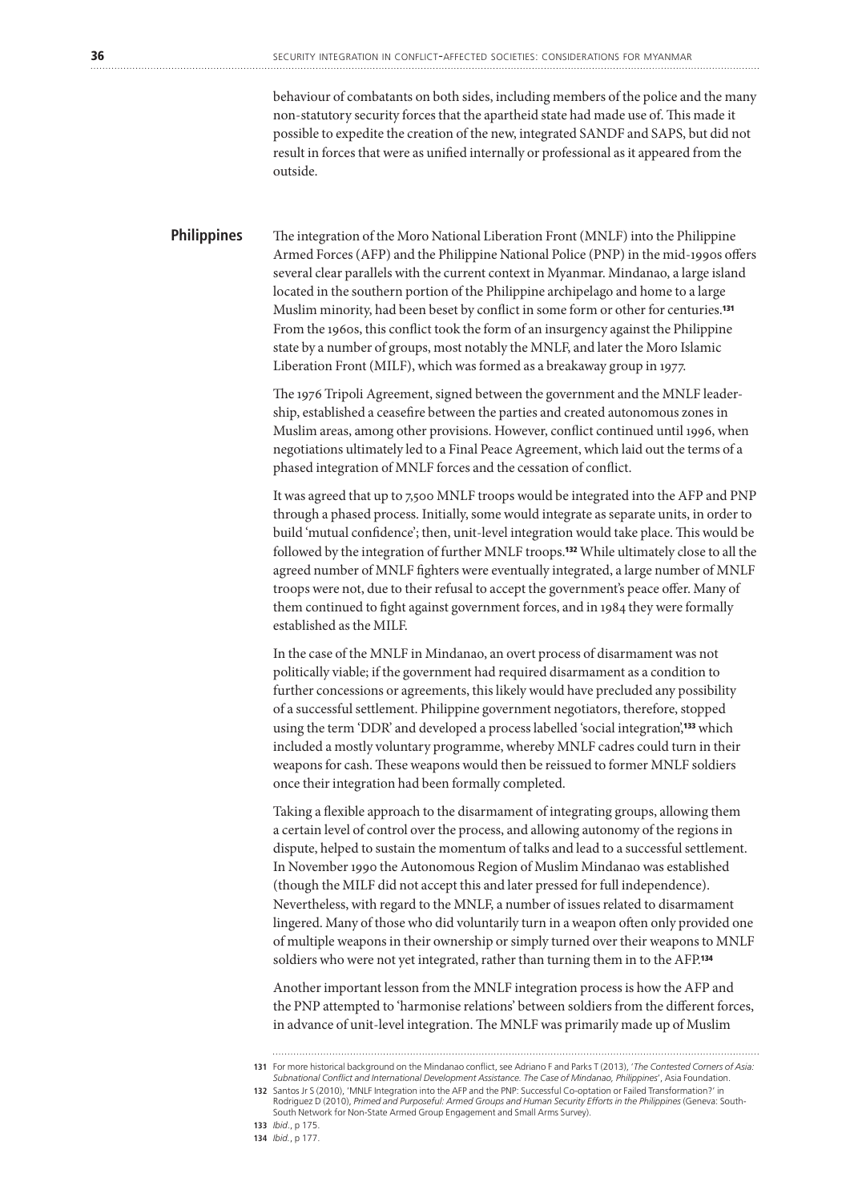behaviour of combatants on both sides, including members of the police and the many non-statutory security forces that the apartheid state had made use of. This made it possible to expedite the creation of the new, integrated SANDF and SAPS, but did not result in forces that were as unified internally or professional as it appeared from the outside.

## Philippines

The integration of the Moro National Liberation Front (MNLF) into the Philippine Armed Forces (AFP) and the Philippine National Police (PNP) in the mid-1990s offers several clear parallels with the current context in Myanmar. Mindanao, a large island located in the southern portion of the Philippine archipelago and home to a large Muslim minority, had been beset by conflict in some form or other for centuries.[131] From the 1960s, this conflict took the form of an insurgency against the Philippine state by a number of groups, most notably the MNLF, and later the Moro Islamic Liberation Front (MILF), which was formed as a breakaway group in 1977.

The 1976 Tripoli Agreement, signed between the government and the MNLF leadership, established a ceasefire between the parties and created autonomous zones in Muslim areas, among other provisions. However, conflict continued until 1996, when negotiations ultimately led to a Final Peace Agreement, which laid out the terms of a phased integration of MNLF forces and the cessation of conflict.

It was agreed that up to 7,500 MNLF troops would be integrated into the AFP and PNP through a phased process. Initially, some would integrate as separate units, in order to build 'mutual confidence'; then, unit-level integration would take place. This would be followed by the integration of further MNLF troops.[132] While ultimately close to all the agreed number of MNLF fighters were eventually integrated, a large number of MNLF troops were not, due to their refusal to accept the government's peace offer. Many of them continued to fight against government forces, and in 1984 they were formally established as the MILF.

In the case of the MNLF in Mindanao, an overt process of disarmament was not politically viable; if the government had required disarmament as a condition to further concessions or agreements, this likely would have precluded any possibility of a successful settlement. Philippine government negotiators, therefore, stopped using the term 'DDR' and developed a process labelled 'social integration',[133] which included a mostly voluntary programme, whereby MNLF cadres could turn in their weapons for cash. These weapons would then be reissued to former MNLF soldiers once their integration had been formally completed.

Taking a flexible approach to the disarmament of integrating groups, allowing them a certain level of control over the process, and allowing autonomy of the regions in dispute, helped to sustain the momentum of talks and lead to a successful settlement. In November 1990 the Autonomous Region of Muslim Mindanao was established (though the MILF did not accept this and later pressed for full independence). Nevertheless, with regard to the MNLF, a number of issues related to disarmament lingered. Many of those who did voluntarily turn in a weapon often only provided one of multiple weapons in their ownership or simply turned over their weapons to MNLF soldiers who were not yet integrated, rather than turning them in to the AFP.[134]

Another important lesson from the MNLF integration process is how the AFP and the PNP attempted to 'harmonise relations' between soldiers from the different forces, in advance of unit-level integration. The MNLF was primarily made up of Muslim

---

131 For more historical background on the Mindanao conflict, see Adriano F and Parks T (2013), '*The Contested Corners of Asia: Subnational Conflict and International Development Assistance. The Case of Mindanao, Philippines*', Asia Foundation.

132 Santos Jr S (2010), 'MNLF Integration into the AFP and the PNP: Successful Co-optation or Failed Transformation?' in Rodriguez D (2010), *Primed and Purposeful: Armed Groups and Human Security Efforts in the Philippines* (Geneva: South-South Network for Non-State Armed Group Engagement and Small Arms Survey).

133 *Ibid*., p 175.

134 *Ibid.*, p 177.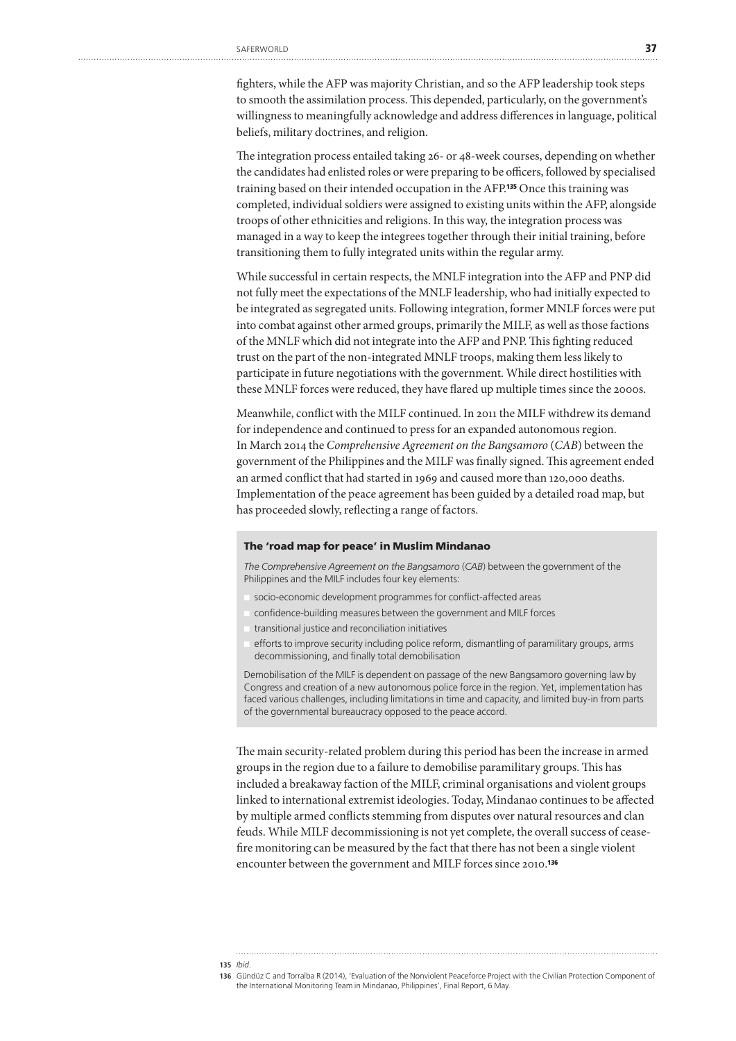fighters, while the AFP was majority Christian, and so the AFP leadership took steps to smooth the assimilation process. This depended, particularly, on the government's willingness to meaningfully acknowledge and address differences in language, political beliefs, military doctrines, and religion.

The integration process entailed taking 26- or 48-week courses, depending on whether the candidates had enlisted roles or were preparing to be officers, followed by specialised training based on their intended occupation in the AFP.[135] Once this training was completed, individual soldiers were assigned to existing units within the AFP, alongside troops of other ethnicities and religions. In this way, the integration process was managed in a way to keep the integrees together through their initial training, before transitioning them to fully integrated units within the regular army.

While successful in certain respects, the MNLF integration into the AFP and PNP did not fully meet the expectations of the MNLF leadership, who had initially expected to be integrated as segregated units. Following integration, former MNLF forces were put into combat against other armed groups, primarily the MILF, as well as those factions of the MNLF which did not integrate into the AFP and PNP. This fighting reduced trust on the part of the non-integrated MNLF troops, making them less likely to participate in future negotiations with the government. While direct hostilities with these MNLF forces were reduced, they have flared up multiple times since the 2000s.

Meanwhile, conflict with the MILF continued. In 2011 the MILF withdrew its demand for independence and continued to press for an expanded autonomous region. In March 2014 the *Comprehensive Agreement on the Bangsamoro* (*CAB*) between the government of the Philippines and the MILF was finally signed. This agreement ended an armed conflict that had started in 1969 and caused more than 120,000 deaths. Implementation of the peace agreement has been guided by a detailed road map, but has proceeded slowly, reflecting a range of factors.

### The 'road map for peace' in Muslim Mindanao

*The Comprehensive Agreement on the Bangsamoro* (*CAB*) between the government of the Philippines and the MILF includes four key elements:

- socio-economic development programmes for conflict-affected areas
- confidence-building measures between the government and MILF forces
- transitional justice and reconciliation initiatives
- efforts to improve security including police reform, dismantling of paramilitary groups, arms decommissioning, and finally total demobilisation

Demobilisation of the MILF is dependent on passage of the new Bangsamoro governing law by Congress and creation of a new autonomous police force in the region. Yet, implementation has faced various challenges, including limitations in time and capacity, and limited buy-in from parts of the governmental bureaucracy opposed to the peace accord.

The main security-related problem during this period has been the increase in armed groups in the region due to a failure to demobilise paramilitary groups. This has included a breakaway faction of the MILF, criminal organisations and violent groups linked to international extremist ideologies. Today, Mindanao continues to be affected by multiple armed conflicts stemming from disputes over natural resources and clan feuds. While MILF decommissioning is not yet complete, the overall success of ceasefire monitoring can be measured by the fact that there has not been a single violent encounter between the government and MILF forces since 2010.[136]

---

135 *Ibid*.

136 Gündüz C and Torralba R (2014), 'Evaluation of the Nonviolent Peaceforce Project with the Civilian Protection Component of the International Monitoring Team in Mindanao, Philippines', Final Report, 6 May.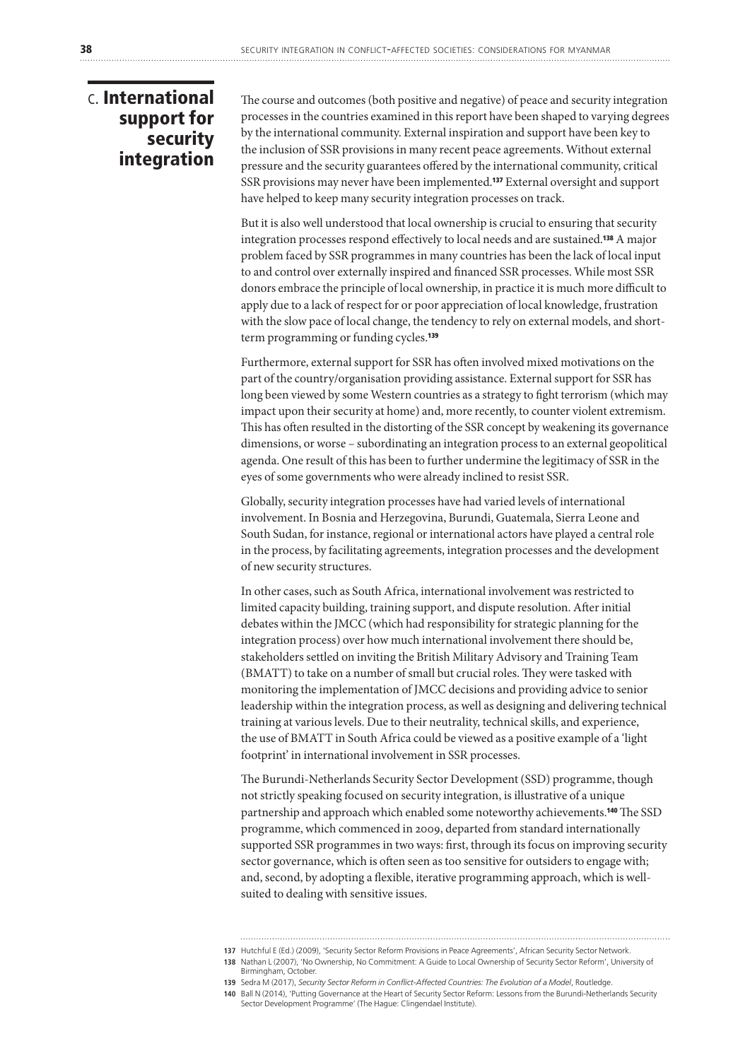## C. International support for security integration

The course and outcomes (both positive and negative) of peace and security integration processes in the countries examined in this report have been shaped to varying degrees by the international community. External inspiration and support have been key to the inclusion of SSR provisions in many recent peace agreements. Without external pressure and the security guarantees offered by the international community, critical SSR provisions may never have been implemented.[137] External oversight and support have helped to keep many security integration processes on track.

But it is also well understood that local ownership is crucial to ensuring that security integration processes respond effectively to local needs and are sustained.[138] A major problem faced by SSR programmes in many countries has been the lack of local input to and control over externally inspired and financed SSR processes. While most SSR donors embrace the principle of local ownership, in practice it is much more difficult to apply due to a lack of respect for or poor appreciation of local knowledge, frustration with the slow pace of local change, the tendency to rely on external models, and short-term programming or funding cycles.[139]

Furthermore, external support for SSR has often involved mixed motivations on the part of the country/organisation providing assistance. External support for SSR has long been viewed by some Western countries as a strategy to fight terrorism (which may impact upon their security at home) and, more recently, to counter violent extremism. This has often resulted in the distorting of the SSR concept by weakening its governance dimensions, or worse – subordinating an integration process to an external geopolitical agenda. One result of this has been to further undermine the legitimacy of SSR in the eyes of some governments who were already inclined to resist SSR.

Globally, security integration processes have had varied levels of international involvement. In Bosnia and Herzegovina, Burundi, Guatemala, Sierra Leone and South Sudan, for instance, regional or international actors have played a central role in the process, by facilitating agreements, integration processes and the development of new security structures.

In other cases, such as South Africa, international involvement was restricted to limited capacity building, training support, and dispute resolution. After initial debates within the JMCC (which had responsibility for strategic planning for the integration process) over how much international involvement there should be, stakeholders settled on inviting the British Military Advisory and Training Team (BMATT) to take on a number of small but crucial roles. They were tasked with monitoring the implementation of JMCC decisions and providing advice to senior leadership within the integration process, as well as designing and delivering technical training at various levels. Due to their neutrality, technical skills, and experience, the use of BMATT in South Africa could be viewed as a positive example of a 'light footprint' in international involvement in SSR processes.

The Burundi-Netherlands Security Sector Development (SSD) programme, though not strictly speaking focused on security integration, is illustrative of a unique partnership and approach which enabled some noteworthy achievements.[140] The SSD programme, which commenced in 2009, departed from standard internationally supported SSR programmes in two ways: first, through its focus on improving security sector governance, which is often seen as too sensitive for outsiders to engage with; and, second, by adopting a flexible, iterative programming approach, which is well-suited to dealing with sensitive issues.

---

137 Hutchful E (Ed.) (2009), 'Security Sector Reform Provisions in Peace Agreements', African Security Sector Network.

138 Nathan L (2007), 'No Ownership, No Commitment: A Guide to Local Ownership of Security Sector Reform', University of Birmingham, October.

139 Sedra M (2017), *Security Sector Reform in Conflict-Affected Countries: The Evolution of a Model*, Routledge.

140 Ball N (2014), 'Putting Governance at the Heart of Security Sector Reform: Lessons from the Burundi-Netherlands Security Sector Development Programme' (The Hague: Clingendael Institute).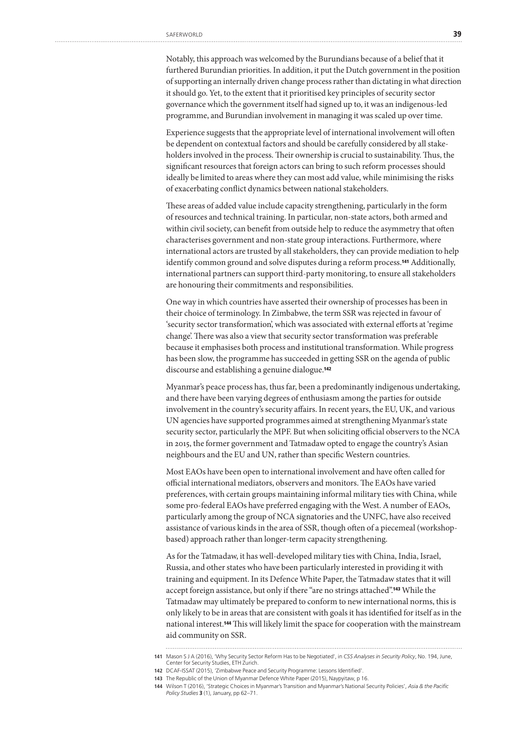Notably, this approach was welcomed by the Burundians because of a belief that it furthered Burundian priorities. In addition, it put the Dutch government in the position of supporting an internally driven change process rather than dictating in what direction it should go. Yet, to the extent that it prioritised key principles of security sector governance which the government itself had signed up to, it was an indigenous-led programme, and Burundian involvement in managing it was scaled up over time.

Experience suggests that the appropriate level of international involvement will often be dependent on contextual factors and should be carefully considered by all stakeholders involved in the process. Their ownership is crucial to sustainability. Thus, the significant resources that foreign actors can bring to such reform processes should ideally be limited to areas where they can most add value, while minimising the risks of exacerbating conflict dynamics between national stakeholders.

These areas of added value include capacity strengthening, particularly in the form of resources and technical training. In particular, non-state actors, both armed and within civil society, can benefit from outside help to reduce the asymmetry that often characterises government and non-state group interactions. Furthermore, where international actors are trusted by all stakeholders, they can provide mediation to help identify common ground and solve disputes during a reform process.[141] Additionally, international partners can support third-party monitoring, to ensure all stakeholders are honouring their commitments and responsibilities.

One way in which countries have asserted their ownership of processes has been in their choice of terminology. In Zimbabwe, the term SSR was rejected in favour of 'security sector transformation', which was associated with external efforts at 'regime change'. There was also a view that security sector transformation was preferable because it emphasises both process and institutional transformation. While progress has been slow, the programme has succeeded in getting SSR on the agenda of public discourse and establishing a genuine dialogue.[142]

Myanmar's peace process has, thus far, been a predominantly indigenous undertaking, and there have been varying degrees of enthusiasm among the parties for outside involvement in the country's security affairs. In recent years, the EU, UK, and various UN agencies have supported programmes aimed at strengthening Myanmar's state security sector, particularly the MPF. But when soliciting official observers to the NCA in 2015, the former government and Tatmadaw opted to engage the country's Asian neighbours and the EU and UN, rather than specific Western countries.

Most EAOs have been open to international involvement and have often called for official international mediators, observers and monitors. The EAOs have varied preferences, with certain groups maintaining informal military ties with China, while some pro-federal EAOs have preferred engaging with the West. A number of EAOs, particularly among the group of NCA signatories and the UNFC, have also received assistance of various kinds in the area of SSR, though often of a piecemeal (workshop-based) approach rather than longer-term capacity strengthening.

As for the Tatmadaw, it has well-developed military ties with China, India, Israel, Russia, and other states who have been particularly interested in providing it with training and equipment. In its Defence White Paper, the Tatmadaw states that it will accept foreign assistance, but only if there "are no strings attached".[143] While the Tatmadaw may ultimately be prepared to conform to new international norms, this is only likely to be in areas that are consistent with goals it has identified for itself as in the national interest.[144] This will likely limit the space for cooperation with the mainstream aid community on SSR.

---

141 Mason S J A (2016), 'Why Security Sector Reform Has to be Negotiated', in *CSS Analyses in Security Policy*, No. 194, June, Center for Security Studies, ETH Zurich.

142 DCAF-ISSAT (2015), 'Zimbabwe Peace and Security Programme: Lessons Identified'.

143 The Republic of the Union of Myanmar Defence White Paper (2015), Naypyitaw, p 16.

144 Wilson T (2016), 'Strategic Choices in Myanmar's Transition and Myanmar's National Security Policies', *Asia & the Pacific Policy Studies* **3** (1), January, pp 62–71.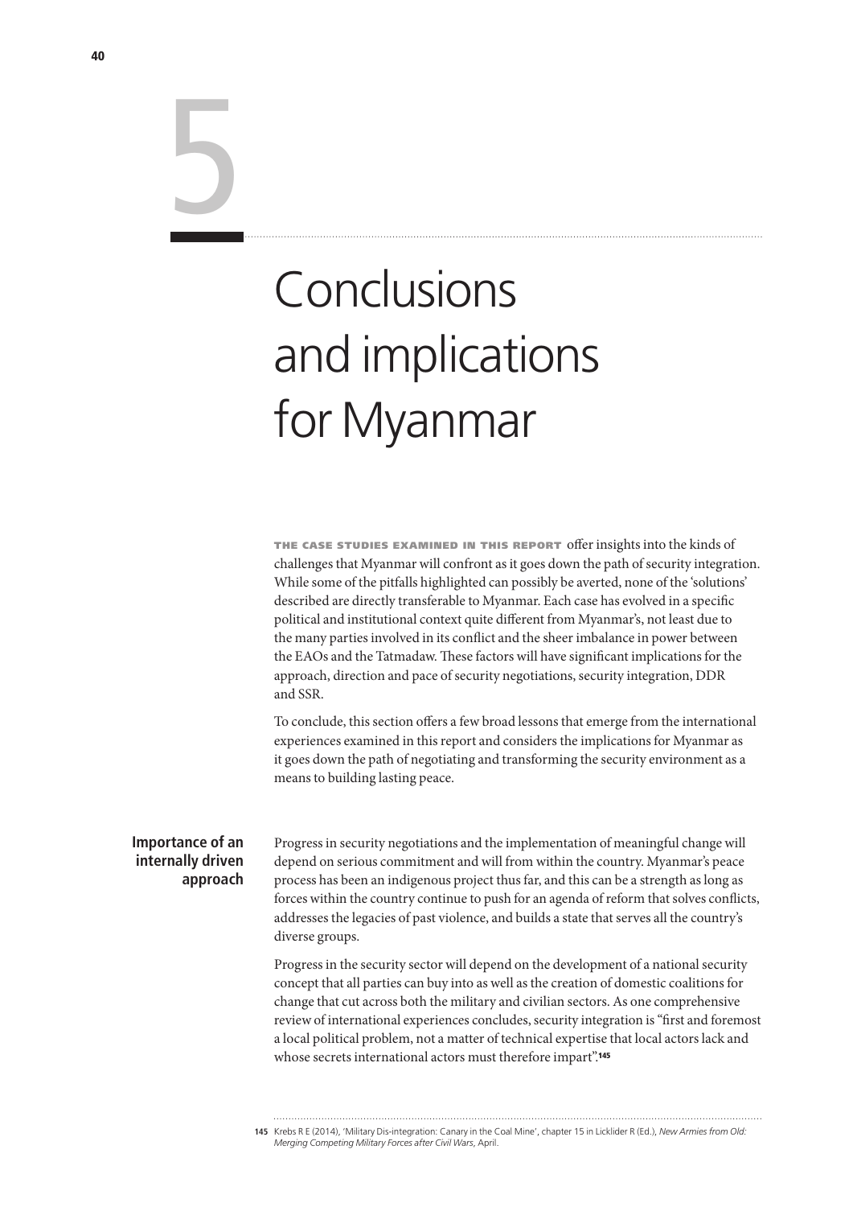# 5 Conclusions and implications for Myanmar

**The case studies examined in this report** offer insights into the kinds of challenges that Myanmar will confront as it goes down the path of security integration. While some of the pitfalls highlighted can possibly be averted, none of the 'solutions' described are directly transferable to Myanmar. Each case has evolved in a specific political and institutional context quite different from Myanmar's, not least due to the many parties involved in its conflict and the sheer imbalance in power between the EAOs and the Tatmadaw. These factors will have significant implications for the approach, direction and pace of security negotiations, security integration, DDR and SSR.

To conclude, this section offers a few broad lessons that emerge from the international experiences examined in this report and considers the implications for Myanmar as it goes down the path of negotiating and transforming the security environment as a means to building lasting peace.

## Importance of an internally driven approach

Progress in security negotiations and the implementation of meaningful change will depend on serious commitment and will from within the country. Myanmar's peace process has been an indigenous project thus far, and this can be a strength as long as forces within the country continue to push for an agenda of reform that solves conflicts, addresses the legacies of past violence, and builds a state that serves all the country's diverse groups.

Progress in the security sector will depend on the development of a national security concept that all parties can buy into as well as the creation of domestic coalitions for change that cut across both the military and civilian sectors. As one comprehensive review of international experiences concludes, security integration is "first and foremost a local political problem, not a matter of technical expertise that local actors lack and whose secrets international actors must therefore impart".[145]

---

145 Krebs R E (2014), 'Military Dis-integration: Canary in the Coal Mine', chapter 15 in Licklider R (Ed.), *New Armies from Old: Merging Competing Military Forces after Civil Wars*, April.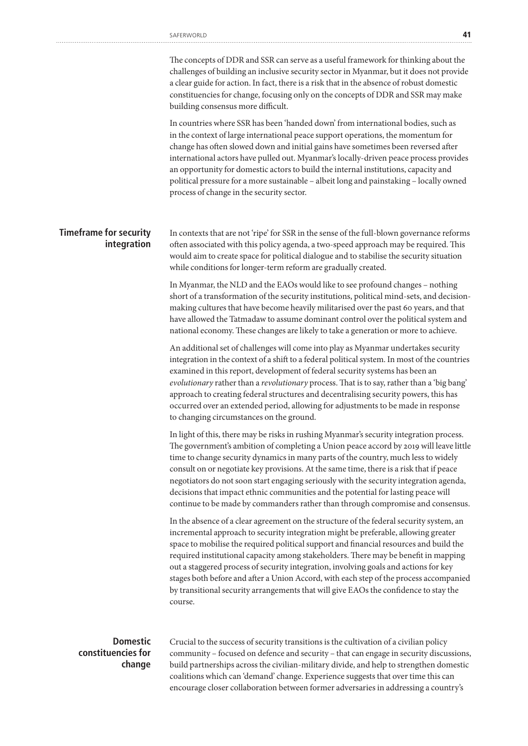The concepts of DDR and SSR can serve as a useful framework for thinking about the challenges of building an inclusive security sector in Myanmar, but it does not provide a clear guide for action. In fact, there is a risk that in the absence of robust domestic constituencies for change, focusing only on the concepts of DDR and SSR may make building consensus more difficult.

In countries where SSR has been 'handed down' from international bodies, such as in the context of large international peace support operations, the momentum for change has often slowed down and initial gains have sometimes been reversed after international actors have pulled out. Myanmar's locally-driven peace process provides an opportunity for domestic actors to build the internal institutions, capacity and political pressure for a more sustainable – albeit long and painstaking – locally owned process of change in the security sector.

## Timeframe for security integration

In contexts that are not 'ripe' for SSR in the sense of the full-blown governance reforms often associated with this policy agenda, a two-speed approach may be required. This would aim to create space for political dialogue and to stabilise the security situation while conditions for longer-term reform are gradually created.

In Myanmar, the NLD and the EAOs would like to see profound changes – nothing short of a transformation of the security institutions, political mind-sets, and decision-making cultures that have become heavily militarised over the past 60 years, and that have allowed the Tatmadaw to assume dominant control over the political system and national economy. These changes are likely to take a generation or more to achieve.

An additional set of challenges will come into play as Myanmar undertakes security integration in the context of a shift to a federal political system. In most of the countries examined in this report, development of federal security systems has been an *evolutionary* rather than a *revolutionary* process. That is to say, rather than a 'big bang' approach to creating federal structures and decentralising security powers, this has occurred over an extended period, allowing for adjustments to be made in response to changing circumstances on the ground.

In light of this, there may be risks in rushing Myanmar's security integration process. The government's ambition of completing a Union peace accord by 2019 will leave little time to change security dynamics in many parts of the country, much less to widely consult on or negotiate key provisions. At the same time, there is a risk that if peace negotiators do not soon start engaging seriously with the security integration agenda, decisions that impact ethnic communities and the potential for lasting peace will continue to be made by commanders rather than through compromise and consensus.

In the absence of a clear agreement on the structure of the federal security system, an incremental approach to security integration might be preferable, allowing greater space to mobilise the required political support and financial resources and build the required institutional capacity among stakeholders. There may be benefit in mapping out a staggered process of security integration, involving goals and actions for key stages both before and after a Union Accord, with each step of the process accompanied by transitional security arrangements that will give EAOs the confidence to stay the course.

## Domestic constituencies for change

Crucial to the success of security transitions is the cultivation of a civilian policy community – focused on defence and security – that can engage in security discussions, build partnerships across the civilian-military divide, and help to strengthen domestic coalitions which can 'demand' change. Experience suggests that over time this can encourage closer collaboration between former adversaries in addressing a country's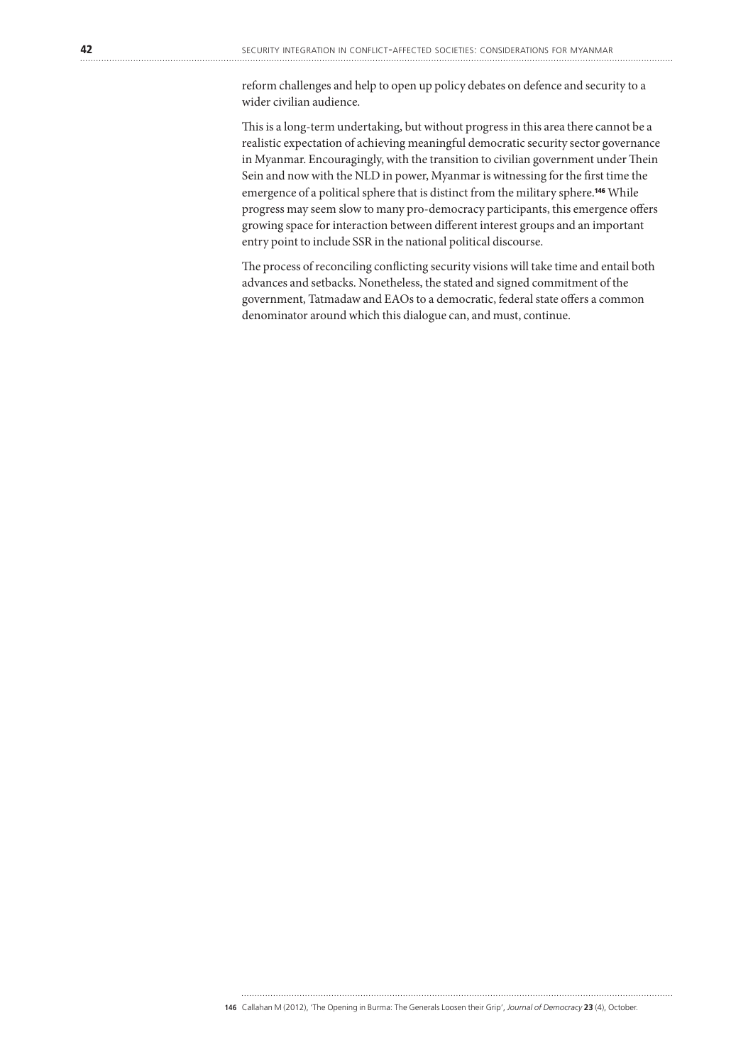reform challenges and help to open up policy debates on defence and security to a wider civilian audience.

This is a long-term undertaking, but without progress in this area there cannot be a realistic expectation of achieving meaningful democratic security sector governance in Myanmar. Encouragingly, with the transition to civilian government under Thein Sein and now with the NLD in power, Myanmar is witnessing for the first time the emergence of a political sphere that is distinct from the military sphere.[146] While progress may seem slow to many pro-democracy participants, this emergence offers growing space for interaction between different interest groups and an important entry point to include SSR in the national political discourse.

The process of reconciling conflicting security visions will take time and entail both advances and setbacks. Nonetheless, the stated and signed commitment of the government, Tatmadaw and EAOs to a democratic, federal state offers a common denominator around which this dialogue can, and must, continue.

---

**146** Callahan M (2012), 'The Opening in Burma: The Generals Loosen their Grip', *Journal of Democracy* **23** (4), October.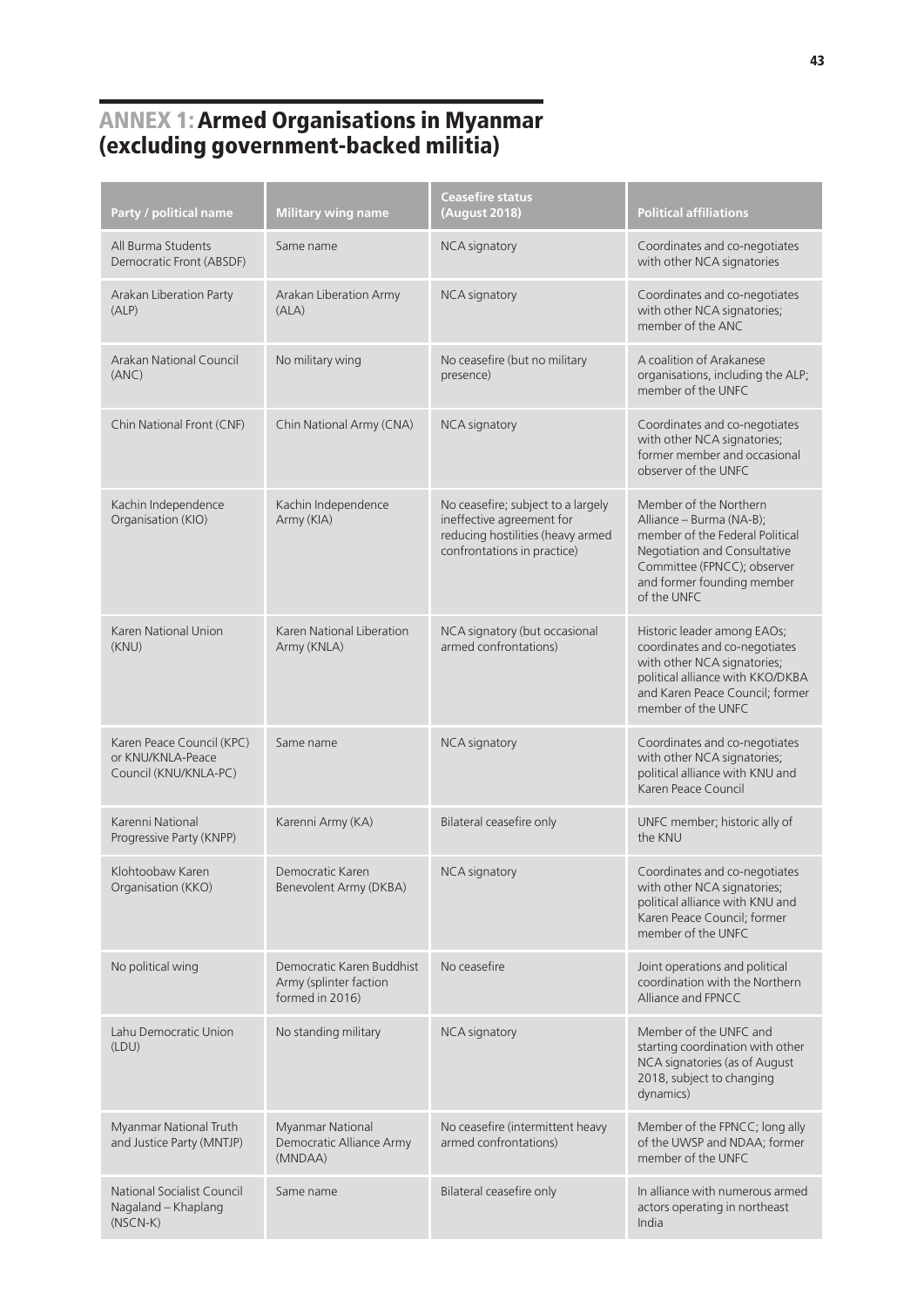# ANNEX 1: Armed Organisations in Myanmar (excluding government-backed militia)

| Party / political name | Military wing name | Ceasefire status (August 2018) | Political affiliations |
|---|---|---|---|
| All Burma Students Democratic Front (ABSDF) | Same name | NCA signatory | Coordinates and co-negotiates with other NCA signatories |
| Arakan Liberation Party (ALP) | Arakan Liberation Army (ALA) | NCA signatory | Coordinates and co-negotiates with other NCA signatories; member of the ANC |
| Arakan National Council (ANC) | No military wing | No ceasefire (but no military presence) | A coalition of Arakanese organisations, including the ALP; member of the UNFC |
| Chin National Front (CNF) | Chin National Army (CNA) | NCA signatory | Coordinates and co-negotiates with other NCA signatories; former member and occasional observer of the UNFC |
| Kachin Independence Organisation (KIO) | Kachin Independence Army (KIA) | No ceasefire; subject to a largely ineffective agreement for reducing hostilities (heavy armed confrontations in practice) | Member of the Northern Alliance – Burma (NA-B); member of the Federal Political Negotiation and Consultative Committee (FPNCC); observer and former founding member of the UNFC |
| Karen National Union (KNU) | Karen National Liberation Army (KNLA) | NCA signatory (but occasional armed confrontations) | Historic leader among EAOs; coordinates and co-negotiates with other NCA signatories; political alliance with KKO/DKBA and Karen Peace Council; former member of the UNFC |
| Karen Peace Council (KPC) or KNU/KNLA-Peace Council (KNU/KNLA-PC) | Same name | NCA signatory | Coordinates and co-negotiates with other NCA signatories; political alliance with KNU and Karen Peace Council |
| Karenni National Progressive Party (KNPP) | Karenni Army (KA) | Bilateral ceasefire only | UNFC member; historic ally of the KNU |
| Klohtoobaw Karen Organisation (KKO) | Democratic Karen Benevolent Army (DKBA) | NCA signatory | Coordinates and co-negotiates with other NCA signatories; political alliance with KNU and Karen Peace Council; former member of the UNFC |
| No political wing | Democratic Karen Buddhist Army (splinter faction formed in 2016) | No ceasefire | Joint operations and political coordination with the Northern Alliance and FPNCC |
| Lahu Democratic Union (LDU) | No standing military | NCA signatory | Member of the UNFC and starting coordination with other NCA signatories (as of August 2018, subject to changing dynamics) |
| Myanmar National Truth and Justice Party (MNTJP) | Myanmar National Democratic Alliance Army (MNDAA) | No ceasefire (intermittent heavy armed confrontations) | Member of the FPNCC; long ally of the UWSP and NDAA; former member of the UNFC |
| National Socialist Council Nagaland – Khaplang (NSCN-K) | Same name | Bilateral ceasefire only | In alliance with numerous armed actors operating in northeast India |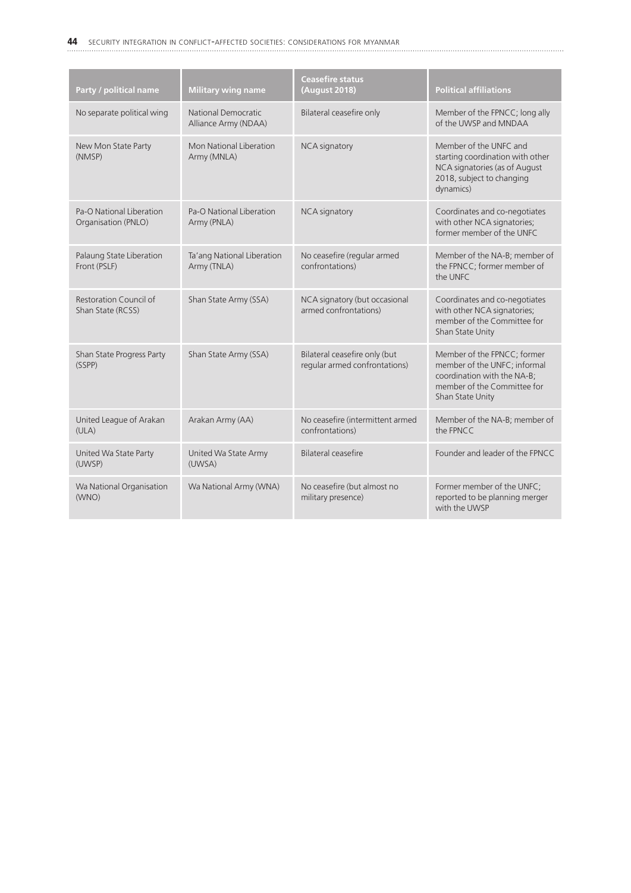| Party / political name | Military wing name | Ceasefire status (August 2018) | Political affiliations |
|---|---|---|---|
| No separate political wing | National Democratic Alliance Army (NDAA) | Bilateral ceasefire only | Member of the FPNCC; long ally of the UWSP and MNDAA |
| New Mon State Party (NMSP) | Mon National Liberation Army (MNLA) | NCA signatory | Member of the UNFC and starting coordination with other NCA signatories (as of August 2018, subject to changing dynamics) |
| Pa-O National Liberation Organisation (PNLO) | Pa-O National Liberation Army (PNLA) | NCA signatory | Coordinates and co-negotiates with other NCA signatories; former member of the UNFC |
| Palaung State Liberation Front (PSLF) | Ta'ang National Liberation Army (TNLA) | No ceasefire (regular armed confrontations) | Member of the NA-B; member of the FPNCC; former member of the UNFC |
| Restoration Council of Shan State (RCSS) | Shan State Army (SSA) | NCA signatory (but occasional armed confrontations) | Coordinates and co-negotiates with other NCA signatories; member of the Committee for Shan State Unity |
| Shan State Progress Party (SSPP) | Shan State Army (SSA) | Bilateral ceasefire only (but regular armed confrontations) | Member of the FPNCC; former member of the UNFC; informal coordination with the NA-B; member of the Committee for Shan State Unity |
| United League of Arakan (ULA) | Arakan Army (AA) | No ceasefire (intermittent armed confrontations) | Member of the NA-B; member of the FPNCC |
| United Wa State Party (UWSP) | United Wa State Army (UWSA) | Bilateral ceasefire | Founder and leader of the FPNCC |
| Wa National Organisation (WNO) | Wa National Army (WNA) | No ceasefire (but almost no military presence) | Former member of the UNFC; reported to be planning merger with the UWSP |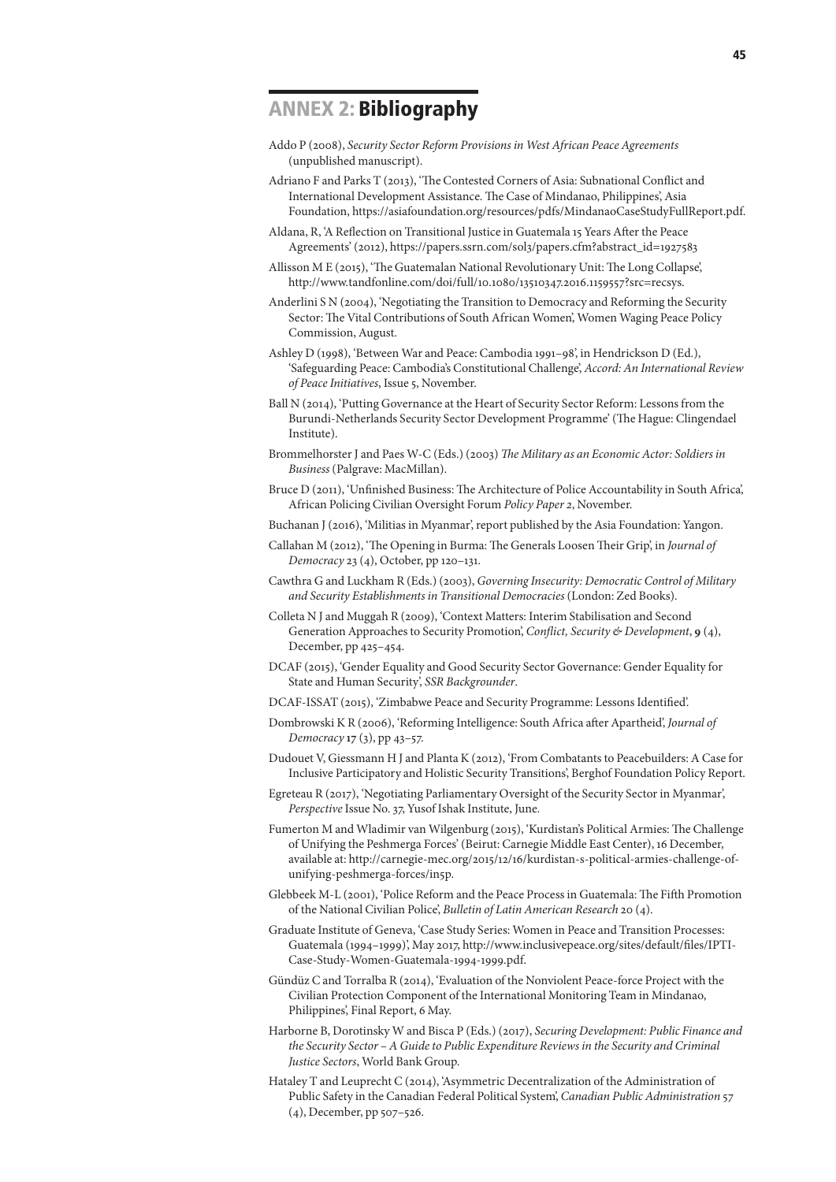# ANNEX 2: Bibliography

Addo P (2008), *Security Sector Reform Provisions in West African Peace Agreements* (unpublished manuscript).

Adriano F and Parks T (2013), 'The Contested Corners of Asia: Subnational Conflict and International Development Assistance. The Case of Mindanao, Philippines', Asia Foundation, https://asiafoundation.org/resources/pdfs/MindanaoCaseStudyFullReport.pdf.

Aldana, R, 'A Reflection on Transitional Justice in Guatemala 15 Years After the Peace Agreements' (2012), https://papers.ssrn.com/sol3/papers.cfm?abstract_id=1927583

Allisson M E (2015), 'The Guatemalan National Revolutionary Unit: The Long Collapse', http://www.tandfonline.com/doi/full/10.1080/13510347.2016.1159557?src=recsys.

Anderlini S N (2004), 'Negotiating the Transition to Democracy and Reforming the Security Sector: The Vital Contributions of South African Women', Women Waging Peace Policy Commission, August.

Ashley D (1998), 'Between War and Peace: Cambodia 1991–98', in Hendrickson D (Ed.), 'Safeguarding Peace: Cambodia's Constitutional Challenge', *Accord: An International Review of Peace Initiatives*, Issue 5, November.

Ball N (2014), 'Putting Governance at the Heart of Security Sector Reform: Lessons from the Burundi-Netherlands Security Sector Development Programme' (The Hague: Clingendael Institute).

Brommelhorster J and Paes W-C (Eds.) (2003) *The Military as an Economic Actor: Soldiers in Business* (Palgrave: MacMillan).

Bruce D (2011), 'Unfinished Business: The Architecture of Police Accountability in South Africa', African Policing Civilian Oversight Forum *Policy Paper 2*, November.

Buchanan J (2016), 'Militias in Myanmar', report published by the Asia Foundation: Yangon.

Callahan M (2012), 'The Opening in Burma: The Generals Loosen Their Grip', in *Journal of Democracy* 23 (4), October, pp 120–131.

Cawthra G and Luckham R (Eds.) (2003), *Governing Insecurity: Democratic Control of Military and Security Establishments in Transitional Democracies* (London: Zed Books).

Colleta N J and Muggah R (2009), 'Context Matters: Interim Stabilisation and Second Generation Approaches to Security Promotion', *Conflict, Security & Development*, **9** (4), December, pp 425–454.

DCAF (2015), 'Gender Equality and Good Security Sector Governance: Gender Equality for State and Human Security', *SSR Backgrounder*.

DCAF-ISSAT (2015), 'Zimbabwe Peace and Security Programme: Lessons Identified'.

Dombrowski K R (2006), 'Reforming Intelligence: South Africa after Apartheid', *Journal of Democracy* **17** (3), pp 43–57.

Dudouet V, Giessmann H J and Planta K (2012), 'From Combatants to Peacebuilders: A Case for Inclusive Participatory and Holistic Security Transitions', Berghof Foundation Policy Report.

Egreteau R (2017), 'Negotiating Parliamentary Oversight of the Security Sector in Myanmar', *Perspective* Issue No. 37, Yusof Ishak Institute, June.

Fumerton M and Wladimir van Wilgenburg (2015), 'Kurdistan's Political Armies: The Challenge of Unifying the Peshmerga Forces' (Beirut: Carnegie Middle East Center), 16 December, available at: http://carnegie-mec.org/2015/12/16/kurdistan-s-political-armies-challenge-of-unifying-peshmerga-forces/in5p.

Glebbeek M-L (2001), 'Police Reform and the Peace Process in Guatemala: The Fifth Promotion of the National Civilian Police', *Bulletin of Latin American Research* 20 (4).

Graduate Institute of Geneva, 'Case Study Series: Women in Peace and Transition Processes: Guatemala (1994–1999)', May 2017, http://www.inclusivepeace.org/sites/default/files/IPTI-Case-Study-Women-Guatemala-1994-1999.pdf.

Gündüz C and Torralba R (2014), 'Evaluation of the Nonviolent Peace-force Project with the Civilian Protection Component of the International Monitoring Team in Mindanao, Philippines', Final Report, 6 May.

Harborne B, Dorotinsky W and Bisca P (Eds.) (2017), *Securing Development: Public Finance and the Security Sector – A Guide to Public Expenditure Reviews in the Security and Criminal Justice Sectors*, World Bank Group.

Hataley T and Leuprecht C (2014), 'Asymmetric Decentralization of the Administration of Public Safety in the Canadian Federal Political System', *Canadian Public Administration* 57 (4), December, pp 507–526.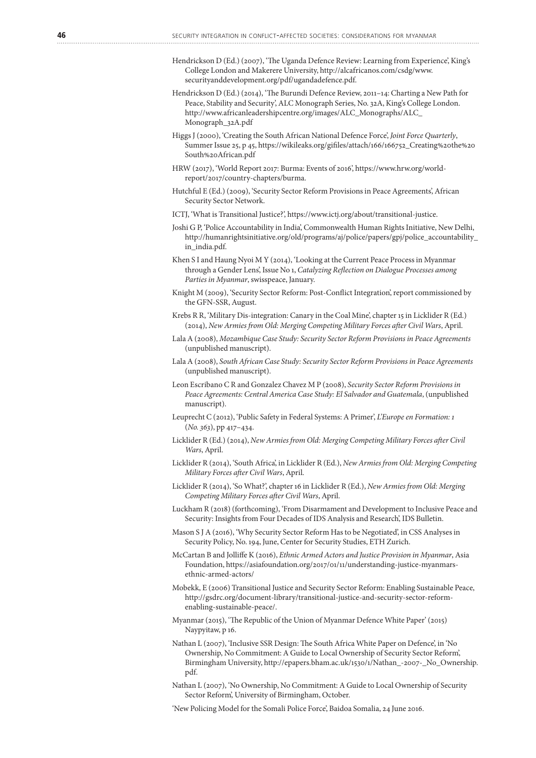Hendrickson D (Ed.) (2007), 'The Uganda Defence Review: Learning from Experience', King's College London and Makerere University, http://alcafricanos.com/csdg/www.securityanddevelopment.org/pdf/ugandadefence.pdf.

Hendrickson D (Ed.) (2014), 'The Burundi Defence Review, 2011–14: Charting a New Path for Peace, Stability and Security', ALC Monograph Series, No. 32A, King's College London. http://www.africanleadershipcentre.org/images/ALC_Monographs/ALC_Monograph_32A.pdf

Higgs J (2000), 'Creating the South African National Defence Force', *Joint Force Quarterly*, Summer Issue 25, p 45, https://wikileaks.org/gifiles/attach/166/166752_Creating%20the%20South%20African.pdf

HRW (2017), 'World Report 2017: Burma: Events of 2016', https://www.hrw.org/world-report/2017/country-chapters/burma.

Hutchful E (Ed.) (2009), 'Security Sector Reform Provisions in Peace Agreements', African Security Sector Network.

ICTJ, 'What is Transitional Justice?', https://www.ictj.org/about/transitional-justice.

Joshi G P, 'Police Accountability in India', Commonwealth Human Rights Initiative, New Delhi, http://humanrightsinitiative.org/old/programs/aj/police/papers/gpj/police_accountability_in_india.pdf.

Khen S I and Haung Nyoi M Y (2014), 'Looking at the Current Peace Process in Myanmar through a Gender Lens', Issue No 1, *Catalyzing Reflection on Dialogue Processes among Parties in Myanmar*, swisspeace, January.

Knight M (2009), 'Security Sector Reform: Post-Conflict Integration', report commissioned by the GFN-SSR, August.

Krebs R R, 'Military Dis-integration: Canary in the Coal Mine', chapter 15 in Licklider R (Ed.) (2014), *New Armies from Old: Merging Competing Military Forces after Civil Wars*, April.

Lala A (2008), *Mozambique Case Study: Security Sector Reform Provisions in Peace Agreements* (unpublished manuscript).

Lala A (2008), *South African Case Study: Security Sector Reform Provisions in Peace Agreements* (unpublished manuscript).

Leon Escribano C R and Gonzalez Chavez M P (2008), *Security Sector Reform Provisions in Peace Agreements: Central America Case Study: El Salvador and Guatemala*, (unpublished manuscript).

Leuprecht C (2012), 'Public Safety in Federal Systems: A Primer', *L'Europe en Formation: 1 (No. 363)*, pp 417–434.

Licklider R (Ed.) (2014), *New Armies from Old: Merging Competing Military Forces after Civil Wars*, April.

Licklider R (2014), 'South Africa', in Licklider R (Ed.), *New Armies from Old: Merging Competing Military Forces after Civil Wars*, April.

Licklider R (2014), 'So What?', chapter 16 in Licklider R (Ed.), *New Armies from Old: Merging Competing Military Forces after Civil Wars*, April.

Luckham R (2018) (forthcoming), 'From Disarmament and Development to Inclusive Peace and Security: Insights from Four Decades of IDS Analysis and Research', IDS Bulletin.

Mason S J A (2016), 'Why Security Sector Reform Has to be Negotiated', in CSS Analyses in Security Policy, No. 194, June, Center for Security Studies, ETH Zurich.

McCartan B and Jolliffe K (2016), *Ethnic Armed Actors and Justice Provision in Myanmar*, Asia Foundation, https://asiafoundation.org/2017/01/11/understanding-justice-myanmars-ethnic-armed-actors/

Mobekk, E (2006) Transitional Justice and Security Sector Reform: Enabling Sustainable Peace, http://gsdrc.org/document-library/transitional-justice-and-security-sector-reform-enabling-sustainable-peace/.

Myanmar (2015), 'The Republic of the Union of Myanmar Defence White Paper' (2015) Naypyitaw, p 16.

Nathan L (2007), 'Inclusive SSR Design: The South Africa White Paper on Defence', in 'No Ownership, No Commitment: A Guide to Local Ownership of Security Sector Reform', Birmingham University, http://epapers.bham.ac.uk/1530/1/Nathan_-2007-_No_Ownership.pdf.

Nathan L (2007), 'No Ownership, No Commitment: A Guide to Local Ownership of Security Sector Reform', University of Birmingham, October.

'New Policing Model for the Somali Police Force', Baidoa Somalia, 24 June 2016.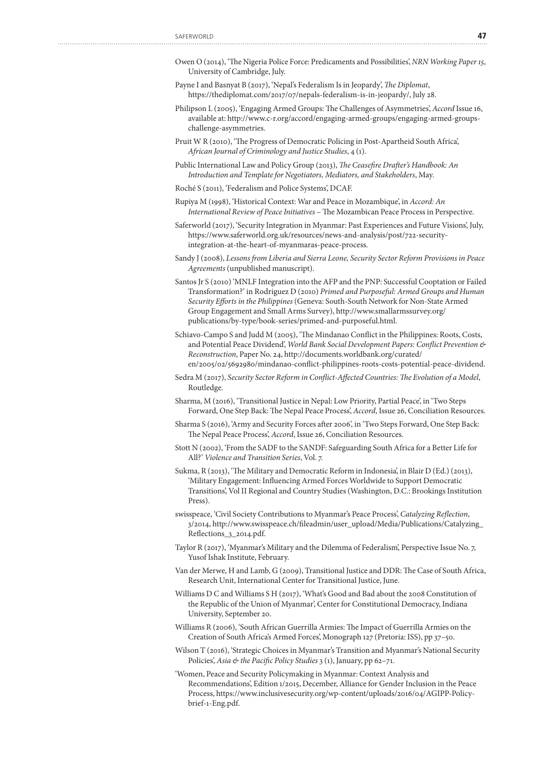Owen O (2014), 'The Nigeria Police Force: Predicaments and Possibilities', *NRN Working Paper 15*, University of Cambridge, July.

Payne I and Basnyat B (2017), 'Nepal's Federalism Is in Jeopardy', *The Diplomat*, https://thediplomat.com/2017/07/nepals-federalism-is-in-jeopardy/, July 28.

Philipson L (2005), 'Engaging Armed Groups: The Challenges of Asymmetries', *Accord* Issue 16, available at: http://www.c-r.org/accord/engaging-armed-groups/engaging-armed-groups-challenge-asymmetries.

Pruit W R (2010), 'The Progress of Democratic Policing in Post-Apartheid South Africa', *African Journal of Criminology and Justice Studies*, 4 (1).

Public International Law and Policy Group (2013), *The Ceasefire Drafter's Handbook: An Introduction and Template for Negotiators, Mediators, and Stakeholders*, May.

Roché S (2011), 'Federalism and Police Systems', DCAF.

Rupiya M (1998), 'Historical Context: War and Peace in Mozambique', in *Accord: An International Review of Peace Initiatives* – The Mozambican Peace Process in Perspective.

Saferworld (2017), 'Security Integration in Myanmar: Past Experiences and Future Visions', July, https://www.saferworld.org.uk/resources/news-and-analysis/post/722-security-integration-at-the-heart-of-myanmaras-peace-process.

Sandy J (2008), *Lessons from Liberia and Sierra Leone, Security Sector Reform Provisions in Peace Agreements* (unpublished manuscript).

Santos Jr S (2010) 'MNLF Integration into the AFP and the PNP: Successful Cooptation or Failed Transformation?' in Rodriguez D (2010) *Primed and Purposeful: Armed Groups and Human Security Efforts in the Philippines* (Geneva: South-South Network for Non-State Armed Group Engagement and Small Arms Survey), http://www.smallarmssurvey.org/publications/by-type/book-series/primed-and-purposeful.html.

Schiavo-Campo S and Judd M (2005), 'The Mindanao Conflict in the Philippines: Roots, Costs, and Potential Peace Dividend', *World Bank Social Development Papers: Conflict Prevention & Reconstruction*, Paper No. 24, http://documents.worldbank.org/curated/en/2005/02/5692980/mindanao-conflict-philippines-roots-costs-potential-peace-dividend.

Sedra M (2017), *Security Sector Reform in Conflict-Affected Countries: The Evolution of a Model*, Routledge.

Sharma, M (2016), 'Transitional Justice in Nepal: Low Priority, Partial Peace', in 'Two Steps Forward, One Step Back: The Nepal Peace Process', *Accord*, Issue 26, Conciliation Resources.

Sharma S (2016), 'Army and Security Forces after 2006', in 'Two Steps Forward, One Step Back: The Nepal Peace Process', *Accord*, Issue 26, Conciliation Resources.

Stott N (2002), 'From the SADF to the SANDF: Safeguarding South Africa for a Better Life for All?' *Violence and Transition Series*, Vol. 7.

Sukma, R (2013), 'The Military and Democratic Reform in Indonesia', in Blair D (Ed.) (2013), 'Military Engagement: Influencing Armed Forces Worldwide to Support Democratic Transitions', Vol II Regional and Country Studies (Washington, D.C.: Brookings Institution Press).

swisspeace, 'Civil Society Contributions to Myanmar's Peace Process', *Catalyzing Reflection*, 3/2014, http://www.swisspeace.ch/fileadmin/user_upload/Media/Publications/Catalyzing_Reflections_3_2014.pdf.

Taylor R (2017), 'Myanmar's Military and the Dilemma of Federalism', Perspective Issue No. 7, Yusof Ishak Institute, February.

Van der Merwe, H and Lamb, G (2009), Transitional Justice and DDR: The Case of South Africa, Research Unit, International Center for Transitional Justice, June.

Williams D C and Williams S H (2017), 'What's Good and Bad about the 2008 Constitution of the Republic of the Union of Myanmar', Center for Constitutional Democracy, Indiana University, September 20.

Williams R (2006), 'South African Guerrilla Armies: The Impact of Guerrilla Armies on the Creation of South Africa's Armed Forces', Monograph 127 (Pretoria: ISS), pp 37–50.

Wilson T (2016), 'Strategic Choices in Myanmar's Transition and Myanmar's National Security Policies', *Asia & the Pacific Policy Studies* 3 (1), January, pp 62–71.

'Women, Peace and Security Policymaking in Myanmar: Context Analysis and Recommendations', Edition 1/2015, December, Alliance for Gender Inclusion in the Peace Process, https://www.inclusivesecurity.org/wp-content/uploads/2016/04/AGIPP-Policy-brief-1-Eng.pdf.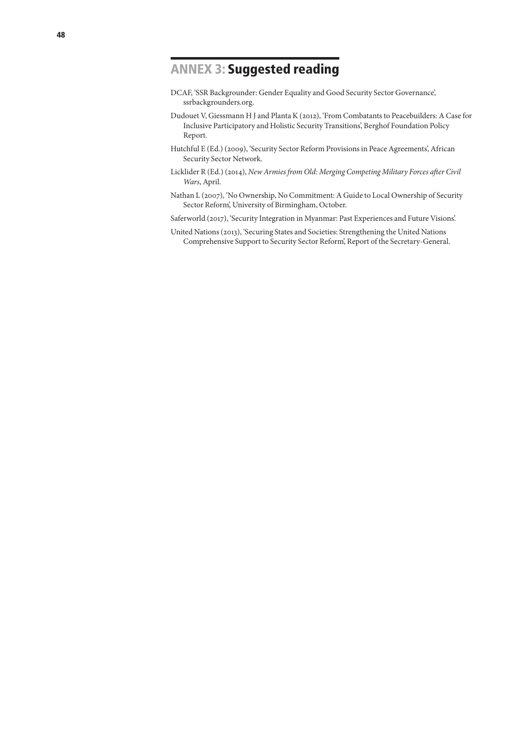# ANNEX 3: Suggested reading

DCAF, 'SSR Backgrounder: Gender Equality and Good Security Sector Governance', ssrbackgrounders.org.

Dudouet V, Giessmann H J and Planta K (2012), 'From Combatants to Peacebuilders: A Case for Inclusive Participatory and Holistic Security Transitions', Berghof Foundation Policy Report.

Hutchful E (Ed.) (2009), 'Security Sector Reform Provisions in Peace Agreements', African Security Sector Network.

Licklider R (Ed.) (2014), *New Armies from Old: Merging Competing Military Forces after Civil Wars*, April.

Nathan L (2007), 'No Ownership, No Commitment: A Guide to Local Ownership of Security Sector Reform', University of Birmingham, October.

Saferworld (2017), 'Security Integration in Myanmar: Past Experiences and Future Visions'.

United Nations (2013), 'Securing States and Societies: Strengthening the United Nations Comprehensive Support to Security Sector Reform', Report of the Secretary-General.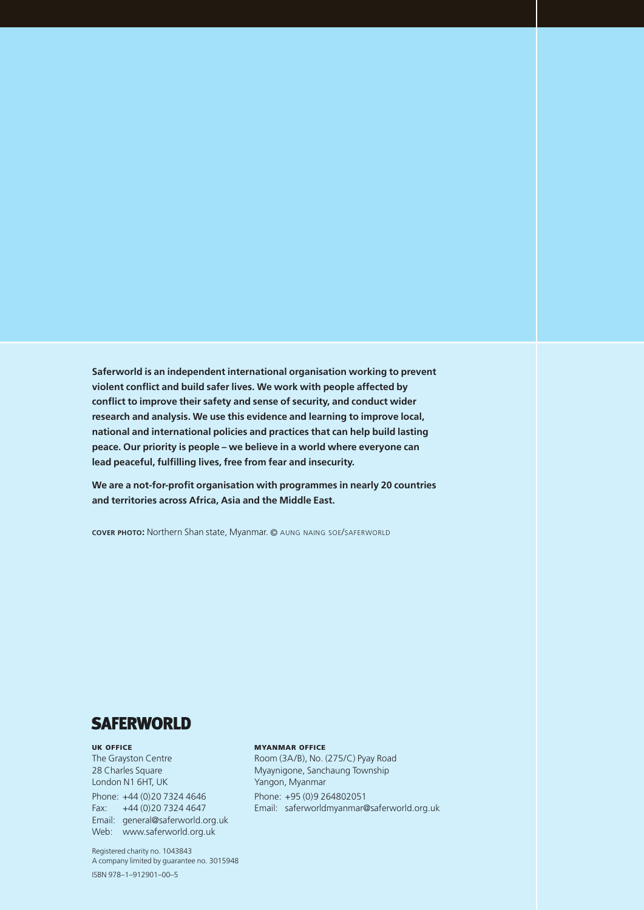**Saferworld is an independent international organisation working to prevent violent conflict and build safer lives. We work with people affected by conflict to improve their safety and sense of security, and conduct wider research and analysis. We use this evidence and learning to improve local, national and international policies and practices that can help build lasting peace. Our priority is people – we believe in a world where everyone can lead peaceful, fulfilling lives, free from fear and insecurity.**

**We are a not-for-profit organisation with programmes in nearly 20 countries and territories across Africa, Asia and the Middle East.**

**COVER PHOTO:** Northern Shan state, Myanmar. © AUNG NAING SOE/SAFERWORLD

**SAFERWORLD**

**UK OFFICE**
The Grayston Centre
28 Charles Square
London N1 6HT, UK

Phone: +44 (0)20 7324 4646
Fax: +44 (0)20 7324 4647
Email: general@saferworld.org.uk
Web: www.saferworld.org.uk

**MYANMAR OFFICE**
Room (3A/B), No. (275/C) Pyay Road
Myaynigone, Sanchaung Township
Yangon, Myanmar

Phone: +95 (0)9 264802051
Email: saferworldmyanmar@saferworld.org.uk

Registered charity no. 1043843
A company limited by guarantee no. 3015948

ISBN 978–1–912901–00–5